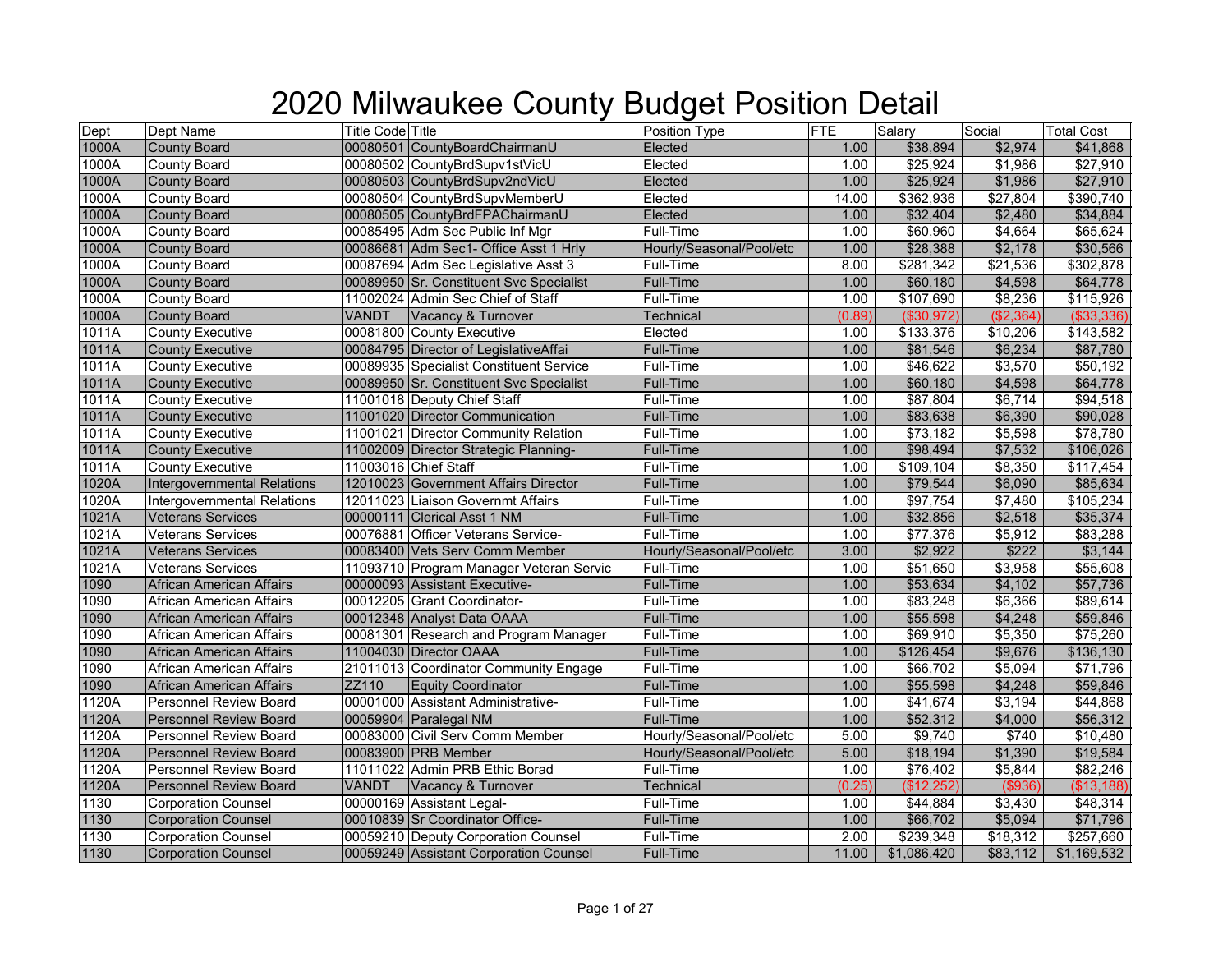# 2020 Milwaukee County Budget Position Detail

| Dept | Dept Name | Title Code | Title | Position Type | FTE | Salary | Social | Total Cost |
|---|---|---|---|---|---|---|---|---|
| 1000A | County Board | 00080501 | CountyBoardChairmanU | Elected | 1.00 | $38,894 | $2,974 | $41,868 |
| 1000A | County Board | 00080502 | CountyBrdSupv1stVicU | Elected | 1.00 | $25,924 | $1,986 | $27,910 |
| 1000A | County Board | 00080503 | CountyBrdSupv2ndVicU | Elected | 1.00 | $25,924 | $1,986 | $27,910 |
| 1000A | County Board | 00080504 | CountyBrdSupvMemberU | Elected | 14.00 | $362,936 | $27,804 | $390,740 |
| 1000A | County Board | 00080505 | CountyBrdFPAChairmanU | Elected | 1.00 | $32,404 | $2,480 | $34,884 |
| 1000A | County Board | 00085495 | Adm Sec Public Inf Mgr | Full-Time | 1.00 | $60,960 | $4,664 | $65,624 |
| 1000A | County Board | 00086681 | Adm Sec1- Office Asst 1 Hrly | Hourly/Seasonal/Pool/etc | 1.00 | $28,388 | $2,178 | $30,566 |
| 1000A | County Board | 00087694 | Adm Sec Legislative Asst 3 | Full-Time | 8.00 | $281,342 | $21,536 | $302,878 |
| 1000A | County Board | 00089950 | Sr. Constituent Svc Specialist | Full-Time | 1.00 | $60,180 | $4,598 | $64,778 |
| 1000A | County Board | 11002024 | Admin Sec Chief of Staff | Full-Time | 1.00 | $107,690 | $8,236 | $115,926 |
| 1000A | County Board | VANDT | Vacancy & Turnover | Technical | (0.89) | ($30,972) | ($2,364) | ($33,336) |
| 1011A | County Executive | 00081800 | County Executive | Elected | 1.00 | $133,376 | $10,206 | $143,582 |
| 1011A | County Executive | 00084795 | Director of LegislativeAffai | Full-Time | 1.00 | $81,546 | $6,234 | $87,780 |
| 1011A | County Executive | 00089935 | Specialist Constituent Service | Full-Time | 1.00 | $46,622 | $3,570 | $50,192 |
| 1011A | County Executive | 00089950 | Sr. Constituent Svc Specialist | Full-Time | 1.00 | $60,180 | $4,598 | $64,778 |
| 1011A | County Executive | 11001018 | Deputy Chief Staff | Full-Time | 1.00 | $87,804 | $6,714 | $94,518 |
| 1011A | County Executive | 11001020 | Director Communication | Full-Time | 1.00 | $83,638 | $6,390 | $90,028 |
| 1011A | County Executive | 11001021 | Director Community Relation | Full-Time | 1.00 | $73,182 | $5,598 | $78,780 |
| 1011A | County Executive | 11002009 | Director Strategic Planning- | Full-Time | 1.00 | $98,494 | $7,532 | $106,026 |
| 1011A | County Executive | 11003016 | Chief Staff | Full-Time | 1.00 | $109,104 | $8,350 | $117,454 |
| 1020A | Intergovernmental Relations | 12010023 | Government Affairs Director | Full-Time | 1.00 | $79,544 | $6,090 | $85,634 |
| 1020A | Intergovernmental Relations | 12011023 | Liaison Governmt Affairs | Full-Time | 1.00 | $97,754 | $7,480 | $105,234 |
| 1021A | Veterans Services | 00000111 | Clerical Asst 1 NM | Full-Time | 1.00 | $32,856 | $2,518 | $35,374 |
| 1021A | Veterans Services | 00076881 | Officer Veterans Service- | Full-Time | 1.00 | $77,376 | $5,912 | $83,288 |
| 1021A | Veterans Services | 00083400 | Vets Serv Comm Member | Hourly/Seasonal/Pool/etc | 3.00 | $2,922 | $222 | $3,144 |
| 1021A | Veterans Services | 11093710 | Program Manager Veteran Servic | Full-Time | 1.00 | $51,650 | $3,958 | $55,608 |
| 1090 | African American Affairs | 00000093 | Assistant Executive- | Full-Time | 1.00 | $53,634 | $4,102 | $57,736 |
| 1090 | African American Affairs | 00012205 | Grant Coordinator- | Full-Time | 1.00 | $83,248 | $6,366 | $89,614 |
| 1090 | African American Affairs | 00012348 | Analyst Data OAAA | Full-Time | 1.00 | $55,598 | $4,248 | $59,846 |
| 1090 | African American Affairs | 00081301 | Research and Program Manager | Full-Time | 1.00 | $69,910 | $5,350 | $75,260 |
| 1090 | African American Affairs | 11004030 | Director OAAA | Full-Time | 1.00 | $126,454 | $9,676 | $136,130 |
| 1090 | African American Affairs | 21011013 | Coordinator Community Engage | Full-Time | 1.00 | $66,702 | $5,094 | $71,796 |
| 1090 | African American Affairs | ZZ110 | Equity Coordinator | Full-Time | 1.00 | $55,598 | $4,248 | $59,846 |
| 1120A | Personnel Review Board | 00001000 | Assistant Administrative- | Full-Time | 1.00 | $41,674 | $3,194 | $44,868 |
| 1120A | Personnel Review Board | 00059904 | Paralegal NM | Full-Time | 1.00 | $52,312 | $4,000 | $56,312 |
| 1120A | Personnel Review Board | 00083000 | Civil Serv Comm Member | Hourly/Seasonal/Pool/etc | 5.00 | $9,740 | $740 | $10,480 |
| 1120A | Personnel Review Board | 00083900 | PRB Member | Hourly/Seasonal/Pool/etc | 5.00 | $18,194 | $1,390 | $19,584 |
| 1120A | Personnel Review Board | 11011022 | Admin PRB Ethic Borad | Full-Time | 1.00 | $76,402 | $5,844 | $82,246 |
| 1120A | Personnel Review Board | VANDT | Vacancy & Turnover | Technical | (0.25) | ($12,252) | ($936) | ($13,188) |
| 1130 | Corporation Counsel | 00000169 | Assistant Legal- | Full-Time | 1.00 | $44,884 | $3,430 | $48,314 |
| 1130 | Corporation Counsel | 00010839 | Sr Coordinator Office- | Full-Time | 1.00 | $66,702 | $5,094 | $71,796 |
| 1130 | Corporation Counsel | 00059210 | Deputy Corporation Counsel | Full-Time | 2.00 | $239,348 | $18,312 | $257,660 |
| 1130 | Corporation Counsel | 00059249 | Assistant Corporation Counsel | Full-Time | 11.00 | $1,086,420 | $83,112 | $1,169,532 |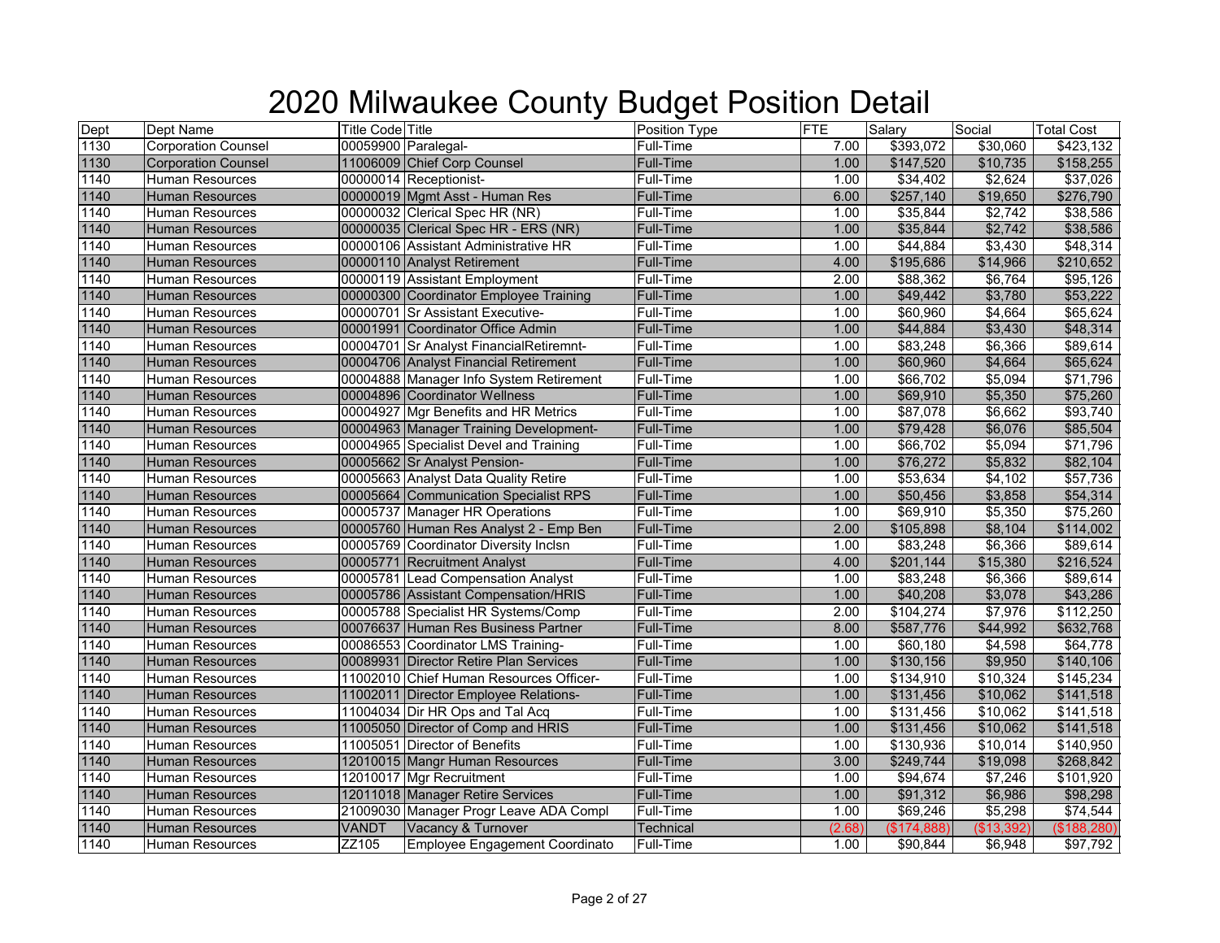# 2020 Milwaukee County Budget Position Detail

| Dept | Dept Name | Title Code | Title | Position Type | FTE | Salary | Social | Total Cost |
|---|---|---|---|---|---|---|---|---|
| 1130 | Corporation Counsel | 00059900 | Paralegal- | Full-Time | 7.00 | $393,072 | $30,060 | $423,132 |
| 1130 | Corporation Counsel | 11006009 | Chief Corp Counsel | Full-Time | 1.00 | $147,520 | $10,735 | $158,255 |
| 1140 | Human Resources | 00000014 | Receptionist- | Full-Time | 1.00 | $34,402 | $2,624 | $37,026 |
| 1140 | Human Resources | 00000019 | Mgmt Asst - Human Res | Full-Time | 6.00 | $257,140 | $19,650 | $276,790 |
| 1140 | Human Resources | 00000032 | Clerical Spec HR (NR) | Full-Time | 1.00 | $35,844 | $2,742 | $38,586 |
| 1140 | Human Resources | 00000035 | Clerical Spec HR - ERS (NR) | Full-Time | 1.00 | $35,844 | $2,742 | $38,586 |
| 1140 | Human Resources | 00000106 | Assistant Administrative HR | Full-Time | 1.00 | $44,884 | $3,430 | $48,314 |
| 1140 | Human Resources | 00000110 | Analyst Retirement | Full-Time | 4.00 | $195,686 | $14,966 | $210,652 |
| 1140 | Human Resources | 00000119 | Assistant Employment | Full-Time | 2.00 | $88,362 | $6,764 | $95,126 |
| 1140 | Human Resources | 00000300 | Coordinator Employee Training | Full-Time | 1.00 | $49,442 | $3,780 | $53,222 |
| 1140 | Human Resources | 00000701 | Sr Assistant Executive- | Full-Time | 1.00 | $60,960 | $4,664 | $65,624 |
| 1140 | Human Resources | 00001991 | Coordinator Office Admin | Full-Time | 1.00 | $44,884 | $3,430 | $48,314 |
| 1140 | Human Resources | 00004701 | Sr Analyst FinancialRetiremnt- | Full-Time | 1.00 | $83,248 | $6,366 | $89,614 |
| 1140 | Human Resources | 00004706 | Analyst Financial Retirement | Full-Time | 1.00 | $60,960 | $4,664 | $65,624 |
| 1140 | Human Resources | 00004888 | Manager Info System Retirement | Full-Time | 1.00 | $66,702 | $5,094 | $71,796 |
| 1140 | Human Resources | 00004896 | Coordinator Wellness | Full-Time | 1.00 | $69,910 | $5,350 | $75,260 |
| 1140 | Human Resources | 00004927 | Mgr Benefits and HR Metrics | Full-Time | 1.00 | $87,078 | $6,662 | $93,740 |
| 1140 | Human Resources | 00004963 | Manager Training Development- | Full-Time | 1.00 | $79,428 | $6,076 | $85,504 |
| 1140 | Human Resources | 00004965 | Specialist Devel and Training | Full-Time | 1.00 | $66,702 | $5,094 | $71,796 |
| 1140 | Human Resources | 00005662 | Sr Analyst Pension- | Full-Time | 1.00 | $76,272 | $5,832 | $82,104 |
| 1140 | Human Resources | 00005663 | Analyst Data Quality Retire | Full-Time | 1.00 | $53,634 | $4,102 | $57,736 |
| 1140 | Human Resources | 00005664 | Communication Specialist RPS | Full-Time | 1.00 | $50,456 | $3,858 | $54,314 |
| 1140 | Human Resources | 00005737 | Manager HR Operations | Full-Time | 1.00 | $69,910 | $5,350 | $75,260 |
| 1140 | Human Resources | 00005760 | Human Res Analyst 2 - Emp Ben | Full-Time | 2.00 | $105,898 | $8,104 | $114,002 |
| 1140 | Human Resources | 00005769 | Coordinator Diversity Inclsn | Full-Time | 1.00 | $83,248 | $6,366 | $89,614 |
| 1140 | Human Resources | 00005771 | Recruitment Analyst | Full-Time | 4.00 | $201,144 | $15,380 | $216,524 |
| 1140 | Human Resources | 00005781 | Lead Compensation Analyst | Full-Time | 1.00 | $83,248 | $6,366 | $89,614 |
| 1140 | Human Resources | 00005786 | Assistant Compensation/HRIS | Full-Time | 1.00 | $40,208 | $3,078 | $43,286 |
| 1140 | Human Resources | 00005788 | Specialist HR Systems/Comp | Full-Time | 2.00 | $104,274 | $7,976 | $112,250 |
| 1140 | Human Resources | 00076637 | Human Res Business Partner | Full-Time | 8.00 | $587,776 | $44,992 | $632,768 |
| 1140 | Human Resources | 00086553 | Coordinator LMS Training- | Full-Time | 1.00 | $60,180 | $4,598 | $64,778 |
| 1140 | Human Resources | 00089931 | Director Retire Plan Services | Full-Time | 1.00 | $130,156 | $9,950 | $140,106 |
| 1140 | Human Resources | 11002010 | Chief Human Resources Officer- | Full-Time | 1.00 | $134,910 | $10,324 | $145,234 |
| 1140 | Human Resources | 11002011 | Director Employee Relations- | Full-Time | 1.00 | $131,456 | $10,062 | $141,518 |
| 1140 | Human Resources | 11004034 | Dir HR Ops and Tal Acq | Full-Time | 1.00 | $131,456 | $10,062 | $141,518 |
| 1140 | Human Resources | 11005050 | Director of Comp and HRIS | Full-Time | 1.00 | $131,456 | $10,062 | $141,518 |
| 1140 | Human Resources | 11005051 | Director of Benefits | Full-Time | 1.00 | $130,936 | $10,014 | $140,950 |
| 1140 | Human Resources | 12010015 | Mangr Human Resources | Full-Time | 3.00 | $249,744 | $19,098 | $268,842 |
| 1140 | Human Resources | 12010017 | Mgr Recruitment | Full-Time | 1.00 | $94,674 | $7,246 | $101,920 |
| 1140 | Human Resources | 12011018 | Manager Retire Services | Full-Time | 1.00 | $91,312 | $6,986 | $98,298 |
| 1140 | Human Resources | 21009030 | Manager Progr Leave ADA Compl | Full-Time | 1.00 | $69,246 | $5,298 | $74,544 |
| 1140 | Human Resources | VANDT | Vacancy & Turnover | Technical | (2.68) | ($174,888) | ($13,392) | ($188,280) |
| 1140 | Human Resources | ZZ105 | Employee Engagement Coordinato | Full-Time | 1.00 | $90,844 | $6,948 | $97,792 |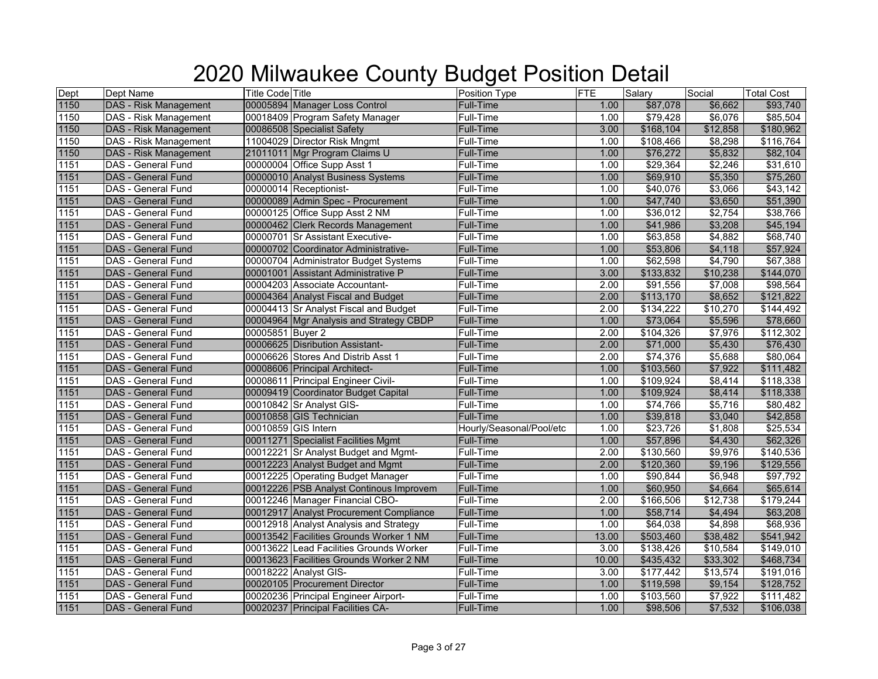# 2020 Milwaukee County Budget Position Detail

| Dept | Dept Name | Title Code | Title | Position Type | FTE | Salary | Social | Total Cost |
|---|---|---|---|---|---|---|---|---|
| 1150 | DAS - Risk Management | 00005894 | Manager Loss Control | Full-Time | 1.00 | $87,078 | $6,662 | $93,740 |
| 1150 | DAS - Risk Management | 00018409 | Program Safety Manager | Full-Time | 1.00 | $79,428 | $6,076 | $85,504 |
| 1150 | DAS - Risk Management | 00086508 | Specialist Safety | Full-Time | 3.00 | $168,104 | $12,858 | $180,962 |
| 1150 | DAS - Risk Management | 11004029 | Director Risk Mngmt | Full-Time | 1.00 | $108,466 | $8,298 | $116,764 |
| 1150 | DAS - Risk Management | 21011011 | Mgr Program Claims U | Full-Time | 1.00 | $76,272 | $5,832 | $82,104 |
| 1151 | DAS - General Fund | 00000004 | Office Supp Asst 1 | Full-Time | 1.00 | $29,364 | $2,246 | $31,610 |
| 1151 | DAS - General Fund | 00000010 | Analyst Business Systems | Full-Time | 1.00 | $69,910 | $5,350 | $75,260 |
| 1151 | DAS - General Fund | 00000014 | Receptionist- | Full-Time | 1.00 | $40,076 | $3,066 | $43,142 |
| 1151 | DAS - General Fund | 00000089 | Admin Spec - Procurement | Full-Time | 1.00 | $47,740 | $3,650 | $51,390 |
| 1151 | DAS - General Fund | 00000125 | Office Supp Asst 2 NM | Full-Time | 1.00 | $36,012 | $2,754 | $38,766 |
| 1151 | DAS - General Fund | 00000462 | Clerk Records Management | Full-Time | 1.00 | $41,986 | $3,208 | $45,194 |
| 1151 | DAS - General Fund | 00000701 | Sr Assistant Executive- | Full-Time | 1.00 | $63,858 | $4,882 | $68,740 |
| 1151 | DAS - General Fund | 00000702 | Coordinator Administrative- | Full-Time | 1.00 | $53,806 | $4,118 | $57,924 |
| 1151 | DAS - General Fund | 00000704 | Administrator Budget Systems | Full-Time | 1.00 | $62,598 | $4,790 | $67,388 |
| 1151 | DAS - General Fund | 00001001 | Assistant Administrative P | Full-Time | 3.00 | $133,832 | $10,238 | $144,070 |
| 1151 | DAS - General Fund | 00004203 | Associate Accountant- | Full-Time | 2.00 | $91,556 | $7,008 | $98,564 |
| 1151 | DAS - General Fund | 00004364 | Analyst Fiscal and Budget | Full-Time | 2.00 | $113,170 | $8,652 | $121,822 |
| 1151 | DAS - General Fund | 00004413 | Sr Analyst Fiscal and Budget | Full-Time | 2.00 | $134,222 | $10,270 | $144,492 |
| 1151 | DAS - General Fund | 00004964 | Mgr Analysis and Strategy CBDP | Full-Time | 1.00 | $73,064 | $5,596 | $78,660 |
| 1151 | DAS - General Fund | 00005851 | Buyer 2 | Full-Time | 2.00 | $104,326 | $7,976 | $112,302 |
| 1151 | DAS - General Fund | 00006625 | Disribution Assistant- | Full-Time | 2.00 | $71,000 | $5,430 | $76,430 |
| 1151 | DAS - General Fund | 00006626 | Stores And Distrib Asst 1 | Full-Time | 2.00 | $74,376 | $5,688 | $80,064 |
| 1151 | DAS - General Fund | 00008606 | Principal Architect- | Full-Time | 1.00 | $103,560 | $7,922 | $111,482 |
| 1151 | DAS - General Fund | 00008611 | Principal Engineer Civil- | Full-Time | 1.00 | $109,924 | $8,414 | $118,338 |
| 1151 | DAS - General Fund | 00009419 | Coordinator Budget Capital | Full-Time | 1.00 | $109,924 | $8,414 | $118,338 |
| 1151 | DAS - General Fund | 00010842 | Sr Analyst GIS- | Full-Time | 1.00 | $74,766 | $5,716 | $80,482 |
| 1151 | DAS - General Fund | 00010858 | GIS Technician | Full-Time | 1.00 | $39,818 | $3,040 | $42,858 |
| 1151 | DAS - General Fund | 00010859 | GIS Intern | Hourly/Seasonal/Pool/etc | 1.00 | $23,726 | $1,808 | $25,534 |
| 1151 | DAS - General Fund | 00011271 | Specialist Facilities Mgmt | Full-Time | 1.00 | $57,896 | $4,430 | $62,326 |
| 1151 | DAS - General Fund | 00012221 | Sr Analyst Budget and Mgmt- | Full-Time | 2.00 | $130,560 | $9,976 | $140,536 |
| 1151 | DAS - General Fund | 00012223 | Analyst Budget and Mgmt | Full-Time | 2.00 | $120,360 | $9,196 | $129,556 |
| 1151 | DAS - General Fund | 00012225 | Operating Budget Manager | Full-Time | 1.00 | $90,844 | $6,948 | $97,792 |
| 1151 | DAS - General Fund | 00012226 | PSB Analyst Continous Improvem | Full-Time | 1.00 | $60,950 | $4,664 | $65,614 |
| 1151 | DAS - General Fund | 00012246 | Manager Financial CBO- | Full-Time | 2.00 | $166,506 | $12,738 | $179,244 |
| 1151 | DAS - General Fund | 00012917 | Analyst Procurement Compliance | Full-Time | 1.00 | $58,714 | $4,494 | $63,208 |
| 1151 | DAS - General Fund | 00012918 | Analyst Analysis and Strategy | Full-Time | 1.00 | $64,038 | $4,898 | $68,936 |
| 1151 | DAS - General Fund | 00013542 | Facilities Grounds Worker 1 NM | Full-Time | 13.00 | $503,460 | $38,482 | $541,942 |
| 1151 | DAS - General Fund | 00013622 | Lead Facilities Grounds Worker | Full-Time | 3.00 | $138,426 | $10,584 | $149,010 |
| 1151 | DAS - General Fund | 00013623 | Facilities Grounds Worker 2 NM | Full-Time | 10.00 | $435,432 | $33,302 | $468,734 |
| 1151 | DAS - General Fund | 00018222 | Analyst GIS- | Full-Time | 3.00 | $177,442 | $13,574 | $191,016 |
| 1151 | DAS - General Fund | 00020105 | Procurement Director | Full-Time | 1.00 | $119,598 | $9,154 | $128,752 |
| 1151 | DAS - General Fund | 00020236 | Principal Engineer Airport- | Full-Time | 1.00 | $103,560 | $7,922 | $111,482 |
| 1151 | DAS - General Fund | 00020237 | Principal Facilities CA- | Full-Time | 1.00 | $98,506 | $7,532 | $106,038 |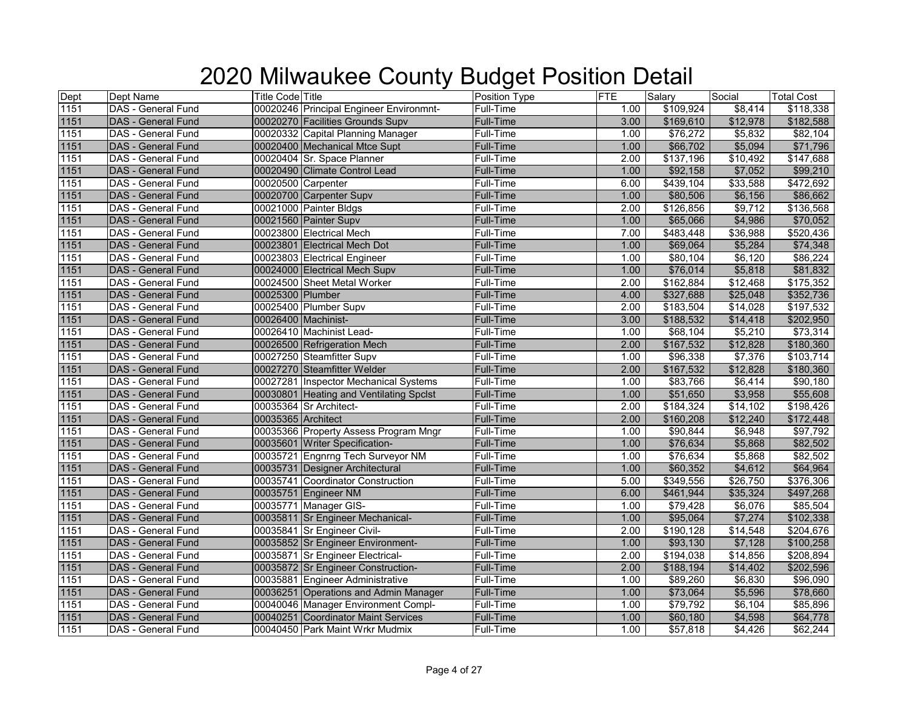# 2020 Milwaukee County Budget Position Detail

| Dept | Dept Name | Title Code | Title | Position Type | FTE | Salary | Social | Total Cost |
|---|---|---|---|---|---|---|---|---|
| 1151 | DAS - General Fund | 00020246 | Principal Engineer Environmnt- | Full-Time | 1.00 | $109,924 | $8,414 | $118,338 |
| 1151 | DAS - General Fund | 00020270 | Facilities Grounds Supv | Full-Time | 3.00 | $169,610 | $12,978 | $182,588 |
| 1151 | DAS - General Fund | 00020332 | Capital Planning Manager | Full-Time | 1.00 | $76,272 | $5,832 | $82,104 |
| 1151 | DAS - General Fund | 00020400 | Mechanical Mtce Supt | Full-Time | 1.00 | $66,702 | $5,094 | $71,796 |
| 1151 | DAS - General Fund | 00020404 | Sr. Space Planner | Full-Time | 2.00 | $137,196 | $10,492 | $147,688 |
| 1151 | DAS - General Fund | 00020490 | Climate Control Lead | Full-Time | 1.00 | $92,158 | $7,052 | $99,210 |
| 1151 | DAS - General Fund | 00020500 | Carpenter | Full-Time | 6.00 | $439,104 | $33,588 | $472,692 |
| 1151 | DAS - General Fund | 00020700 | Carpenter Supv | Full-Time | 1.00 | $80,506 | $6,156 | $86,662 |
| 1151 | DAS - General Fund | 00021000 | Painter Bldgs | Full-Time | 2.00 | $126,856 | $9,712 | $136,568 |
| 1151 | DAS - General Fund | 00021560 | Painter Supv | Full-Time | 1.00 | $65,066 | $4,986 | $70,052 |
| 1151 | DAS - General Fund | 00023800 | Electrical Mech | Full-Time | 7.00 | $483,448 | $36,988 | $520,436 |
| 1151 | DAS - General Fund | 00023801 | Electrical Mech Dot | Full-Time | 1.00 | $69,064 | $5,284 | $74,348 |
| 1151 | DAS - General Fund | 00023803 | Electrical Engineer | Full-Time | 1.00 | $80,104 | $6,120 | $86,224 |
| 1151 | DAS - General Fund | 00024000 | Electrical Mech Supv | Full-Time | 1.00 | $76,014 | $5,818 | $81,832 |
| 1151 | DAS - General Fund | 00024500 | Sheet Metal Worker | Full-Time | 2.00 | $162,884 | $12,468 | $175,352 |
| 1151 | DAS - General Fund | 00025300 | Plumber | Full-Time | 4.00 | $327,688 | $25,048 | $352,736 |
| 1151 | DAS - General Fund | 00025400 | Plumber Supv | Full-Time | 2.00 | $183,504 | $14,028 | $197,532 |
| 1151 | DAS - General Fund | 00026400 | Machinist- | Full-Time | 3.00 | $188,532 | $14,418 | $202,950 |
| 1151 | DAS - General Fund | 00026410 | Machinist Lead- | Full-Time | 1.00 | $68,104 | $5,210 | $73,314 |
| 1151 | DAS - General Fund | 00026500 | Refrigeration Mech | Full-Time | 2.00 | $167,532 | $12,828 | $180,360 |
| 1151 | DAS - General Fund | 00027250 | Steamfitter Supv | Full-Time | 1.00 | $96,338 | $7,376 | $103,714 |
| 1151 | DAS - General Fund | 00027270 | Steamfitter Welder | Full-Time | 2.00 | $167,532 | $12,828 | $180,360 |
| 1151 | DAS - General Fund | 00027281 | Inspector Mechanical Systems | Full-Time | 1.00 | $83,766 | $6,414 | $90,180 |
| 1151 | DAS - General Fund | 00030801 | Heating and Ventilating Spclst | Full-Time | 1.00 | $51,650 | $3,958 | $55,608 |
| 1151 | DAS - General Fund | 00035364 | Sr Architect- | Full-Time | 2.00 | $184,324 | $14,102 | $198,426 |
| 1151 | DAS - General Fund | 00035365 | Architect | Full-Time | 2.00 | $160,208 | $12,240 | $172,448 |
| 1151 | DAS - General Fund | 00035366 | Property Assess Program Mngr | Full-Time | 1.00 | $90,844 | $6,948 | $97,792 |
| 1151 | DAS - General Fund | 00035601 | Writer Specification- | Full-Time | 1.00 | $76,634 | $5,868 | $82,502 |
| 1151 | DAS - General Fund | 00035721 | Engnrng Tech Surveyor NM | Full-Time | 1.00 | $76,634 | $5,868 | $82,502 |
| 1151 | DAS - General Fund | 00035731 | Designer Architectural | Full-Time | 1.00 | $60,352 | $4,612 | $64,964 |
| 1151 | DAS - General Fund | 00035741 | Coordinator Construction | Full-Time | 5.00 | $349,556 | $26,750 | $376,306 |
| 1151 | DAS - General Fund | 00035751 | Engineer NM | Full-Time | 6.00 | $461,944 | $35,324 | $497,268 |
| 1151 | DAS - General Fund | 00035771 | Manager GIS- | Full-Time | 1.00 | $79,428 | $6,076 | $85,504 |
| 1151 | DAS - General Fund | 00035811 | Sr Engineer Mechanical- | Full-Time | 1.00 | $95,064 | $7,274 | $102,338 |
| 1151 | DAS - General Fund | 00035841 | Sr Engineer Civil- | Full-Time | 2.00 | $190,128 | $14,548 | $204,676 |
| 1151 | DAS - General Fund | 00035852 | Sr Engineer Environment- | Full-Time | 1.00 | $93,130 | $7,128 | $100,258 |
| 1151 | DAS - General Fund | 00035871 | Sr Engineer Electrical- | Full-Time | 2.00 | $194,038 | $14,856 | $208,894 |
| 1151 | DAS - General Fund | 00035872 | Sr Engineer Construction- | Full-Time | 2.00 | $188,194 | $14,402 | $202,596 |
| 1151 | DAS - General Fund | 00035881 | Engineer Administrative | Full-Time | 1.00 | $89,260 | $6,830 | $96,090 |
| 1151 | DAS - General Fund | 00036251 | Operations and Admin Manager | Full-Time | 1.00 | $73,064 | $5,596 | $78,660 |
| 1151 | DAS - General Fund | 00040046 | Manager Environment Compl- | Full-Time | 1.00 | $79,792 | $6,104 | $85,896 |
| 1151 | DAS - General Fund | 00040251 | Coordinator Maint Services | Full-Time | 1.00 | $60,180 | $4,598 | $64,778 |
| 1151 | DAS - General Fund | 00040450 | Park Maint Wrkr Mudmix | Full-Time | 1.00 | $57,818 | $4,426 | $62,244 |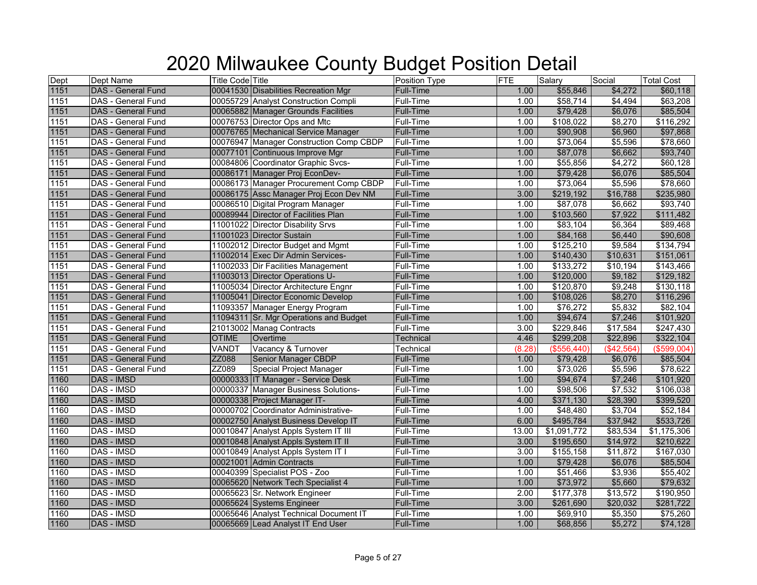# 2020 Milwaukee County Budget Position Detail

| Dept | Dept Name | Title Code | Title | Position Type | FTE | Salary | Social | Total Cost |
|---|---|---|---|---|---|---|---|---|
| 1151 | DAS - General Fund | 00041530 | Disabilities Recreation Mgr | Full-Time | 1.00 | $55,846 | $4,272 | $60,118 |
| 1151 | DAS - General Fund | 00055729 | Analyst Construction Compli | Full-Time | 1.00 | $58,714 | $4,494 | $63,208 |
| 1151 | DAS - General Fund | 00065882 | Manager Grounds Facilities | Full-Time | 1.00 | $79,428 | $6,076 | $85,504 |
| 1151 | DAS - General Fund | 00076753 | Director Ops and Mtc | Full-Time | 1.00 | $108,022 | $8,270 | $116,292 |
| 1151 | DAS - General Fund | 00076765 | Mechanical Service Manager | Full-Time | 1.00 | $90,908 | $6,960 | $97,868 |
| 1151 | DAS - General Fund | 00076947 | Manager Construction Comp CBDP | Full-Time | 1.00 | $73,064 | $5,596 | $78,660 |
| 1151 | DAS - General Fund | 00077101 | Continuous Improve Mgr | Full-Time | 1.00 | $87,078 | $6,662 | $93,740 |
| 1151 | DAS - General Fund | 00084806 | Coordinator Graphic Svcs- | Full-Time | 1.00 | $55,856 | $4,272 | $60,128 |
| 1151 | DAS - General Fund | 00086171 | Manager Proj EconDev- | Full-Time | 1.00 | $79,428 | $6,076 | $85,504 |
| 1151 | DAS - General Fund | 00086173 | Manager Procurement Comp CBDP | Full-Time | 1.00 | $73,064 | $5,596 | $78,660 |
| 1151 | DAS - General Fund | 00086175 | Assc Manager Proj Econ Dev NM | Full-Time | 3.00 | $219,192 | $16,788 | $235,980 |
| 1151 | DAS - General Fund | 00086510 | Digital Program Manager | Full-Time | 1.00 | $87,078 | $6,662 | $93,740 |
| 1151 | DAS - General Fund | 00089944 | Director of Facilities Plan | Full-Time | 1.00 | $103,560 | $7,922 | $111,482 |
| 1151 | DAS - General Fund | 11001022 | Director Disability Srvs | Full-Time | 1.00 | $83,104 | $6,364 | $89,468 |
| 1151 | DAS - General Fund | 11001023 | Director Sustain | Full-Time | 1.00 | $84,168 | $6,440 | $90,608 |
| 1151 | DAS - General Fund | 11002012 | Director Budget and Mgmt | Full-Time | 1.00 | $125,210 | $9,584 | $134,794 |
| 1151 | DAS - General Fund | 11002014 | Exec Dir Admin Services- | Full-Time | 1.00 | $140,430 | $10,631 | $151,061 |
| 1151 | DAS - General Fund | 11002033 | Dir Facilities Management | Full-Time | 1.00 | $133,272 | $10,194 | $143,466 |
| 1151 | DAS - General Fund | 11003013 | Director Operations U- | Full-Time | 1.00 | $120,000 | $9,182 | $129,182 |
| 1151 | DAS - General Fund | 11005034 | Director Architecture Engnr | Full-Time | 1.00 | $120,870 | $9,248 | $130,118 |
| 1151 | DAS - General Fund | 11005041 | Director Economic Develop | Full-Time | 1.00 | $108,026 | $8,270 | $116,296 |
| 1151 | DAS - General Fund | 11093357 | Manager Energy Program | Full-Time | 1.00 | $76,272 | $5,832 | $82,104 |
| 1151 | DAS - General Fund | 11094311 | Sr. Mgr Operations and Budget | Full-Time | 1.00 | $94,674 | $7,246 | $101,920 |
| 1151 | DAS - General Fund | 21013002 | Manag Contracts | Full-Time | 3.00 | $229,846 | $17,584 | $247,430 |
| 1151 | DAS - General Fund | OTIME | Overtime | Technical | 4.46 | $299,208 | $22,896 | $322,104 |
| 1151 | DAS - General Fund | VANDT | Vacancy & Turnover | Technical | (8.28) | ($556,440) | ($42,564) | ($599,004) |
| 1151 | DAS - General Fund | ZZ088 | Senior Manager CBDP | Full-Time | 1.00 | $79,428 | $6,076 | $85,504 |
| 1151 | DAS - General Fund | ZZ089 | Special Project Manager | Full-Time | 1.00 | $73,026 | $5,596 | $78,622 |
| 1160 | DAS - IMSD | 00000333 | IT Manager - Service Desk | Full-Time | 1.00 | $94,674 | $7,246 | $101,920 |
| 1160 | DAS - IMSD | 00000337 | Manager Business Solutions- | Full-Time | 1.00 | $98,506 | $7,532 | $106,038 |
| 1160 | DAS - IMSD | 00000338 | Project Manager IT- | Full-Time | 4.00 | $371,130 | $28,390 | $399,520 |
| 1160 | DAS - IMSD | 00000702 | Coordinator Administrative- | Full-Time | 1.00 | $48,480 | $3,704 | $52,184 |
| 1160 | DAS - IMSD | 00002750 | Analyst Business Develop IT | Full-Time | 6.00 | $495,784 | $37,942 | $533,726 |
| 1160 | DAS - IMSD | 00010847 | Analyst Appls System IT III | Full-Time | 13.00 | $1,091,772 | $83,534 | $1,175,306 |
| 1160 | DAS - IMSD | 00010848 | Analyst Appls System IT II | Full-Time | 3.00 | $195,650 | $14,972 | $210,622 |
| 1160 | DAS - IMSD | 00010849 | Analyst Appls System IT I | Full-Time | 3.00 | $155,158 | $11,872 | $167,030 |
| 1160 | DAS - IMSD | 00021001 | Admin Contracts | Full-Time | 1.00 | $79,428 | $6,076 | $85,504 |
| 1160 | DAS - IMSD | 00040399 | Specialist POS - Zoo | Full-Time | 1.00 | $51,466 | $3,936 | $55,402 |
| 1160 | DAS - IMSD | 00065620 | Network Tech Specialist 4 | Full-Time | 1.00 | $73,972 | $5,660 | $79,632 |
| 1160 | DAS - IMSD | 00065623 | Sr. Network Engineer | Full-Time | 2.00 | $177,378 | $13,572 | $190,950 |
| 1160 | DAS - IMSD | 00065624 | Systems Engineer | Full-Time | 3.00 | $261,690 | $20,032 | $281,722 |
| 1160 | DAS - IMSD | 00065646 | Analyst Technical Document IT | Full-Time | 1.00 | $69,910 | $5,350 | $75,260 |
| 1160 | DAS - IMSD | 00065669 | Lead Analyst IT End User | Full-Time | 1.00 | $68,856 | $5,272 | $74,128 |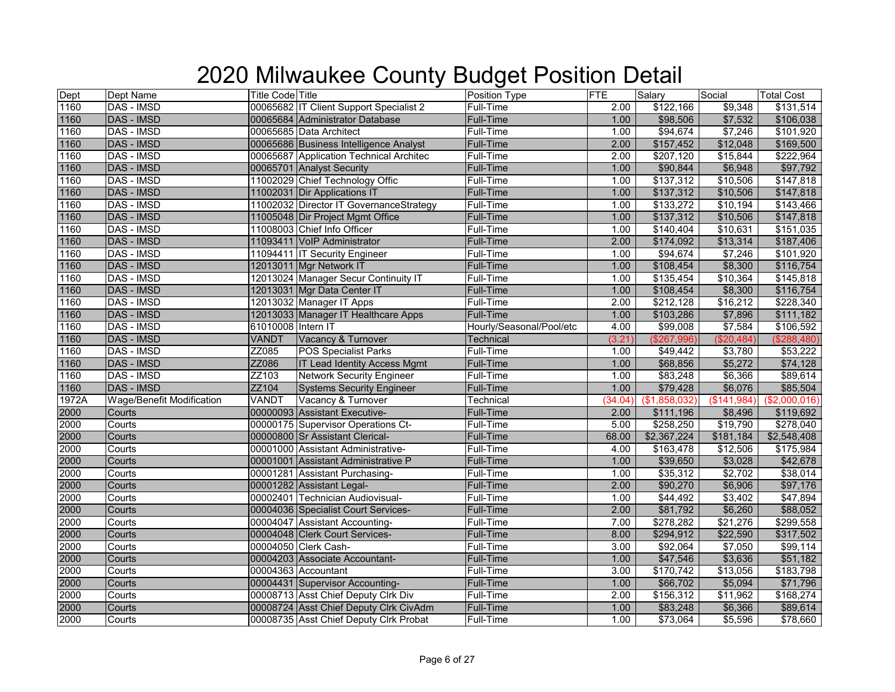# 2020 Milwaukee County Budget Position Detail

| Dept | Dept Name | Title Code | Title | Position Type | FTE | Salary | Social | Total Cost |
|---|---|---|---|---|---|---|---|---|
| 1160 | DAS - IMSD | 00065682 | IT Client Support Specialist 2 | Full-Time | 2.00 | $122,166 | $9,348 | $131,514 |
| 1160 | DAS - IMSD | 00065684 | Administrator Database | Full-Time | 1.00 | $98,506 | $7,532 | $106,038 |
| 1160 | DAS - IMSD | 00065685 | Data Architect | Full-Time | 1.00 | $94,674 | $7,246 | $101,920 |
| 1160 | DAS - IMSD | 00065686 | Business Intelligence Analyst | Full-Time | 2.00 | $157,452 | $12,048 | $169,500 |
| 1160 | DAS - IMSD | 00065687 | Application Technical Architec | Full-Time | 2.00 | $207,120 | $15,844 | $222,964 |
| 1160 | DAS - IMSD | 00065701 | Analyst Security | Full-Time | 1.00 | $90,844 | $6,948 | $97,792 |
| 1160 | DAS - IMSD | 11002029 | Chief Technology Offic | Full-Time | 1.00 | $137,312 | $10,506 | $147,818 |
| 1160 | DAS - IMSD | 11002031 | Dir Applications IT | Full-Time | 1.00 | $137,312 | $10,506 | $147,818 |
| 1160 | DAS - IMSD | 11002032 | Director IT GovernanceStrategy | Full-Time | 1.00 | $133,272 | $10,194 | $143,466 |
| 1160 | DAS - IMSD | 11005048 | Dir Project Mgmt Office | Full-Time | 1.00 | $137,312 | $10,506 | $147,818 |
| 1160 | DAS - IMSD | 11008003 | Chief Info Officer | Full-Time | 1.00 | $140,404 | $10,631 | $151,035 |
| 1160 | DAS - IMSD | 11093411 | VoIP Administrator | Full-Time | 2.00 | $174,092 | $13,314 | $187,406 |
| 1160 | DAS - IMSD | 11094411 | IT Security Engineer | Full-Time | 1.00 | $94,674 | $7,246 | $101,920 |
| 1160 | DAS - IMSD | 12013011 | Mgr Network IT | Full-Time | 1.00 | $108,454 | $8,300 | $116,754 |
| 1160 | DAS - IMSD | 12013024 | Manager Secur Continuity IT | Full-Time | 1.00 | $135,454 | $10,364 | $145,818 |
| 1160 | DAS - IMSD | 12013031 | Mgr Data Center IT | Full-Time | 1.00 | $108,454 | $8,300 | $116,754 |
| 1160 | DAS - IMSD | 12013032 | Manager IT Apps | Full-Time | 2.00 | $212,128 | $16,212 | $228,340 |
| 1160 | DAS - IMSD | 12013033 | Manager IT Healthcare Apps | Full-Time | 1.00 | $103,286 | $7,896 | $111,182 |
| 1160 | DAS - IMSD | 61010008 | Intern IT | Hourly/Seasonal/Pool/etc | 4.00 | $99,008 | $7,584 | $106,592 |
| 1160 | DAS - IMSD | VANDT | Vacancy & Turnover | Technical | (3.21) | ($267,996) | ($20,484) | ($288,480) |
| 1160 | DAS - IMSD | ZZ085 | POS Specialist Parks | Full-Time | 1.00 | $49,442 | $3,780 | $53,222 |
| 1160 | DAS - IMSD | ZZ086 | IT Lead Identity Access Mgmt | Full-Time | 1.00 | $68,856 | $5,272 | $74,128 |
| 1160 | DAS - IMSD | ZZ103 | Network Security Engineer | Full-Time | 1.00 | $83,248 | $6,366 | $89,614 |
| 1160 | DAS - IMSD | ZZ104 | Systems Security Engineer | Full-Time | 1.00 | $79,428 | $6,076 | $85,504 |
| 1972A | Wage/Benefit Modification | VANDT | Vacancy & Turnover | Technical | (34.04) | ($1,858,032) | ($141,984) | ($2,000,016) |
| 2000 | Courts | 00000093 | Assistant Executive- | Full-Time | 2.00 | $111,196 | $8,496 | $119,692 |
| 2000 | Courts | 00000175 | Supervisor Operations Ct- | Full-Time | 5.00 | $258,250 | $19,790 | $278,040 |
| 2000 | Courts | 00000800 | Sr Assistant Clerical- | Full-Time | 68.00 | $2,367,224 | $181,184 | $2,548,408 |
| 2000 | Courts | 00001000 | Assistant Administrative- | Full-Time | 4.00 | $163,478 | $12,506 | $175,984 |
| 2000 | Courts | 00001001 | Assistant Administrative P | Full-Time | 1.00 | $39,650 | $3,028 | $42,678 |
| 2000 | Courts | 00001281 | Assistant Purchasing- | Full-Time | 1.00 | $35,312 | $2,702 | $38,014 |
| 2000 | Courts | 00001282 | Assistant Legal- | Full-Time | 2.00 | $90,270 | $6,906 | $97,176 |
| 2000 | Courts | 00002401 | Technician Audiovisual- | Full-Time | 1.00 | $44,492 | $3,402 | $47,894 |
| 2000 | Courts | 00004036 | Specialist Court Services- | Full-Time | 2.00 | $81,792 | $6,260 | $88,052 |
| 2000 | Courts | 00004047 | Assistant Accounting- | Full-Time | 7.00 | $278,282 | $21,276 | $299,558 |
| 2000 | Courts | 00004048 | Clerk Court Services- | Full-Time | 8.00 | $294,912 | $22,590 | $317,502 |
| 2000 | Courts | 00004050 | Clerk Cash- | Full-Time | 3.00 | $92,064 | $7,050 | $99,114 |
| 2000 | Courts | 00004203 | Associate Accountant- | Full-Time | 1.00 | $47,546 | $3,636 | $51,182 |
| 2000 | Courts | 00004363 | Accountant | Full-Time | 3.00 | $170,742 | $13,056 | $183,798 |
| 2000 | Courts | 00004431 | Supervisor Accounting- | Full-Time | 1.00 | $66,702 | $5,094 | $71,796 |
| 2000 | Courts | 00008713 | Asst Chief Deputy Clrk Div | Full-Time | 2.00 | $156,312 | $11,962 | $168,274 |
| 2000 | Courts | 00008724 | Asst Chief Deputy Clrk CivAdm | Full-Time | 1.00 | $83,248 | $6,366 | $89,614 |
| 2000 | Courts | 00008735 | Asst Chief Deputy Clrk Probat | Full-Time | 1.00 | $73,064 | $5,596 | $78,660 |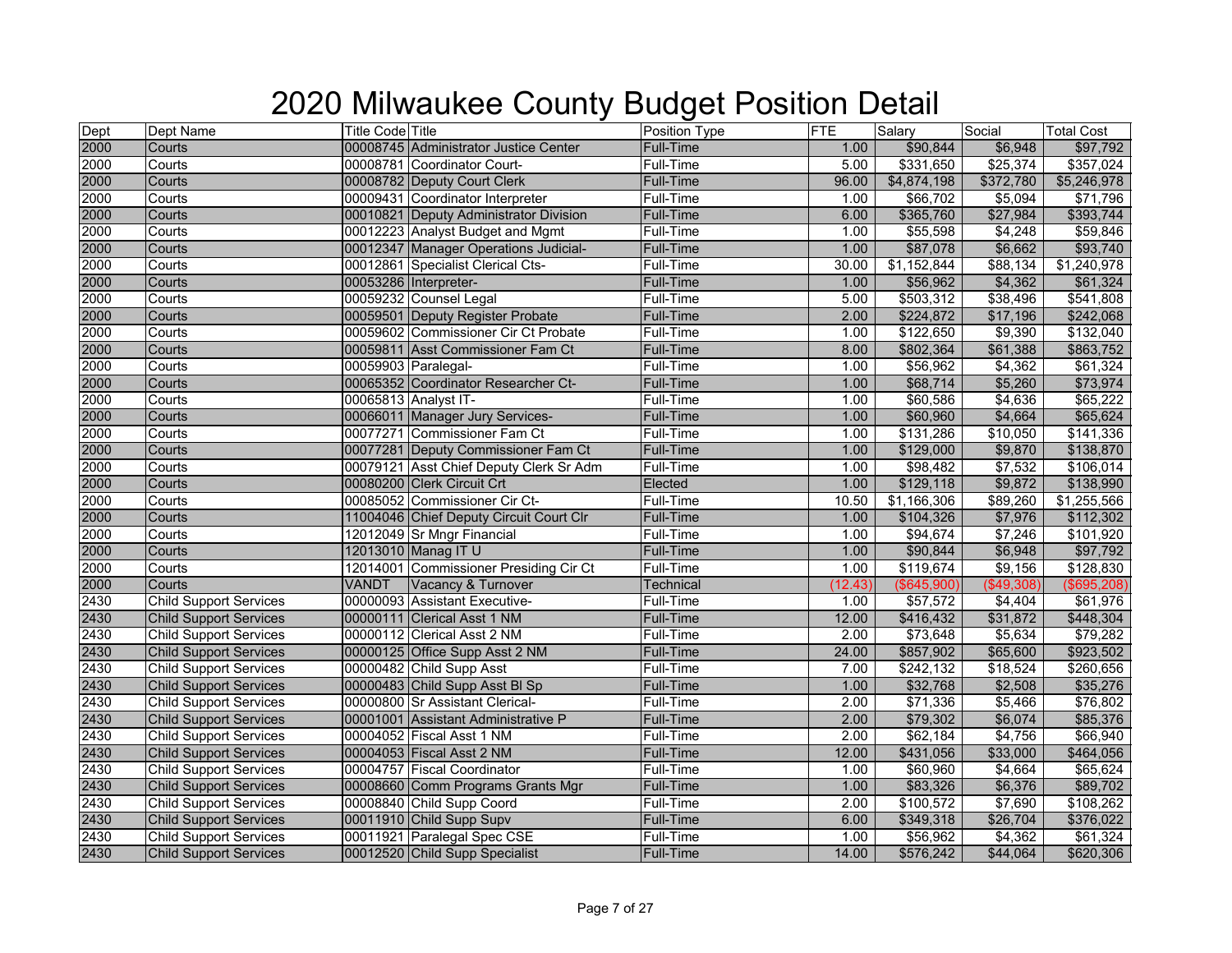# 2020 Milwaukee County Budget Position Detail

| Dept | Dept Name | Title Code | Title | Position Type | FTE | Salary | Social | Total Cost |
|---|---|---|---|---|---|---|---|---|
| 2000 | Courts | 00008745 | Administrator Justice Center | Full-Time | 1.00 | $90,844 | $6,948 | $97,792 |
| 2000 | Courts | 00008781 | Coordinator Court- | Full-Time | 5.00 | $331,650 | $25,374 | $357,024 |
| 2000 | Courts | 00008782 | Deputy Court Clerk | Full-Time | 96.00 | $4,874,198 | $372,780 | $5,246,978 |
| 2000 | Courts | 00009431 | Coordinator Interpreter | Full-Time | 1.00 | $66,702 | $5,094 | $71,796 |
| 2000 | Courts | 00010821 | Deputy Administrator Division | Full-Time | 6.00 | $365,760 | $27,984 | $393,744 |
| 2000 | Courts | 00012223 | Analyst Budget and Mgmt | Full-Time | 1.00 | $55,598 | $4,248 | $59,846 |
| 2000 | Courts | 00012347 | Manager Operations Judicial- | Full-Time | 1.00 | $87,078 | $6,662 | $93,740 |
| 2000 | Courts | 00012861 | Specialist Clerical Cts- | Full-Time | 30.00 | $1,152,844 | $88,134 | $1,240,978 |
| 2000 | Courts | 00053286 | Interpreter- | Full-Time | 1.00 | $56,962 | $4,362 | $61,324 |
| 2000 | Courts | 00059232 | Counsel Legal | Full-Time | 5.00 | $503,312 | $38,496 | $541,808 |
| 2000 | Courts | 00059501 | Deputy Register Probate | Full-Time | 2.00 | $224,872 | $17,196 | $242,068 |
| 2000 | Courts | 00059602 | Commissioner Cir Ct Probate | Full-Time | 1.00 | $122,650 | $9,390 | $132,040 |
| 2000 | Courts | 00059811 | Asst Commissioner Fam Ct | Full-Time | 8.00 | $802,364 | $61,388 | $863,752 |
| 2000 | Courts | 00059903 | Paralegal- | Full-Time | 1.00 | $56,962 | $4,362 | $61,324 |
| 2000 | Courts | 00065352 | Coordinator Researcher Ct- | Full-Time | 1.00 | $68,714 | $5,260 | $73,974 |
| 2000 | Courts | 00065813 | Analyst IT- | Full-Time | 1.00 | $60,586 | $4,636 | $65,222 |
| 2000 | Courts | 00066011 | Manager Jury Services- | Full-Time | 1.00 | $60,960 | $4,664 | $65,624 |
| 2000 | Courts | 00077271 | Commissioner Fam Ct | Full-Time | 1.00 | $131,286 | $10,050 | $141,336 |
| 2000 | Courts | 00077281 | Deputy Commissioner Fam Ct | Full-Time | 1.00 | $129,000 | $9,870 | $138,870 |
| 2000 | Courts | 00079121 | Asst Chief Deputy Clerk Sr Adm | Full-Time | 1.00 | $98,482 | $7,532 | $106,014 |
| 2000 | Courts | 00080200 | Clerk Circuit Crt | Elected | 1.00 | $129,118 | $9,872 | $138,990 |
| 2000 | Courts | 00085052 | Commissioner Cir Ct- | Full-Time | 10.50 | $1,166,306 | $89,260 | $1,255,566 |
| 2000 | Courts | 11004046 | Chief Deputy Circuit Court Clr | Full-Time | 1.00 | $104,326 | $7,976 | $112,302 |
| 2000 | Courts | 12012049 | Sr Mngr Financial | Full-Time | 1.00 | $94,674 | $7,246 | $101,920 |
| 2000 | Courts | 12013010 | Manag IT U | Full-Time | 1.00 | $90,844 | $6,948 | $97,792 |
| 2000 | Courts | 12014001 | Commissioner Presiding Cir Ct | Full-Time | 1.00 | $119,674 | $9,156 | $128,830 |
| 2000 | Courts | VANDT | Vacancy & Turnover | Technical | (12.43) | ($645,900) | ($49,308) | ($695,208) |
| 2430 | Child Support Services | 00000093 | Assistant Executive- | Full-Time | 1.00 | $57,572 | $4,404 | $61,976 |
| 2430 | Child Support Services | 00000111 | Clerical Asst 1 NM | Full-Time | 12.00 | $416,432 | $31,872 | $448,304 |
| 2430 | Child Support Services | 00000112 | Clerical Asst 2 NM | Full-Time | 2.00 | $73,648 | $5,634 | $79,282 |
| 2430 | Child Support Services | 00000125 | Office Supp Asst 2 NM | Full-Time | 24.00 | $857,902 | $65,600 | $923,502 |
| 2430 | Child Support Services | 00000482 | Child Supp Asst | Full-Time | 7.00 | $242,132 | $18,524 | $260,656 |
| 2430 | Child Support Services | 00000483 | Child Supp Asst Bl Sp | Full-Time | 1.00 | $32,768 | $2,508 | $35,276 |
| 2430 | Child Support Services | 00000800 | Sr Assistant Clerical- | Full-Time | 2.00 | $71,336 | $5,466 | $76,802 |
| 2430 | Child Support Services | 00001001 | Assistant Administrative P | Full-Time | 2.00 | $79,302 | $6,074 | $85,376 |
| 2430 | Child Support Services | 00004052 | Fiscal Asst 1 NM | Full-Time | 2.00 | $62,184 | $4,756 | $66,940 |
| 2430 | Child Support Services | 00004053 | Fiscal Asst 2 NM | Full-Time | 12.00 | $431,056 | $33,000 | $464,056 |
| 2430 | Child Support Services | 00004757 | Fiscal Coordinator | Full-Time | 1.00 | $60,960 | $4,664 | $65,624 |
| 2430 | Child Support Services | 00008660 | Comm Programs Grants Mgr | Full-Time | 1.00 | $83,326 | $6,376 | $89,702 |
| 2430 | Child Support Services | 00008840 | Child Supp Coord | Full-Time | 2.00 | $100,572 | $7,690 | $108,262 |
| 2430 | Child Support Services | 00011910 | Child Supp Supv | Full-Time | 6.00 | $349,318 | $26,704 | $376,022 |
| 2430 | Child Support Services | 00011921 | Paralegal Spec CSE | Full-Time | 1.00 | $56,962 | $4,362 | $61,324 |
| 2430 | Child Support Services | 00012520 | Child Supp Specialist | Full-Time | 14.00 | $576,242 | $44,064 | $620,306 |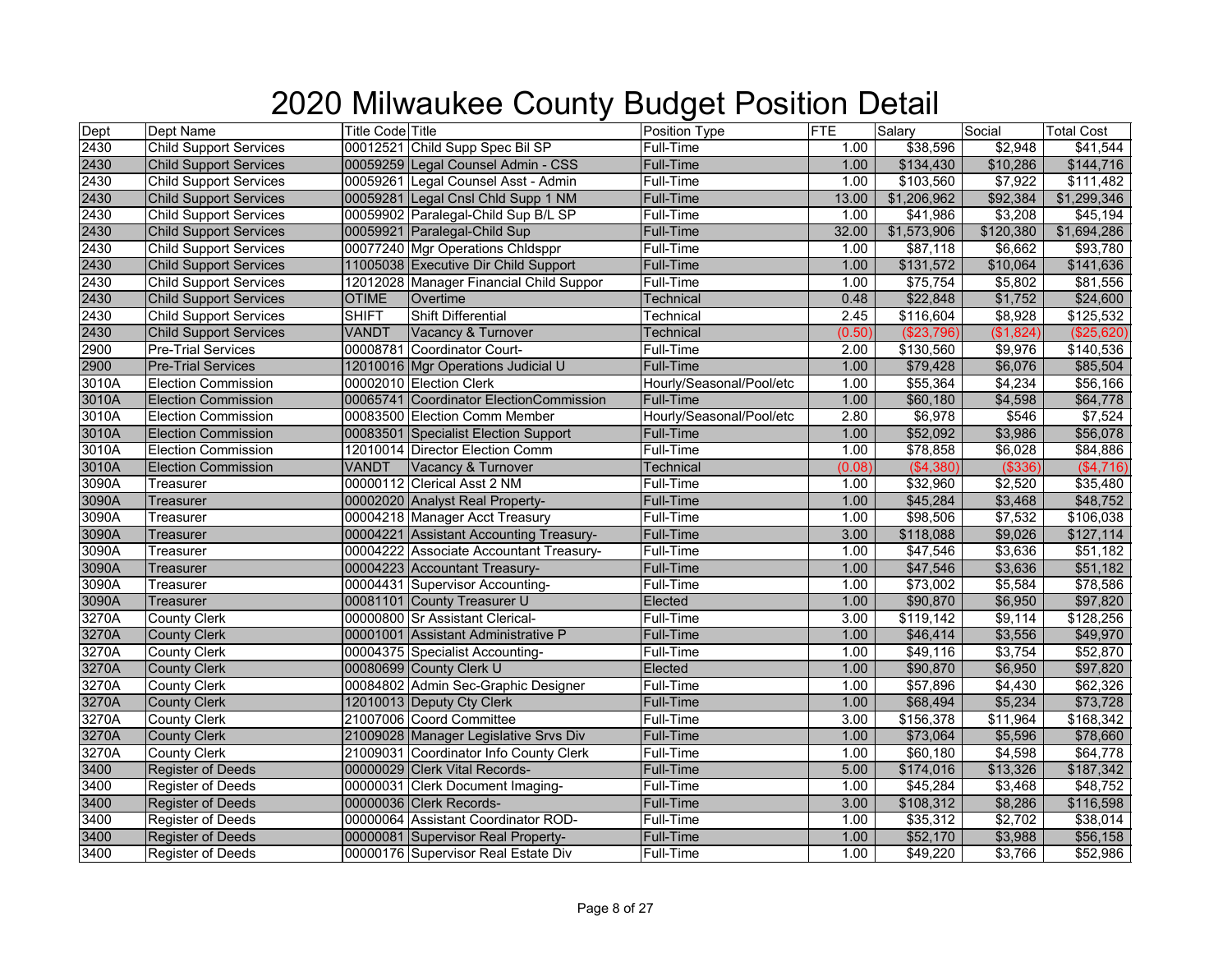# 2020 Milwaukee County Budget Position Detail

| Dept | Dept Name | Title Code | Title | Position Type | FTE | Salary | Social | Total Cost |
|---|---|---|---|---|---|---|---|---|
| 2430 | Child Support Services | 00012521 | Child Supp Spec Bil SP | Full-Time | 1.00 | $38,596 | $2,948 | $41,544 |
| 2430 | Child Support Services | 00059259 | Legal Counsel Admin - CSS | Full-Time | 1.00 | $134,430 | $10,286 | $144,716 |
| 2430 | Child Support Services | 00059261 | Legal Counsel Asst - Admin | Full-Time | 1.00 | $103,560 | $7,922 | $111,482 |
| 2430 | Child Support Services | 00059281 | Legal Cnsl Chld Supp 1 NM | Full-Time | 13.00 | $1,206,962 | $92,384 | $1,299,346 |
| 2430 | Child Support Services | 00059902 | Paralegal-Child Sup B/L SP | Full-Time | 1.00 | $41,986 | $3,208 | $45,194 |
| 2430 | Child Support Services | 00059921 | Paralegal-Child Sup | Full-Time | 32.00 | $1,573,906 | $120,380 | $1,694,286 |
| 2430 | Child Support Services | 00077240 | Mgr Operations Chldsppr | Full-Time | 1.00 | $87,118 | $6,662 | $93,780 |
| 2430 | Child Support Services | 11005038 | Executive Dir Child Support | Full-Time | 1.00 | $131,572 | $10,064 | $141,636 |
| 2430 | Child Support Services | 12012028 | Manager Financial Child Suppor | Full-Time | 1.00 | $75,754 | $5,802 | $81,556 |
| 2430 | Child Support Services | OTIME | Overtime | Technical | 0.48 | $22,848 | $1,752 | $24,600 |
| 2430 | Child Support Services | SHIFT | Shift Differential | Technical | 2.45 | $116,604 | $8,928 | $125,532 |
| 2430 | Child Support Services | VANDT | Vacancy & Turnover | Technical | (0.50) | ($23,796) | ($1,824) | ($25,620) |
| 2900 | Pre-Trial Services | 00008781 | Coordinator Court- | Full-Time | 2.00 | $130,560 | $9,976 | $140,536 |
| 2900 | Pre-Trial Services | 12010016 | Mgr Operations Judicial U | Full-Time | 1.00 | $79,428 | $6,076 | $85,504 |
| 3010A | Election Commission | 00002010 | Election Clerk | Hourly/Seasonal/Pool/etc | 1.00 | $55,364 | $4,234 | $56,166 |
| 3010A | Election Commission | 00065741 | Coordinator ElectionCommission | Full-Time | 1.00 | $60,180 | $4,598 | $64,778 |
| 3010A | Election Commission | 00083500 | Election Comm Member | Hourly/Seasonal/Pool/etc | 2.80 | $6,978 | $546 | $7,524 |
| 3010A | Election Commission | 00083501 | Specialist Election Support | Full-Time | 1.00 | $52,092 | $3,986 | $56,078 |
| 3010A | Election Commission | 12010014 | Director Election Comm | Full-Time | 1.00 | $78,858 | $6,028 | $84,886 |
| 3010A | Election Commission | VANDT | Vacancy & Turnover | Technical | (0.08) | ($4,380) | ($336) | ($4,716) |
| 3090A | Treasurer | 00000112 | Clerical Asst 2 NM | Full-Time | 1.00 | $32,960 | $2,520 | $35,480 |
| 3090A | Treasurer | 00002020 | Analyst Real Property- | Full-Time | 1.00 | $45,284 | $3,468 | $48,752 |
| 3090A | Treasurer | 00004218 | Manager Acct Treasury | Full-Time | 1.00 | $98,506 | $7,532 | $106,038 |
| 3090A | Treasurer | 00004221 | Assistant Accounting Treasury- | Full-Time | 3.00 | $118,088 | $9,026 | $127,114 |
| 3090A | Treasurer | 00004222 | Associate Accountant Treasury- | Full-Time | 1.00 | $47,546 | $3,636 | $51,182 |
| 3090A | Treasurer | 00004223 | Accountant Treasury- | Full-Time | 1.00 | $47,546 | $3,636 | $51,182 |
| 3090A | Treasurer | 00004431 | Supervisor Accounting- | Full-Time | 1.00 | $73,002 | $5,584 | $78,586 |
| 3090A | Treasurer | 00081101 | County Treasurer U | Elected | 1.00 | $90,870 | $6,950 | $97,820 |
| 3270A | County Clerk | 00000800 | Sr Assistant Clerical- | Full-Time | 3.00 | $119,142 | $9,114 | $128,256 |
| 3270A | County Clerk | 00001001 | Assistant Administrative P | Full-Time | 1.00 | $46,414 | $3,556 | $49,970 |
| 3270A | County Clerk | 00004375 | Specialist Accounting- | Full-Time | 1.00 | $49,116 | $3,754 | $52,870 |
| 3270A | County Clerk | 00080699 | County Clerk U | Elected | 1.00 | $90,870 | $6,950 | $97,820 |
| 3270A | County Clerk | 00084802 | Admin Sec-Graphic Designer | Full-Time | 1.00 | $57,896 | $4,430 | $62,326 |
| 3270A | County Clerk | 12010013 | Deputy Cty Clerk | Full-Time | 1.00 | $68,494 | $5,234 | $73,728 |
| 3270A | County Clerk | 21007006 | Coord Committee | Full-Time | 3.00 | $156,378 | $11,964 | $168,342 |
| 3270A | County Clerk | 21009028 | Manager Legislative Srvs Div | Full-Time | 1.00 | $73,064 | $5,596 | $78,660 |
| 3270A | County Clerk | 21009031 | Coordinator Info County Clerk | Full-Time | 1.00 | $60,180 | $4,598 | $64,778 |
| 3400 | Register of Deeds | 00000029 | Clerk Vital Records- | Full-Time | 5.00 | $174,016 | $13,326 | $187,342 |
| 3400 | Register of Deeds | 00000031 | Clerk Document Imaging- | Full-Time | 1.00 | $45,284 | $3,468 | $48,752 |
| 3400 | Register of Deeds | 00000036 | Clerk Records- | Full-Time | 3.00 | $108,312 | $8,286 | $116,598 |
| 3400 | Register of Deeds | 00000064 | Assistant Coordinator ROD- | Full-Time | 1.00 | $35,312 | $2,702 | $38,014 |
| 3400 | Register of Deeds | 00000081 | Supervisor Real Property- | Full-Time | 1.00 | $52,170 | $3,988 | $56,158 |
| 3400 | Register of Deeds | 00000176 | Supervisor Real Estate Div | Full-Time | 1.00 | $49,220 | $3,766 | $52,986 |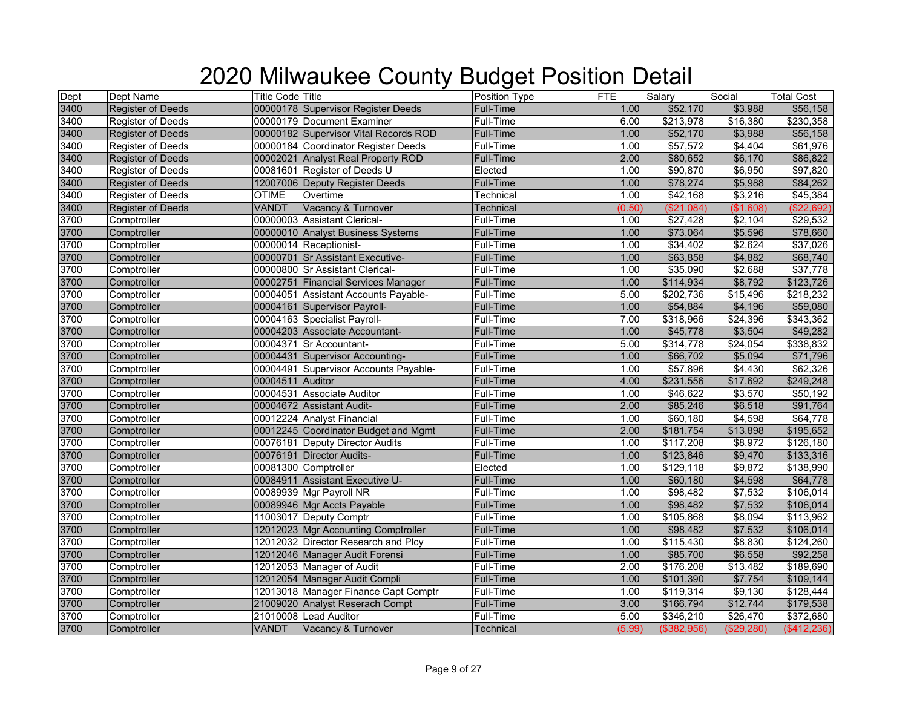# 2020 Milwaukee County Budget Position Detail

| Dept | Dept Name | Title Code | Title | Position Type | FTE | Salary | Social | Total Cost |
|---|---|---|---|---|---|---|---|---|
| 3400 | Register of Deeds | 00000178 | Supervisor Register Deeds | Full-Time | 1.00 | $52,170 | $3,988 | $56,158 |
| 3400 | Register of Deeds | 00000179 | Document Examiner | Full-Time | 6.00 | $213,978 | $16,380 | $230,358 |
| 3400 | Register of Deeds | 00000182 | Supervisor Vital Records ROD | Full-Time | 1.00 | $52,170 | $3,988 | $56,158 |
| 3400 | Register of Deeds | 00000184 | Coordinator Register Deeds | Full-Time | 1.00 | $57,572 | $4,404 | $61,976 |
| 3400 | Register of Deeds | 00002021 | Analyst Real Property ROD | Full-Time | 2.00 | $80,652 | $6,170 | $86,822 |
| 3400 | Register of Deeds | 00081601 | Register of Deeds U | Elected | 1.00 | $90,870 | $6,950 | $97,820 |
| 3400 | Register of Deeds | 12007006 | Deputy Register Deeds | Full-Time | 1.00 | $78,274 | $5,988 | $84,262 |
| 3400 | Register of Deeds | OTIME | Overtime | Technical | 1.00 | $42,168 | $3,216 | $45,384 |
| 3400 | Register of Deeds | VANDT | Vacancy & Turnover | Technical | (0.50) | ($21,084) | ($1,608) | ($22,692) |
| 3700 | Comptroller | 00000003 | Assistant Clerical- | Full-Time | 1.00 | $27,428 | $2,104 | $29,532 |
| 3700 | Comptroller | 00000010 | Analyst Business Systems | Full-Time | 1.00 | $73,064 | $5,596 | $78,660 |
| 3700 | Comptroller | 00000014 | Receptionist- | Full-Time | 1.00 | $34,402 | $2,624 | $37,026 |
| 3700 | Comptroller | 00000701 | Sr Assistant Executive- | Full-Time | 1.00 | $63,858 | $4,882 | $68,740 |
| 3700 | Comptroller | 00000800 | Sr Assistant Clerical- | Full-Time | 1.00 | $35,090 | $2,688 | $37,778 |
| 3700 | Comptroller | 00002751 | Financial Services Manager | Full-Time | 1.00 | $114,934 | $8,792 | $123,726 |
| 3700 | Comptroller | 00004051 | Assistant Accounts Payable- | Full-Time | 5.00 | $202,736 | $15,496 | $218,232 |
| 3700 | Comptroller | 00004161 | Supervisor Payroll- | Full-Time | 1.00 | $54,884 | $4,196 | $59,080 |
| 3700 | Comptroller | 00004163 | Specialist Payroll- | Full-Time | 7.00 | $318,966 | $24,396 | $343,362 |
| 3700 | Comptroller | 00004203 | Associate Accountant- | Full-Time | 1.00 | $45,778 | $3,504 | $49,282 |
| 3700 | Comptroller | 00004371 | Sr Accountant- | Full-Time | 5.00 | $314,778 | $24,054 | $338,832 |
| 3700 | Comptroller | 00004431 | Supervisor Accounting- | Full-Time | 1.00 | $66,702 | $5,094 | $71,796 |
| 3700 | Comptroller | 00004491 | Supervisor Accounts Payable- | Full-Time | 1.00 | $57,896 | $4,430 | $62,326 |
| 3700 | Comptroller | 00004511 | Auditor | Full-Time | 4.00 | $231,556 | $17,692 | $249,248 |
| 3700 | Comptroller | 00004531 | Associate Auditor | Full-Time | 1.00 | $46,622 | $3,570 | $50,192 |
| 3700 | Comptroller | 00004672 | Assistant Audit- | Full-Time | 2.00 | $85,246 | $6,518 | $91,764 |
| 3700 | Comptroller | 00012224 | Analyst Financial | Full-Time | 1.00 | $60,180 | $4,598 | $64,778 |
| 3700 | Comptroller | 00012245 | Coordinator Budget and Mgmt | Full-Time | 2.00 | $181,754 | $13,898 | $195,652 |
| 3700 | Comptroller | 00076181 | Deputy Director Audits | Full-Time | 1.00 | $117,208 | $8,972 | $126,180 |
| 3700 | Comptroller | 00076191 | Director Audits- | Full-Time | 1.00 | $123,846 | $9,470 | $133,316 |
| 3700 | Comptroller | 00081300 | Comptroller | Elected | 1.00 | $129,118 | $9,872 | $138,990 |
| 3700 | Comptroller | 00084911 | Assistant Executive U- | Full-Time | 1.00 | $60,180 | $4,598 | $64,778 |
| 3700 | Comptroller | 00089939 | Mgr Payroll NR | Full-Time | 1.00 | $98,482 | $7,532 | $106,014 |
| 3700 | Comptroller | 00089946 | Mgr Accts Payable | Full-Time | 1.00 | $98,482 | $7,532 | $106,014 |
| 3700 | Comptroller | 11003017 | Deputy Comptr | Full-Time | 1.00 | $105,868 | $8,094 | $113,962 |
| 3700 | Comptroller | 12012023 | Mgr Accounting Comptroller | Full-Time | 1.00 | $98,482 | $7,532 | $106,014 |
| 3700 | Comptroller | 12012032 | Director Research and Plcy | Full-Time | 1.00 | $115,430 | $8,830 | $124,260 |
| 3700 | Comptroller | 12012046 | Manager Audit Forensi | Full-Time | 1.00 | $85,700 | $6,558 | $92,258 |
| 3700 | Comptroller | 12012053 | Manager of Audit | Full-Time | 2.00 | $176,208 | $13,482 | $189,690 |
| 3700 | Comptroller | 12012054 | Manager Audit Compli | Full-Time | 1.00 | $101,390 | $7,754 | $109,144 |
| 3700 | Comptroller | 12013018 | Manager Finance Capt Comptr | Full-Time | 1.00 | $119,314 | $9,130 | $128,444 |
| 3700 | Comptroller | 21009020 | Analyst Reserach Compt | Full-Time | 3.00 | $166,794 | $12,744 | $179,538 |
| 3700 | Comptroller | 21010008 | Lead Auditor | Full-Time | 5.00 | $346,210 | $26,470 | $372,680 |
| 3700 | Comptroller | VANDT | Vacancy & Turnover | Technical | (5.99) | ($382,956) | ($29,280) | ($412,236) |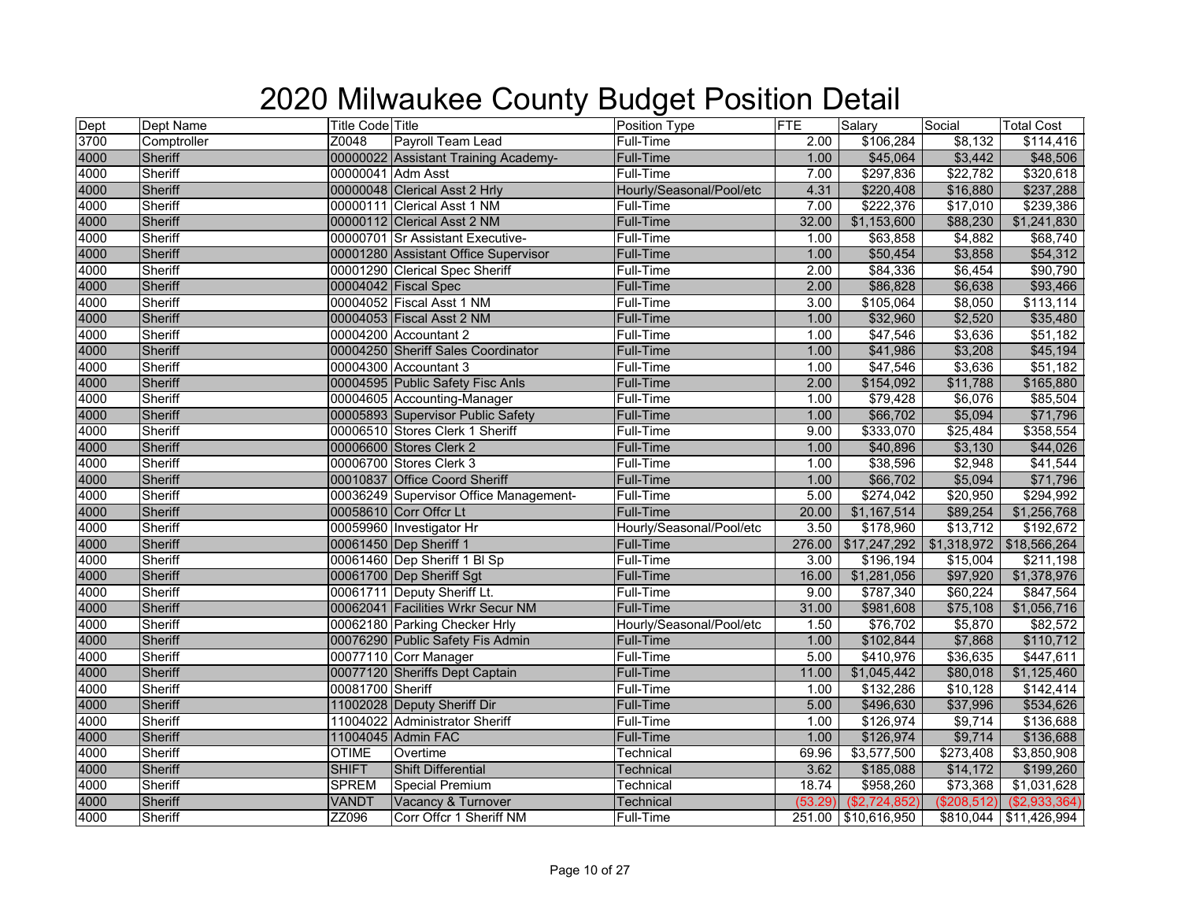# 2020 Milwaukee County Budget Position Detail

| Dept | Dept Name | Title Code | Title | Position Type | FTE | Salary | Social | Total Cost |
|---|---|---|---|---|---|---|---|---|
| 3700 | Comptroller | Z0048 | Payroll Team Lead | Full-Time | 2.00 | $106,284 | $8,132 | $114,416 |
| 4000 | Sheriff | 00000022 | Assistant Training Academy- | Full-Time | 1.00 | $45,064 | $3,442 | $48,506 |
| 4000 | Sheriff | 00000041 | Adm Asst | Full-Time | 7.00 | $297,836 | $22,782 | $320,618 |
| 4000 | Sheriff | 00000048 | Clerical Asst 2 Hrly | Hourly/Seasonal/Pool/etc | 4.31 | $220,408 | $16,880 | $237,288 |
| 4000 | Sheriff | 00000111 | Clerical Asst 1 NM | Full-Time | 7.00 | $222,376 | $17,010 | $239,386 |
| 4000 | Sheriff | 00000112 | Clerical Asst 2 NM | Full-Time | 32.00 | $1,153,600 | $88,230 | $1,241,830 |
| 4000 | Sheriff | 00000701 | Sr Assistant Executive- | Full-Time | 1.00 | $63,858 | $4,882 | $68,740 |
| 4000 | Sheriff | 00001280 | Assistant Office Supervisor | Full-Time | 1.00 | $50,454 | $3,858 | $54,312 |
| 4000 | Sheriff | 00001290 | Clerical Spec Sheriff | Full-Time | 2.00 | $84,336 | $6,454 | $90,790 |
| 4000 | Sheriff | 00004042 | Fiscal Spec | Full-Time | 2.00 | $86,828 | $6,638 | $93,466 |
| 4000 | Sheriff | 00004052 | Fiscal Asst 1 NM | Full-Time | 3.00 | $105,064 | $8,050 | $113,114 |
| 4000 | Sheriff | 00004053 | Fiscal Asst 2 NM | Full-Time | 1.00 | $32,960 | $2,520 | $35,480 |
| 4000 | Sheriff | 00004200 | Accountant 2 | Full-Time | 1.00 | $47,546 | $3,636 | $51,182 |
| 4000 | Sheriff | 00004250 | Sheriff Sales Coordinator | Full-Time | 1.00 | $41,986 | $3,208 | $45,194 |
| 4000 | Sheriff | 00004300 | Accountant 3 | Full-Time | 1.00 | $47,546 | $3,636 | $51,182 |
| 4000 | Sheriff | 00004595 | Public Safety Fisc Anls | Full-Time | 2.00 | $154,092 | $11,788 | $165,880 |
| 4000 | Sheriff | 00004605 | Accounting-Manager | Full-Time | 1.00 | $79,428 | $6,076 | $85,504 |
| 4000 | Sheriff | 00005893 | Supervisor Public Safety | Full-Time | 1.00 | $66,702 | $5,094 | $71,796 |
| 4000 | Sheriff | 00006510 | Stores Clerk 1 Sheriff | Full-Time | 9.00 | $333,070 | $25,484 | $358,554 |
| 4000 | Sheriff | 00006600 | Stores Clerk 2 | Full-Time | 1.00 | $40,896 | $3,130 | $44,026 |
| 4000 | Sheriff | 00006700 | Stores Clerk 3 | Full-Time | 1.00 | $38,596 | $2,948 | $41,544 |
| 4000 | Sheriff | 00010837 | Office Coord Sheriff | Full-Time | 1.00 | $66,702 | $5,094 | $71,796 |
| 4000 | Sheriff | 00036249 | Supervisor Office Management- | Full-Time | 5.00 | $274,042 | $20,950 | $294,992 |
| 4000 | Sheriff | 00058610 | Corr Offcr Lt | Full-Time | 20.00 | $1,167,514 | $89,254 | $1,256,768 |
| 4000 | Sheriff | 00059960 | Investigator Hr | Hourly/Seasonal/Pool/etc | 3.50 | $178,960 | $13,712 | $192,672 |
| 4000 | Sheriff | 00061450 | Dep Sheriff 1 | Full-Time | 276.00 | $17,247,292 | $1,318,972 | $18,566,264 |
| 4000 | Sheriff | 00061460 | Dep Sheriff 1 Bl Sp | Full-Time | 3.00 | $196,194 | $15,004 | $211,198 |
| 4000 | Sheriff | 00061700 | Dep Sheriff Sgt | Full-Time | 16.00 | $1,281,056 | $97,920 | $1,378,976 |
| 4000 | Sheriff | 00061711 | Deputy Sheriff Lt. | Full-Time | 9.00 | $787,340 | $60,224 | $847,564 |
| 4000 | Sheriff | 00062041 | Facilities Wrkr Secur NM | Full-Time | 31.00 | $981,608 | $75,108 | $1,056,716 |
| 4000 | Sheriff | 00062180 | Parking Checker Hrly | Hourly/Seasonal/Pool/etc | 1.50 | $76,702 | $5,870 | $82,572 |
| 4000 | Sheriff | 00076290 | Public Safety Fis Admin | Full-Time | 1.00 | $102,844 | $7,868 | $110,712 |
| 4000 | Sheriff | 00077110 | Corr Manager | Full-Time | 5.00 | $410,976 | $36,635 | $447,611 |
| 4000 | Sheriff | 00077120 | Sheriffs Dept Captain | Full-Time | 11.00 | $1,045,442 | $80,018 | $1,125,460 |
| 4000 | Sheriff | 00081700 | Sheriff | Full-Time | 1.00 | $132,286 | $10,128 | $142,414 |
| 4000 | Sheriff | 11002028 | Deputy Sheriff Dir | Full-Time | 5.00 | $496,630 | $37,996 | $534,626 |
| 4000 | Sheriff | 11004022 | Administrator Sheriff | Full-Time | 1.00 | $126,974 | $9,714 | $136,688 |
| 4000 | Sheriff | 11004045 | Admin FAC | Full-Time | 1.00 | $126,974 | $9,714 | $136,688 |
| 4000 | Sheriff | OTIME | Overtime | Technical | 69.96 | $3,577,500 | $273,408 | $3,850,908 |
| 4000 | Sheriff | SHIFT | Shift Differential | Technical | 3.62 | $185,088 | $14,172 | $199,260 |
| 4000 | Sheriff | SPREM | Special Premium | Technical | 18.74 | $958,260 | $73,368 | $1,031,628 |
| 4000 | Sheriff | VANDT | Vacancy & Turnover | Technical | (53.29) | ($2,724,852) | ($208,512) | ($2,933,364) |
| 4000 | Sheriff | ZZ096 | Corr Offcr 1 Sheriff NM | Full-Time | 251.00 | $10,616,950 | $810,044 | $11,426,994 |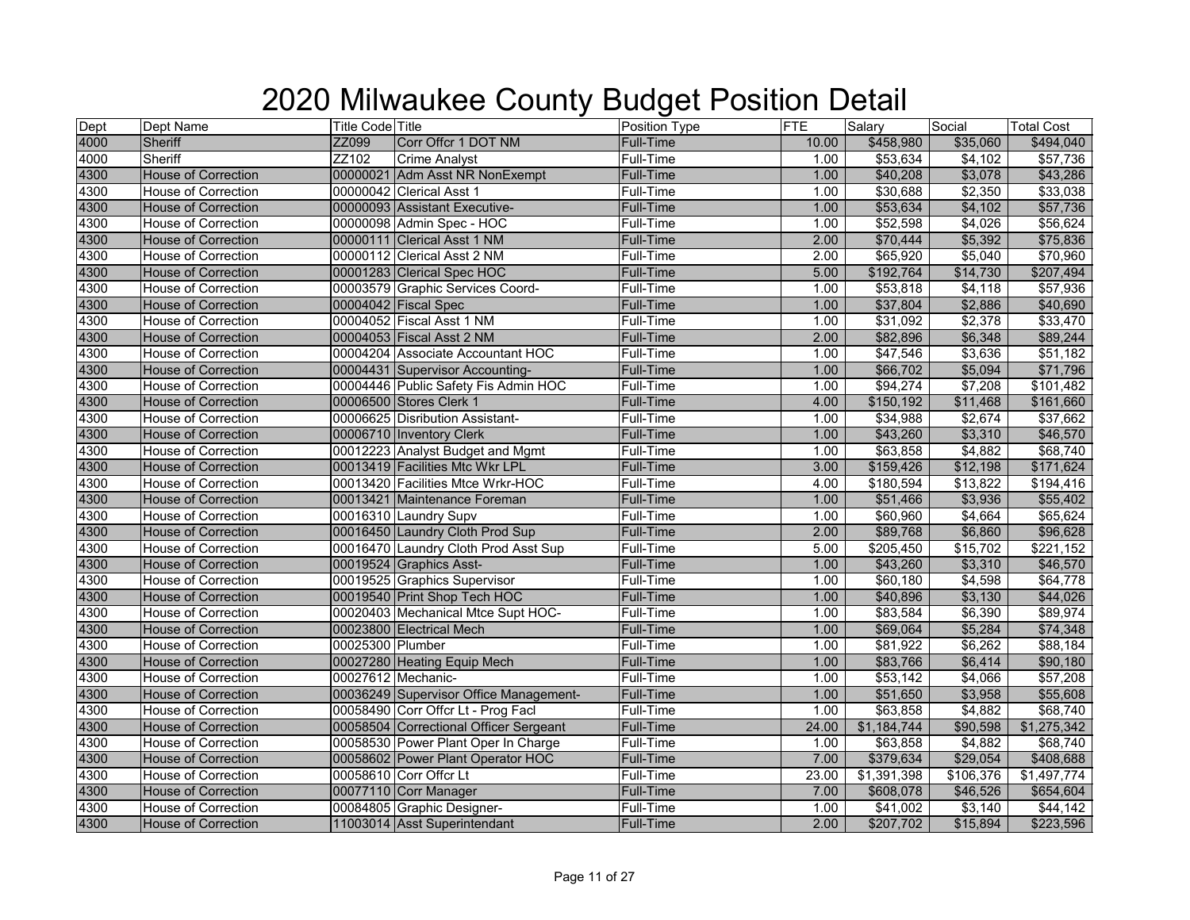# 2020 Milwaukee County Budget Position Detail

| Dept | Dept Name | Title Code | Title | Position Type | FTE | Salary | Social | Total Cost |
|---|---|---|---|---|---|---|---|---|
| 4000 | Sheriff | ZZ099 | Corr Offcr 1 DOT NM | Full-Time | 10.00 | $458,980 | $35,060 | $494,040 |
| 4000 | Sheriff | ZZ102 | Crime Analyst | Full-Time | 1.00 | $53,634 | $4,102 | $57,736 |
| 4300 | House of Correction | 00000021 | Adm Asst NR NonExempt | Full-Time | 1.00 | $40,208 | $3,078 | $43,286 |
| 4300 | House of Correction | 00000042 | Clerical Asst 1 | Full-Time | 1.00 | $30,688 | $2,350 | $33,038 |
| 4300 | House of Correction | 00000093 | Assistant Executive- | Full-Time | 1.00 | $53,634 | $4,102 | $57,736 |
| 4300 | House of Correction | 00000098 | Admin Spec - HOC | Full-Time | 1.00 | $52,598 | $4,026 | $56,624 |
| 4300 | House of Correction | 00000111 | Clerical Asst 1 NM | Full-Time | 2.00 | $70,444 | $5,392 | $75,836 |
| 4300 | House of Correction | 00000112 | Clerical Asst 2 NM | Full-Time | 2.00 | $65,920 | $5,040 | $70,960 |
| 4300 | House of Correction | 00001283 | Clerical Spec HOC | Full-Time | 5.00 | $192,764 | $14,730 | $207,494 |
| 4300 | House of Correction | 00003579 | Graphic Services Coord- | Full-Time | 1.00 | $53,818 | $4,118 | $57,936 |
| 4300 | House of Correction | 00004042 | Fiscal Spec | Full-Time | 1.00 | $37,804 | $2,886 | $40,690 |
| 4300 | House of Correction | 00004052 | Fiscal Asst 1 NM | Full-Time | 1.00 | $31,092 | $2,378 | $33,470 |
| 4300 | House of Correction | 00004053 | Fiscal Asst 2 NM | Full-Time | 2.00 | $82,896 | $6,348 | $89,244 |
| 4300 | House of Correction | 00004204 | Associate Accountant HOC | Full-Time | 1.00 | $47,546 | $3,636 | $51,182 |
| 4300 | House of Correction | 00004431 | Supervisor Accounting- | Full-Time | 1.00 | $66,702 | $5,094 | $71,796 |
| 4300 | House of Correction | 00004446 | Public Safety Fis Admin HOC | Full-Time | 1.00 | $94,274 | $7,208 | $101,482 |
| 4300 | House of Correction | 00006500 | Stores Clerk 1 | Full-Time | 4.00 | $150,192 | $11,468 | $161,660 |
| 4300 | House of Correction | 00006625 | Disribution Assistant- | Full-Time | 1.00 | $34,988 | $2,674 | $37,662 |
| 4300 | House of Correction | 00006710 | Inventory Clerk | Full-Time | 1.00 | $43,260 | $3,310 | $46,570 |
| 4300 | House of Correction | 00012223 | Analyst Budget and Mgmt | Full-Time | 1.00 | $63,858 | $4,882 | $68,740 |
| 4300 | House of Correction | 00013419 | Facilities Mtc Wkr LPL | Full-Time | 3.00 | $159,426 | $12,198 | $171,624 |
| 4300 | House of Correction | 00013420 | Facilities Mtce Wrkr-HOC | Full-Time | 4.00 | $180,594 | $13,822 | $194,416 |
| 4300 | House of Correction | 00013421 | Maintenance Foreman | Full-Time | 1.00 | $51,466 | $3,936 | $55,402 |
| 4300 | House of Correction | 00016310 | Laundry Supv | Full-Time | 1.00 | $60,960 | $4,664 | $65,624 |
| 4300 | House of Correction | 00016450 | Laundry Cloth Prod Sup | Full-Time | 2.00 | $89,768 | $6,860 | $96,628 |
| 4300 | House of Correction | 00016470 | Laundry Cloth Prod Asst Sup | Full-Time | 5.00 | $205,450 | $15,702 | $221,152 |
| 4300 | House of Correction | 00019524 | Graphics Asst- | Full-Time | 1.00 | $43,260 | $3,310 | $46,570 |
| 4300 | House of Correction | 00019525 | Graphics Supervisor | Full-Time | 1.00 | $60,180 | $4,598 | $64,778 |
| 4300 | House of Correction | 00019540 | Print Shop Tech HOC | Full-Time | 1.00 | $40,896 | $3,130 | $44,026 |
| 4300 | House of Correction | 00020403 | Mechanical Mtce Supt HOC- | Full-Time | 1.00 | $83,584 | $6,390 | $89,974 |
| 4300 | House of Correction | 00023800 | Electrical Mech | Full-Time | 1.00 | $69,064 | $5,284 | $74,348 |
| 4300 | House of Correction | 00025300 | Plumber | Full-Time | 1.00 | $81,922 | $6,262 | $88,184 |
| 4300 | House of Correction | 00027280 | Heating Equip Mech | Full-Time | 1.00 | $83,766 | $6,414 | $90,180 |
| 4300 | House of Correction | 00027612 | Mechanic- | Full-Time | 1.00 | $53,142 | $4,066 | $57,208 |
| 4300 | House of Correction | 00036249 | Supervisor Office Management- | Full-Time | 1.00 | $51,650 | $3,958 | $55,608 |
| 4300 | House of Correction | 00058490 | Corr Offcr Lt - Prog Facl | Full-Time | 1.00 | $63,858 | $4,882 | $68,740 |
| 4300 | House of Correction | 00058504 | Correctional Officer Sergeant | Full-Time | 24.00 | $1,184,744 | $90,598 | $1,275,342 |
| 4300 | House of Correction | 00058530 | Power Plant Oper In Charge | Full-Time | 1.00 | $63,858 | $4,882 | $68,740 |
| 4300 | House of Correction | 00058602 | Power Plant Operator HOC | Full-Time | 7.00 | $379,634 | $29,054 | $408,688 |
| 4300 | House of Correction | 00058610 | Corr Offcr Lt | Full-Time | 23.00 | $1,391,398 | $106,376 | $1,497,774 |
| 4300 | House of Correction | 00077110 | Corr Manager | Full-Time | 7.00 | $608,078 | $46,526 | $654,604 |
| 4300 | House of Correction | 00084805 | Graphic Designer- | Full-Time | 1.00 | $41,002 | $3,140 | $44,142 |
| 4300 | House of Correction | 11003014 | Asst Superintendant | Full-Time | 2.00 | $207,702 | $15,894 | $223,596 |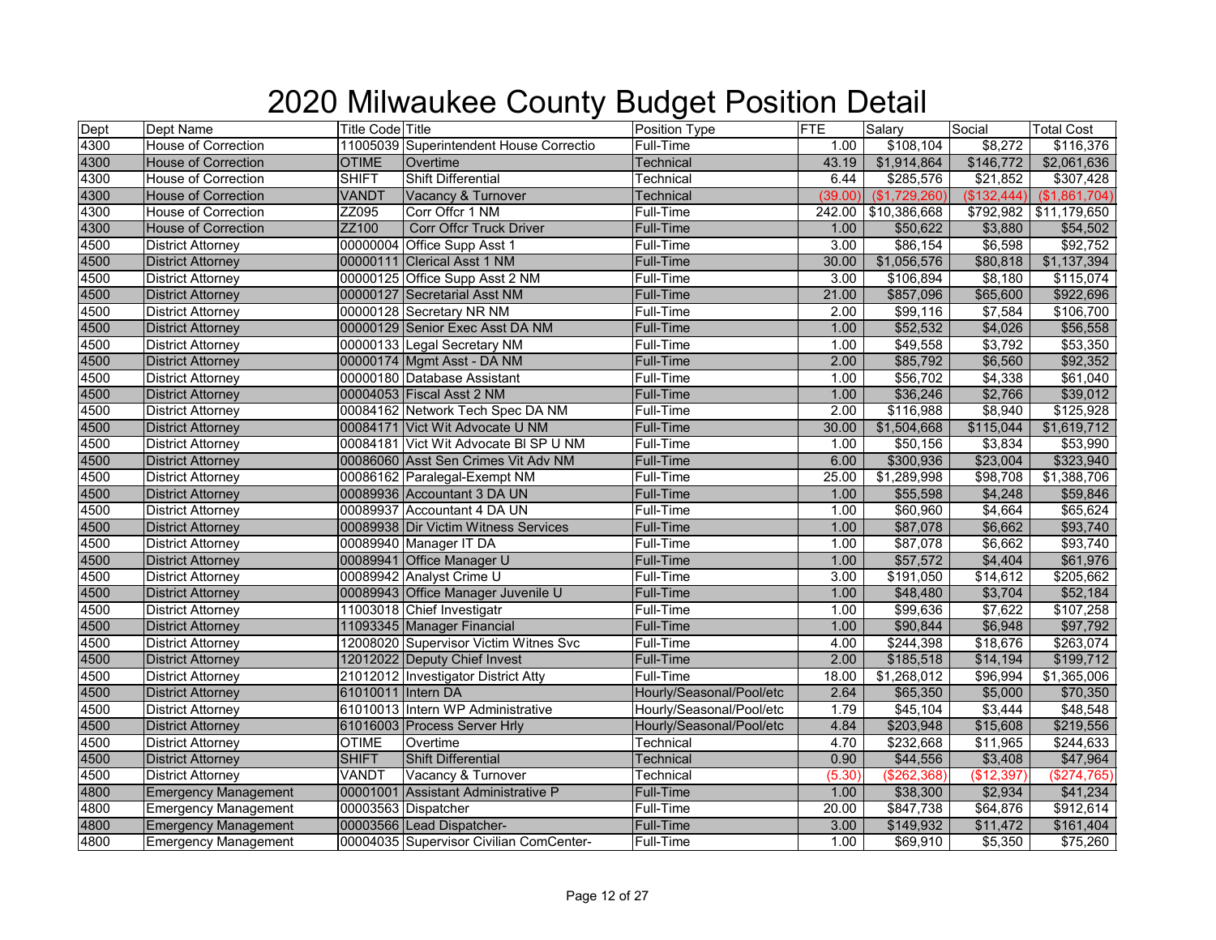# 2020 Milwaukee County Budget Position Detail

| Dept | Dept Name | Title Code | Title | Position Type | FTE | Salary | Social | Total Cost |
|---|---|---|---|---|---|---|---|---|
| 4300 | House of Correction | 11005039 | Superintendent House Correctio | Full-Time | 1.00 | $108,104 | $8,272 | $116,376 |
| 4300 | House of Correction | OTIME | Overtime | Technical | 43.19 | $1,914,864 | $146,772 | $2,061,636 |
| 4300 | House of Correction | SHIFT | Shift Differential | Technical | 6.44 | $285,576 | $21,852 | $307,428 |
| 4300 | House of Correction | VANDT | Vacancy & Turnover | Technical | (39.00) | ($1,729,260) | ($132,444) | ($1,861,704) |
| 4300 | House of Correction | ZZ095 | Corr Offcr 1 NM | Full-Time | 242.00 | $10,386,668 | $792,982 | $11,179,650 |
| 4300 | House of Correction | ZZ100 | Corr Offcr Truck Driver | Full-Time | 1.00 | $50,622 | $3,880 | $54,502 |
| 4500 | District Attorney | 00000004 | Office Supp Asst 1 | Full-Time | 3.00 | $86,154 | $6,598 | $92,752 |
| 4500 | District Attorney | 00000111 | Clerical Asst 1 NM | Full-Time | 30.00 | $1,056,576 | $80,818 | $1,137,394 |
| 4500 | District Attorney | 00000125 | Office Supp Asst 2 NM | Full-Time | 3.00 | $106,894 | $8,180 | $115,074 |
| 4500 | District Attorney | 00000127 | Secretarial Asst NM | Full-Time | 21.00 | $857,096 | $65,600 | $922,696 |
| 4500 | District Attorney | 00000128 | Secretary NR NM | Full-Time | 2.00 | $99,116 | $7,584 | $106,700 |
| 4500 | District Attorney | 00000129 | Senior Exec Asst DA NM | Full-Time | 1.00 | $52,532 | $4,026 | $56,558 |
| 4500 | District Attorney | 00000133 | Legal Secretary NM | Full-Time | 1.00 | $49,558 | $3,792 | $53,350 |
| 4500 | District Attorney | 00000174 | Mgmt Asst - DA NM | Full-Time | 2.00 | $85,792 | $6,560 | $92,352 |
| 4500 | District Attorney | 00000180 | Database Assistant | Full-Time | 1.00 | $56,702 | $4,338 | $61,040 |
| 4500 | District Attorney | 00004053 | Fiscal Asst 2 NM | Full-Time | 1.00 | $36,246 | $2,766 | $39,012 |
| 4500 | District Attorney | 00084162 | Network Tech Spec DA NM | Full-Time | 2.00 | $116,988 | $8,940 | $125,928 |
| 4500 | District Attorney | 00084171 | Vict Wit Advocate U NM | Full-Time | 30.00 | $1,504,668 | $115,044 | $1,619,712 |
| 4500 | District Attorney | 00084181 | Vict Wit Advocate Bl SP U NM | Full-Time | 1.00 | $50,156 | $3,834 | $53,990 |
| 4500 | District Attorney | 00086060 | Asst Sen Crimes Vit Adv NM | Full-Time | 6.00 | $300,936 | $23,004 | $323,940 |
| 4500 | District Attorney | 00086162 | Paralegal-Exempt NM | Full-Time | 25.00 | $1,289,998 | $98,708 | $1,388,706 |
| 4500 | District Attorney | 00089936 | Accountant 3 DA UN | Full-Time | 1.00 | $55,598 | $4,248 | $59,846 |
| 4500 | District Attorney | 00089937 | Accountant 4 DA UN | Full-Time | 1.00 | $60,960 | $4,664 | $65,624 |
| 4500 | District Attorney | 00089938 | Dir Victim Witness Services | Full-Time | 1.00 | $87,078 | $6,662 | $93,740 |
| 4500 | District Attorney | 00089940 | Manager IT DA | Full-Time | 1.00 | $87,078 | $6,662 | $93,740 |
| 4500 | District Attorney | 00089941 | Office Manager U | Full-Time | 1.00 | $57,572 | $4,404 | $61,976 |
| 4500 | District Attorney | 00089942 | Analyst Crime U | Full-Time | 3.00 | $191,050 | $14,612 | $205,662 |
| 4500 | District Attorney | 00089943 | Office Manager Juvenile U | Full-Time | 1.00 | $48,480 | $3,704 | $52,184 |
| 4500 | District Attorney | 11003018 | Chief Investigatr | Full-Time | 1.00 | $99,636 | $7,622 | $107,258 |
| 4500 | District Attorney | 11093345 | Manager Financial | Full-Time | 1.00 | $90,844 | $6,948 | $97,792 |
| 4500 | District Attorney | 12008020 | Supervisor Victim Witnes Svc | Full-Time | 4.00 | $244,398 | $18,676 | $263,074 |
| 4500 | District Attorney | 12012022 | Deputy Chief Invest | Full-Time | 2.00 | $185,518 | $14,194 | $199,712 |
| 4500 | District Attorney | 21012012 | Investigator District Atty | Full-Time | 18.00 | $1,268,012 | $96,994 | $1,365,006 |
| 4500 | District Attorney | 61010011 | Intern DA | Hourly/Seasonal/Pool/etc | 2.64 | $65,350 | $5,000 | $70,350 |
| 4500 | District Attorney | 61010013 | Intern WP Administrative | Hourly/Seasonal/Pool/etc | 1.79 | $45,104 | $3,444 | $48,548 |
| 4500 | District Attorney | 61016003 | Process Server Hrly | Hourly/Seasonal/Pool/etc | 4.84 | $203,948 | $15,608 | $219,556 |
| 4500 | District Attorney | OTIME | Overtime | Technical | 4.70 | $232,668 | $11,965 | $244,633 |
| 4500 | District Attorney | SHIFT | Shift Differential | Technical | 0.90 | $44,556 | $3,408 | $47,964 |
| 4500 | District Attorney | VANDT | Vacancy & Turnover | Technical | (5.30) | ($262,368) | ($12,397) | ($274,765) |
| 4800 | Emergency Management | 00001001 | Assistant Administrative P | Full-Time | 1.00 | $38,300 | $2,934 | $41,234 |
| 4800 | Emergency Management | 00003563 | Dispatcher | Full-Time | 20.00 | $847,738 | $64,876 | $912,614 |
| 4800 | Emergency Management | 00003566 | Lead Dispatcher- | Full-Time | 3.00 | $149,932 | $11,472 | $161,404 |
| 4800 | Emergency Management | 00004035 | Supervisor Civilian ComCenter- | Full-Time | 1.00 | $69,910 | $5,350 | $75,260 |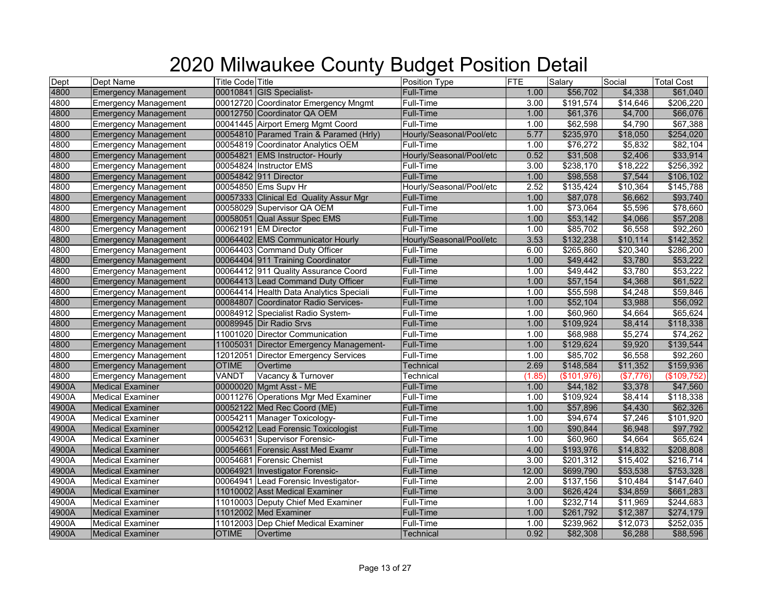# 2020 Milwaukee County Budget Position Detail

| Dept | Dept Name | Title Code | Title | Position Type | FTE | Salary | Social | Total Cost |
|---|---|---|---|---|---|---|---|---|
| 4800 | Emergency Management | 00010841 | GIS Specialist- | Full-Time | 1.00 | $56,702 | $4,338 | $61,040 |
| 4800 | Emergency Management | 00012720 | Coordinator Emergency Mngmt | Full-Time | 3.00 | $191,574 | $14,646 | $206,220 |
| 4800 | Emergency Management | 00012750 | Coordinator QA OEM | Full-Time | 1.00 | $61,376 | $4,700 | $66,076 |
| 4800 | Emergency Management | 00041445 | Airport Emerg Mgmt Coord | Full-Time | 1.00 | $62,598 | $4,790 | $67,388 |
| 4800 | Emergency Management | 00054810 | Paramed Train & Paramed (Hrly) | Hourly/Seasonal/Pool/etc | 5.77 | $235,970 | $18,050 | $254,020 |
| 4800 | Emergency Management | 00054819 | Coordinator Analytics OEM | Full-Time | 1.00 | $76,272 | $5,832 | $82,104 |
| 4800 | Emergency Management | 00054821 | EMS Instructor- Hourly | Hourly/Seasonal/Pool/etc | 0.52 | $31,508 | $2,406 | $33,914 |
| 4800 | Emergency Management | 00054824 | Instructor EMS | Full-Time | 3.00 | $238,170 | $18,222 | $256,392 |
| 4800 | Emergency Management | 00054842 | 911 Director | Full-Time | 1.00 | $98,558 | $7,544 | $106,102 |
| 4800 | Emergency Management | 00054850 | Ems Supv Hr | Hourly/Seasonal/Pool/etc | 2.52 | $135,424 | $10,364 | $145,788 |
| 4800 | Emergency Management | 00057333 | Clinical Ed Quality Assur Mgr | Full-Time | 1.00 | $87,078 | $6,662 | $93,740 |
| 4800 | Emergency Management | 00058029 | Supervisor QA OEM | Full-Time | 1.00 | $73,064 | $5,596 | $78,660 |
| 4800 | Emergency Management | 00058051 | Qual Assur Spec EMS | Full-Time | 1.00 | $53,142 | $4,066 | $57,208 |
| 4800 | Emergency Management | 00062191 | EM Director | Full-Time | 1.00 | $85,702 | $6,558 | $92,260 |
| 4800 | Emergency Management | 00064402 | EMS Communicator Hourly | Hourly/Seasonal/Pool/etc | 3.53 | $132,238 | $10,114 | $142,352 |
| 4800 | Emergency Management | 00064403 | Command Duty Officer | Full-Time | 6.00 | $265,860 | $20,340 | $286,200 |
| 4800 | Emergency Management | 00064404 | 911 Training Coordinator | Full-Time | 1.00 | $49,442 | $3,780 | $53,222 |
| 4800 | Emergency Management | 00064412 | 911 Quality Assurance Coord | Full-Time | 1.00 | $49,442 | $3,780 | $53,222 |
| 4800 | Emergency Management | 00064413 | Lead Command Duty Officer | Full-Time | 1.00 | $57,154 | $4,368 | $61,522 |
| 4800 | Emergency Management | 00064414 | Health Data Analytics Speciali | Full-Time | 1.00 | $55,598 | $4,248 | $59,846 |
| 4800 | Emergency Management | 00084807 | Coordinator Radio Services- | Full-Time | 1.00 | $52,104 | $3,988 | $56,092 |
| 4800 | Emergency Management | 00084912 | Specialist Radio System- | Full-Time | 1.00 | $60,960 | $4,664 | $65,624 |
| 4800 | Emergency Management | 00089945 | Dir Radio Srvs | Full-Time | 1.00 | $109,924 | $8,414 | $118,338 |
| 4800 | Emergency Management | 11001020 | Director Communication | Full-Time | 1.00 | $68,988 | $5,274 | $74,262 |
| 4800 | Emergency Management | 11005031 | Director Emergency Management- | Full-Time | 1.00 | $129,624 | $9,920 | $139,544 |
| 4800 | Emergency Management | 12012051 | Director Emergency Services | Full-Time | 1.00 | $85,702 | $6,558 | $92,260 |
| 4800 | Emergency Management | OTIME | Overtime | Technical | 2.69 | $148,584 | $11,352 | $159,936 |
| 4800 | Emergency Management | VANDT | Vacancy & Turnover | Technical | (1.85) | ($101,976) | ($7,776) | ($109,752) |
| 4900A | Medical Examiner | 00000020 | Mgmt Asst - ME | Full-Time | 1.00 | $44,182 | $3,378 | $47,560 |
| 4900A | Medical Examiner | 00011276 | Operations Mgr Med Examiner | Full-Time | 1.00 | $109,924 | $8,414 | $118,338 |
| 4900A | Medical Examiner | 00052122 | Med Rec Coord (ME) | Full-Time | 1.00 | $57,896 | $4,430 | $62,326 |
| 4900A | Medical Examiner | 00054211 | Manager Toxicology- | Full-Time | 1.00 | $94,674 | $7,246 | $101,920 |
| 4900A | Medical Examiner | 00054212 | Lead Forensic Toxicologist | Full-Time | 1.00 | $90,844 | $6,948 | $97,792 |
| 4900A | Medical Examiner | 00054631 | Supervisor Forensic- | Full-Time | 1.00 | $60,960 | $4,664 | $65,624 |
| 4900A | Medical Examiner | 00054661 | Forensic Asst Med Examr | Full-Time | 4.00 | $193,976 | $14,832 | $208,808 |
| 4900A | Medical Examiner | 00054681 | Forensic Chemist | Full-Time | 3.00 | $201,312 | $15,402 | $216,714 |
| 4900A | Medical Examiner | 00064921 | Investigator Forensic- | Full-Time | 12.00 | $699,790 | $53,538 | $753,328 |
| 4900A | Medical Examiner | 00064941 | Lead Forensic Investigator- | Full-Time | 2.00 | $137,156 | $10,484 | $147,640 |
| 4900A | Medical Examiner | 11010002 | Asst Medical Examiner | Full-Time | 3.00 | $626,424 | $34,859 | $661,283 |
| 4900A | Medical Examiner | 11010003 | Deputy Chief Med Examiner | Full-Time | 1.00 | $232,714 | $11,969 | $244,683 |
| 4900A | Medical Examiner | 11012002 | Med Examiner | Full-Time | 1.00 | $261,792 | $12,387 | $274,179 |
| 4900A | Medical Examiner | 11012003 | Dep Chief Medical Examiner | Full-Time | 1.00 | $239,962 | $12,073 | $252,035 |
| 4900A | Medical Examiner | OTIME | Overtime | Technical | 0.92 | $82,308 | $6,288 | $88,596 |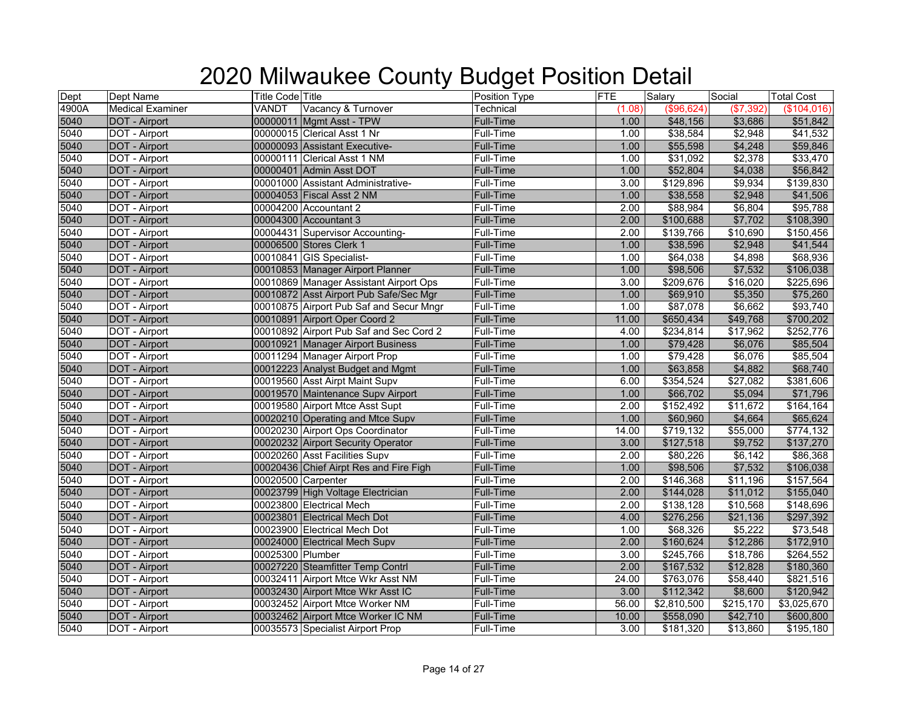# 2020 Milwaukee County Budget Position Detail

| Dept | Dept Name | Title Code | Title | Position Type | FTE | Salary | Social | Total Cost |
|---|---|---|---|---|---|---|---|---|
| 4900A | Medical Examiner | VANDT | Vacancy & Turnover | Technical | (1.08) | ($96,624) | ($7,392) | ($104,016) |
| 5040 | DOT - Airport | 00000011 | Mgmt Asst - TPW | Full-Time | 1.00 | $48,156 | $3,686 | $51,842 |
| 5040 | DOT - Airport | 00000015 | Clerical Asst 1 Nr | Full-Time | 1.00 | $38,584 | $2,948 | $41,532 |
| 5040 | DOT - Airport | 00000093 | Assistant Executive- | Full-Time | 1.00 | $55,598 | $4,248 | $59,846 |
| 5040 | DOT - Airport | 00000111 | Clerical Asst 1 NM | Full-Time | 1.00 | $31,092 | $2,378 | $33,470 |
| 5040 | DOT - Airport | 00000401 | Admin Asst DOT | Full-Time | 1.00 | $52,804 | $4,038 | $56,842 |
| 5040 | DOT - Airport | 00001000 | Assistant Administrative- | Full-Time | 3.00 | $129,896 | $9,934 | $139,830 |
| 5040 | DOT - Airport | 00004053 | Fiscal Asst 2 NM | Full-Time | 1.00 | $38,558 | $2,948 | $41,506 |
| 5040 | DOT - Airport | 00004200 | Accountant 2 | Full-Time | 2.00 | $88,984 | $6,804 | $95,788 |
| 5040 | DOT - Airport | 00004300 | Accountant 3 | Full-Time | 2.00 | $100,688 | $7,702 | $108,390 |
| 5040 | DOT - Airport | 00004431 | Supervisor Accounting- | Full-Time | 2.00 | $139,766 | $10,690 | $150,456 |
| 5040 | DOT - Airport | 00006500 | Stores Clerk 1 | Full-Time | 1.00 | $38,596 | $2,948 | $41,544 |
| 5040 | DOT - Airport | 00010841 | GIS Specialist- | Full-Time | 1.00 | $64,038 | $4,898 | $68,936 |
| 5040 | DOT - Airport | 00010853 | Manager Airport Planner | Full-Time | 1.00 | $98,506 | $7,532 | $106,038 |
| 5040 | DOT - Airport | 00010869 | Manager Assistant Airport Ops | Full-Time | 3.00 | $209,676 | $16,020 | $225,696 |
| 5040 | DOT - Airport | 00010872 | Asst Airport Pub Safe/Sec Mgr | Full-Time | 1.00 | $69,910 | $5,350 | $75,260 |
| 5040 | DOT - Airport | 00010875 | Airport Pub Saf and Secur Mngr | Full-Time | 1.00 | $87,078 | $6,662 | $93,740 |
| 5040 | DOT - Airport | 00010891 | Airport Oper Coord 2 | Full-Time | 11.00 | $650,434 | $49,768 | $700,202 |
| 5040 | DOT - Airport | 00010892 | Airport Pub Saf and Sec Cord 2 | Full-Time | 4.00 | $234,814 | $17,962 | $252,776 |
| 5040 | DOT - Airport | 00010921 | Manager Airport Business | Full-Time | 1.00 | $79,428 | $6,076 | $85,504 |
| 5040 | DOT - Airport | 00011294 | Manager Airport Prop | Full-Time | 1.00 | $79,428 | $6,076 | $85,504 |
| 5040 | DOT - Airport | 00012223 | Analyst Budget and Mgmt | Full-Time | 1.00 | $63,858 | $4,882 | $68,740 |
| 5040 | DOT - Airport | 00019560 | Asst Airpt Maint Supv | Full-Time | 6.00 | $354,524 | $27,082 | $381,606 |
| 5040 | DOT - Airport | 00019570 | Maintenance Supv Airport | Full-Time | 1.00 | $66,702 | $5,094 | $71,796 |
| 5040 | DOT - Airport | 00019580 | Airport Mtce Asst Supt | Full-Time | 2.00 | $152,492 | $11,672 | $164,164 |
| 5040 | DOT - Airport | 00020210 | Operating and Mtce Supv | Full-Time | 1.00 | $60,960 | $4,664 | $65,624 |
| 5040 | DOT - Airport | 00020230 | Airport Ops Coordinator | Full-Time | 14.00 | $719,132 | $55,000 | $774,132 |
| 5040 | DOT - Airport | 00020232 | Airport Security Operator | Full-Time | 3.00 | $127,518 | $9,752 | $137,270 |
| 5040 | DOT - Airport | 00020260 | Asst Facilities Supv | Full-Time | 2.00 | $80,226 | $6,142 | $86,368 |
| 5040 | DOT - Airport | 00020436 | Chief Airpt Res and Fire Figh | Full-Time | 1.00 | $98,506 | $7,532 | $106,038 |
| 5040 | DOT - Airport | 00020500 | Carpenter | Full-Time | 2.00 | $146,368 | $11,196 | $157,564 |
| 5040 | DOT - Airport | 00023799 | High Voltage Electrician | Full-Time | 2.00 | $144,028 | $11,012 | $155,040 |
| 5040 | DOT - Airport | 00023800 | Electrical Mech | Full-Time | 2.00 | $138,128 | $10,568 | $148,696 |
| 5040 | DOT - Airport | 00023801 | Electrical Mech Dot | Full-Time | 4.00 | $276,256 | $21,136 | $297,392 |
| 5040 | DOT - Airport | 00023900 | Electrical Mech Dot | Full-Time | 1.00 | $68,326 | $5,222 | $73,548 |
| 5040 | DOT - Airport | 00024000 | Electrical Mech Supv | Full-Time | 2.00 | $160,624 | $12,286 | $172,910 |
| 5040 | DOT - Airport | 00025300 | Plumber | Full-Time | 3.00 | $245,766 | $18,786 | $264,552 |
| 5040 | DOT - Airport | 00027220 | Steamfitter Temp Contrl | Full-Time | 2.00 | $167,532 | $12,828 | $180,360 |
| 5040 | DOT - Airport | 00032411 | Airport Mtce Wkr Asst NM | Full-Time | 24.00 | $763,076 | $58,440 | $821,516 |
| 5040 | DOT - Airport | 00032430 | Airport Mtce Wkr Asst IC | Full-Time | 3.00 | $112,342 | $8,600 | $120,942 |
| 5040 | DOT - Airport | 00032452 | Airport Mtce Worker NM | Full-Time | 56.00 | $2,810,500 | $215,170 | $3,025,670 |
| 5040 | DOT - Airport | 00032462 | Airport Mtce Worker IC NM | Full-Time | 10.00 | $558,090 | $42,710 | $600,800 |
| 5040 | DOT - Airport | 00035573 | Specialist Airport Prop | Full-Time | 3.00 | $181,320 | $13,860 | $195,180 |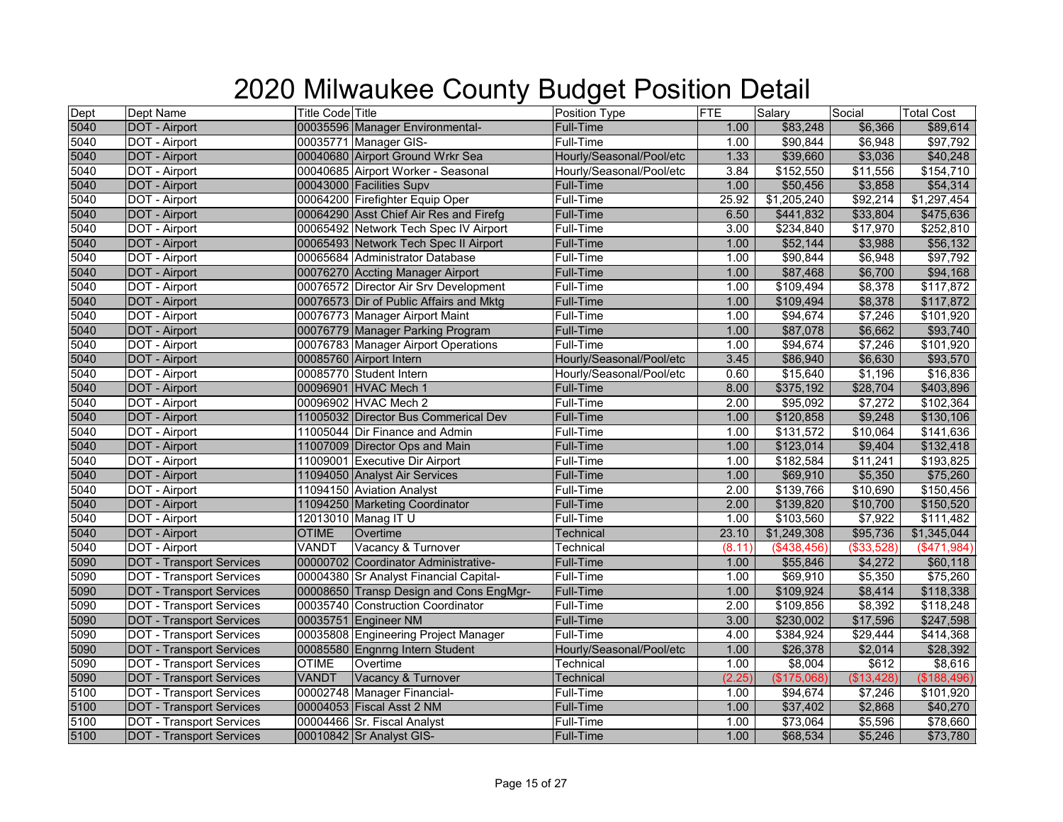# 2020 Milwaukee County Budget Position Detail

| Dept | Dept Name | Title Code | Title | Position Type | FTE | Salary | Social | Total Cost |
|---|---|---|---|---|---|---|---|---|
| 5040 | DOT - Airport | 00035596 | Manager Environmental- | Full-Time | 1.00 | $83,248 | $6,366 | $89,614 |
| 5040 | DOT - Airport | 00035771 | Manager GIS- | Full-Time | 1.00 | $90,844 | $6,948 | $97,792 |
| 5040 | DOT - Airport | 00040680 | Airport Ground Wrkr Sea | Hourly/Seasonal/Pool/etc | 1.33 | $39,660 | $3,036 | $40,248 |
| 5040 | DOT - Airport | 00040685 | Airport Worker - Seasonal | Hourly/Seasonal/Pool/etc | 3.84 | $152,550 | $11,556 | $154,710 |
| 5040 | DOT - Airport | 00043000 | Facilities Supv | Full-Time | 1.00 | $50,456 | $3,858 | $54,314 |
| 5040 | DOT - Airport | 00064200 | Firefighter Equip Oper | Full-Time | 25.92 | $1,205,240 | $92,214 | $1,297,454 |
| 5040 | DOT - Airport | 00064290 | Asst Chief Air Res and Firefg | Full-Time | 6.50 | $441,832 | $33,804 | $475,636 |
| 5040 | DOT - Airport | 00065492 | Network Tech Spec IV Airport | Full-Time | 3.00 | $234,840 | $17,970 | $252,810 |
| 5040 | DOT - Airport | 00065493 | Network Tech Spec II Airport | Full-Time | 1.00 | $52,144 | $3,988 | $56,132 |
| 5040 | DOT - Airport | 00065684 | Administrator Database | Full-Time | 1.00 | $90,844 | $6,948 | $97,792 |
| 5040 | DOT - Airport | 00076270 | Accting Manager Airport | Full-Time | 1.00 | $87,468 | $6,700 | $94,168 |
| 5040 | DOT - Airport | 00076572 | Director Air Srv Development | Full-Time | 1.00 | $109,494 | $8,378 | $117,872 |
| 5040 | DOT - Airport | 00076573 | Dir of Public Affairs and Mktg | Full-Time | 1.00 | $109,494 | $8,378 | $117,872 |
| 5040 | DOT - Airport | 00076773 | Manager Airport Maint | Full-Time | 1.00 | $94,674 | $7,246 | $101,920 |
| 5040 | DOT - Airport | 00076779 | Manager Parking Program | Full-Time | 1.00 | $87,078 | $6,662 | $93,740 |
| 5040 | DOT - Airport | 00076783 | Manager Airport Operations | Full-Time | 1.00 | $94,674 | $7,246 | $101,920 |
| 5040 | DOT - Airport | 00085760 | Airport Intern | Hourly/Seasonal/Pool/etc | 3.45 | $86,940 | $6,630 | $93,570 |
| 5040 | DOT - Airport | 00085770 | Student Intern | Hourly/Seasonal/Pool/etc | 0.60 | $15,640 | $1,196 | $16,836 |
| 5040 | DOT - Airport | 00096901 | HVAC Mech 1 | Full-Time | 8.00 | $375,192 | $28,704 | $403,896 |
| 5040 | DOT - Airport | 00096902 | HVAC Mech 2 | Full-Time | 2.00 | $95,092 | $7,272 | $102,364 |
| 5040 | DOT - Airport | 11005032 | Director Bus Commerical Dev | Full-Time | 1.00 | $120,858 | $9,248 | $130,106 |
| 5040 | DOT - Airport | 11005044 | Dir Finance and Admin | Full-Time | 1.00 | $131,572 | $10,064 | $141,636 |
| 5040 | DOT - Airport | 11007009 | Director Ops and Main | Full-Time | 1.00 | $123,014 | $9,404 | $132,418 |
| 5040 | DOT - Airport | 11009001 | Executive Dir Airport | Full-Time | 1.00 | $182,584 | $11,241 | $193,825 |
| 5040 | DOT - Airport | 11094050 | Analyst Air Services | Full-Time | 1.00 | $69,910 | $5,350 | $75,260 |
| 5040 | DOT - Airport | 11094150 | Aviation Analyst | Full-Time | 2.00 | $139,766 | $10,690 | $150,456 |
| 5040 | DOT - Airport | 11094250 | Marketing Coordinator | Full-Time | 2.00 | $139,820 | $10,700 | $150,520 |
| 5040 | DOT - Airport | 12013010 | Manag IT U | Full-Time | 1.00 | $103,560 | $7,922 | $111,482 |
| 5040 | DOT - Airport | OTIME | Overtime | Technical | 23.10 | $1,249,308 | $95,736 | $1,345,044 |
| 5040 | DOT - Airport | VANDT | Vacancy & Turnover | Technical | (8.11) | ($438,456) | ($33,528) | ($471,984) |
| 5090 | DOT - Transport Services | 00000702 | Coordinator Administrative- | Full-Time | 1.00 | $55,846 | $4,272 | $60,118 |
| 5090 | DOT - Transport Services | 00004380 | Sr Analyst Financial Capital- | Full-Time | 1.00 | $69,910 | $5,350 | $75,260 |
| 5090 | DOT - Transport Services | 00008650 | Transp Design and Cons EngMgr- | Full-Time | 1.00 | $109,924 | $8,414 | $118,338 |
| 5090 | DOT - Transport Services | 00035740 | Construction Coordinator | Full-Time | 2.00 | $109,856 | $8,392 | $118,248 |
| 5090 | DOT - Transport Services | 00035751 | Engineer NM | Full-Time | 3.00 | $230,002 | $17,596 | $247,598 |
| 5090 | DOT - Transport Services | 00035808 | Engineering Project Manager | Full-Time | 4.00 | $384,924 | $29,444 | $414,368 |
| 5090 | DOT - Transport Services | 00085580 | Engnrng Intern Student | Hourly/Seasonal/Pool/etc | 1.00 | $26,378 | $2,014 | $28,392 |
| 5090 | DOT - Transport Services | OTIME | Overtime | Technical | 1.00 | $8,004 | $612 | $8,616 |
| 5090 | DOT - Transport Services | VANDT | Vacancy & Turnover | Technical | (2.25) | ($175,068) | ($13,428) | ($188,496) |
| 5100 | DOT - Transport Services | 00002748 | Manager Financial- | Full-Time | 1.00 | $94,674 | $7,246 | $101,920 |
| 5100 | DOT - Transport Services | 00004053 | Fiscal Asst 2 NM | Full-Time | 1.00 | $37,402 | $2,868 | $40,270 |
| 5100 | DOT - Transport Services | 00004466 | Sr. Fiscal Analyst | Full-Time | 1.00 | $73,064 | $5,596 | $78,660 |
| 5100 | DOT - Transport Services | 00010842 | Sr Analyst GIS- | Full-Time | 1.00 | $68,534 | $5,246 | $73,780 |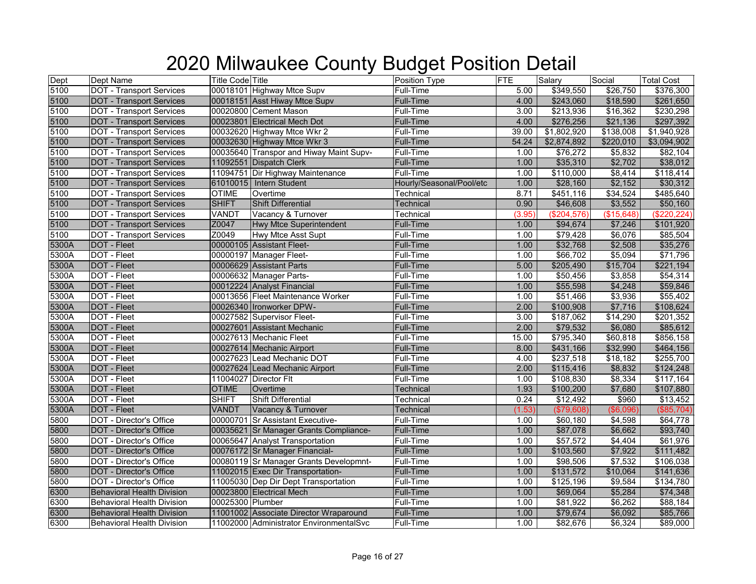# 2020 Milwaukee County Budget Position Detail

| Dept | Dept Name | Title Code | Title | Position Type | FTE | Salary | Social | Total Cost |
|---|---|---|---|---|---|---|---|---|
| 5100 | DOT - Transport Services | 00018101 | Highway Mtce Supv | Full-Time | 5.00 | $349,550 | $26,750 | $376,300 |
| 5100 | DOT - Transport Services | 00018151 | Asst Hiway Mtce Supv | Full-Time | 4.00 | $243,060 | $18,590 | $261,650 |
| 5100 | DOT - Transport Services | 00020800 | Cement Mason | Full-Time | 3.00 | $213,936 | $16,362 | $230,298 |
| 5100 | DOT - Transport Services | 00023801 | Electrical Mech Dot | Full-Time | 4.00 | $276,256 | $21,136 | $297,392 |
| 5100 | DOT - Transport Services | 00032620 | Highway Mtce Wkr 2 | Full-Time | 39.00 | $1,802,920 | $138,008 | $1,940,928 |
| 5100 | DOT - Transport Services | 00032630 | Highway Mtce Wkr 3 | Full-Time | 54.24 | $2,874,892 | $220,010 | $3,094,902 |
| 5100 | DOT - Transport Services | 00035640 | Transpor and Hiway Maint Supv- | Full-Time | 1.00 | $76,272 | $5,832 | $82,104 |
| 5100 | DOT - Transport Services | 11092551 | Dispatch Clerk | Full-Time | 1.00 | $35,310 | $2,702 | $38,012 |
| 5100 | DOT - Transport Services | 11094751 | Dir Highway Maintenance | Full-Time | 1.00 | $110,000 | $8,414 | $118,414 |
| 5100 | DOT - Transport Services | 61010015 | Intern Student | Hourly/Seasonal/Pool/etc | 1.00 | $28,160 | $2,152 | $30,312 |
| 5100 | DOT - Transport Services | OTIME | Overtime | Technical | 8.71 | $451,116 | $34,524 | $485,640 |
| 5100 | DOT - Transport Services | SHIFT | Shift Differential | Technical | 0.90 | $46,608 | $3,552 | $50,160 |
| 5100 | DOT - Transport Services | VANDT | Vacancy & Turnover | Technical | (3.95) | ($204,576) | ($15,648) | ($220,224) |
| 5100 | DOT - Transport Services | Z0047 | Hwy Mtce Superintendent | Full-Time | 1.00 | $94,674 | $7,246 | $101,920 |
| 5100 | DOT - Transport Services | Z0049 | Hwy Mtce Asst Supt | Full-Time | 1.00 | $79,428 | $6,076 | $85,504 |
| 5300A | DOT - Fleet | 00000105 | Assistant Fleet- | Full-Time | 1.00 | $32,768 | $2,508 | $35,276 |
| 5300A | DOT - Fleet | 00000197 | Manager Fleet- | Full-Time | 1.00 | $66,702 | $5,094 | $71,796 |
| 5300A | DOT - Fleet | 00006629 | Assistant Parts | Full-Time | 5.00 | $205,490 | $15,704 | $221,194 |
| 5300A | DOT - Fleet | 00006632 | Manager Parts- | Full-Time | 1.00 | $50,456 | $3,858 | $54,314 |
| 5300A | DOT - Fleet | 00012224 | Analyst Financial | Full-Time | 1.00 | $55,598 | $4,248 | $59,846 |
| 5300A | DOT - Fleet | 00013656 | Fleet Maintenance Worker | Full-Time | 1.00 | $51,466 | $3,936 | $55,402 |
| 5300A | DOT - Fleet | 00026340 | Ironworker DPW- | Full-Time | 2.00 | $100,908 | $7,716 | $108,624 |
| 5300A | DOT - Fleet | 00027582 | Supervisor Fleet- | Full-Time | 3.00 | $187,062 | $14,290 | $201,352 |
| 5300A | DOT - Fleet | 00027601 | Assistant Mechanic | Full-Time | 2.00 | $79,532 | $6,080 | $85,612 |
| 5300A | DOT - Fleet | 00027613 | Mechanic Fleet | Full-Time | 15.00 | $795,340 | $60,818 | $856,158 |
| 5300A | DOT - Fleet | 00027614 | Mechanic Airport | Full-Time | 8.00 | $431,166 | $32,990 | $464,156 |
| 5300A | DOT - Fleet | 00027623 | Lead Mechanic DOT | Full-Time | 4.00 | $237,518 | $18,182 | $255,700 |
| 5300A | DOT - Fleet | 00027624 | Lead Mechanic Airport | Full-Time | 2.00 | $115,416 | $8,832 | $124,248 |
| 5300A | DOT - Fleet | 11004027 | Director Flt | Full-Time | 1.00 | $108,830 | $8,334 | $117,164 |
| 5300A | DOT - Fleet | OTIME | Overtime | Technical | 1.93 | $100,200 | $7,680 | $107,880 |
| 5300A | DOT - Fleet | SHIFT | Shift Differential | Technical | 0.24 | $12,492 | $960 | $13,452 |
| 5300A | DOT - Fleet | VANDT | Vacancy & Turnover | Technical | (1.53) | ($79,608) | ($6,096) | ($85,704) |
| 5800 | DOT - Director's Office | 00000701 | Sr Assistant Executive- | Full-Time | 1.00 | $60,180 | $4,598 | $64,778 |
| 5800 | DOT - Director's Office | 00035621 | Sr Manager Grants Compliance- | Full-Time | 1.00 | $87,078 | $6,662 | $93,740 |
| 5800 | DOT - Director's Office | 00065647 | Analyst Transportation | Full-Time | 1.00 | $57,572 | $4,404 | $61,976 |
| 5800 | DOT - Director's Office | 00076172 | Sr Manager Financial- | Full-Time | 1.00 | $103,560 | $7,922 | $111,482 |
| 5800 | DOT - Director's Office | 00080119 | Sr Manager Grants Developmnt- | Full-Time | 1.00 | $98,506 | $7,532 | $106,038 |
| 5800 | DOT - Director's Office | 11002015 | Exec Dir Transportation- | Full-Time | 1.00 | $131,572 | $10,064 | $141,636 |
| 5800 | DOT - Director's Office | 11005030 | Dep Dir Dept Transportation | Full-Time | 1.00 | $125,196 | $9,584 | $134,780 |
| 6300 | Behavioral Health Division | 00023800 | Electrical Mech | Full-Time | 1.00 | $69,064 | $5,284 | $74,348 |
| 6300 | Behavioral Health Division | 00025300 | Plumber | Full-Time | 1.00 | $81,922 | $6,262 | $88,184 |
| 6300 | Behavioral Health Division | 11001002 | Associate Director Wraparound | Full-Time | 1.00 | $79,674 | $6,092 | $85,766 |
| 6300 | Behavioral Health Division | 11002000 | Administrator EnvironmentalSvc | Full-Time | 1.00 | $82,676 | $6,324 | $89,000 |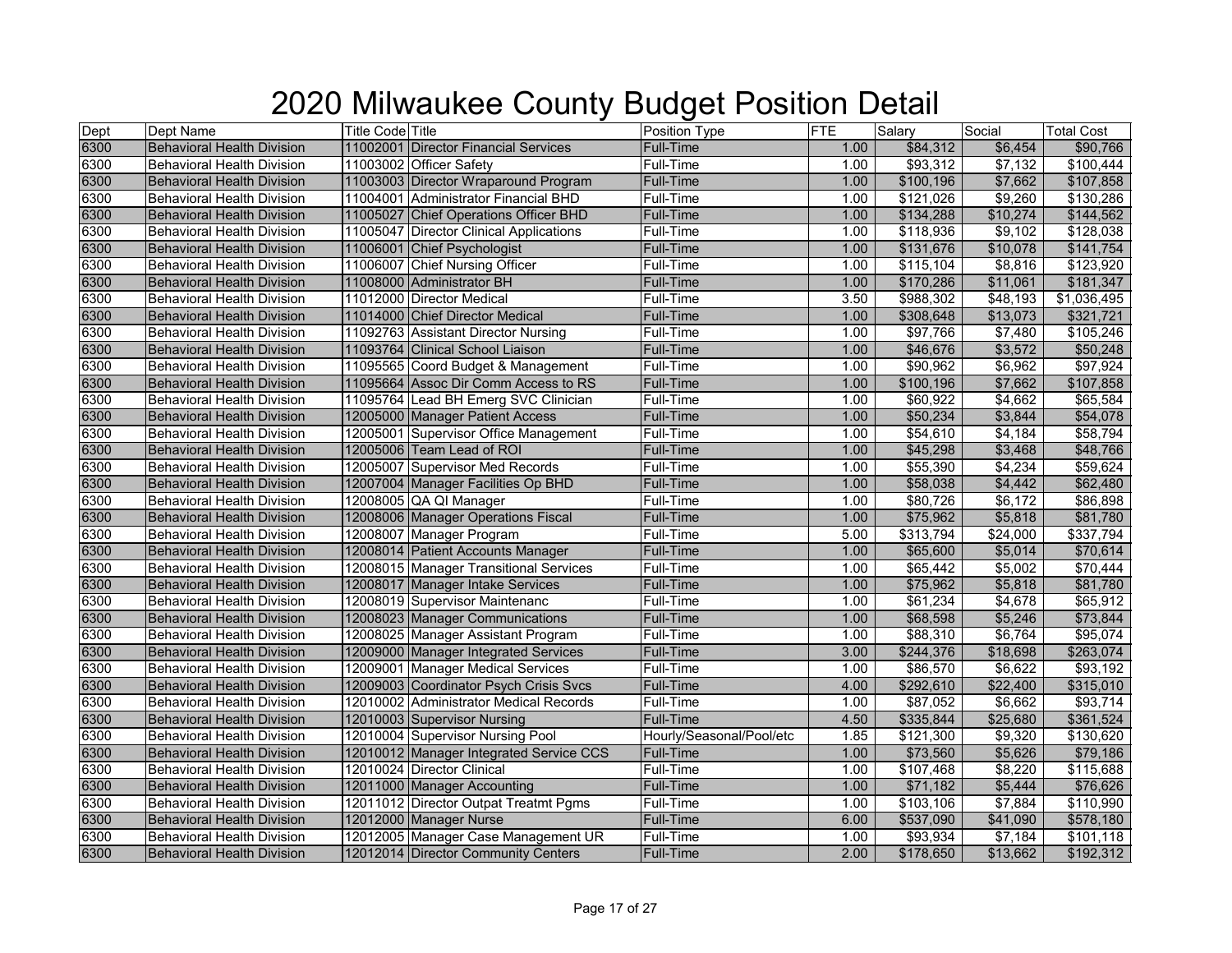# 2020 Milwaukee County Budget Position Detail

| Dept | Dept Name | Title Code | Title | Position Type | FTE | Salary | Social | Total Cost |
|---|---|---|---|---|---|---|---|---|
| 6300 | Behavioral Health Division | 11002001 | Director Financial Services | Full-Time | 1.00 | $84,312 | $6,454 | $90,766 |
| 6300 | Behavioral Health Division | 11003002 | Officer Safety | Full-Time | 1.00 | $93,312 | $7,132 | $100,444 |
| 6300 | Behavioral Health Division | 11003003 | Director Wraparound Program | Full-Time | 1.00 | $100,196 | $7,662 | $107,858 |
| 6300 | Behavioral Health Division | 11004001 | Administrator Financial BHD | Full-Time | 1.00 | $121,026 | $9,260 | $130,286 |
| 6300 | Behavioral Health Division | 11005027 | Chief Operations Officer BHD | Full-Time | 1.00 | $134,288 | $10,274 | $144,562 |
| 6300 | Behavioral Health Division | 11005047 | Director Clinical Applications | Full-Time | 1.00 | $118,936 | $9,102 | $128,038 |
| 6300 | Behavioral Health Division | 11006001 | Chief Psychologist | Full-Time | 1.00 | $131,676 | $10,078 | $141,754 |
| 6300 | Behavioral Health Division | 11006007 | Chief Nursing Officer | Full-Time | 1.00 | $115,104 | $8,816 | $123,920 |
| 6300 | Behavioral Health Division | 11008000 | Administrator BH | Full-Time | 1.00 | $170,286 | $11,061 | $181,347 |
| 6300 | Behavioral Health Division | 11012000 | Director Medical | Full-Time | 3.50 | $988,302 | $48,193 | $1,036,495 |
| 6300 | Behavioral Health Division | 11014000 | Chief Director Medical | Full-Time | 1.00 | $308,648 | $13,073 | $321,721 |
| 6300 | Behavioral Health Division | 11092763 | Assistant Director Nursing | Full-Time | 1.00 | $97,766 | $7,480 | $105,246 |
| 6300 | Behavioral Health Division | 11093764 | Clinical School Liaison | Full-Time | 1.00 | $46,676 | $3,572 | $50,248 |
| 6300 | Behavioral Health Division | 11095565 | Coord Budget & Management | Full-Time | 1.00 | $90,962 | $6,962 | $97,924 |
| 6300 | Behavioral Health Division | 11095664 | Assoc Dir Comm Access to RS | Full-Time | 1.00 | $100,196 | $7,662 | $107,858 |
| 6300 | Behavioral Health Division | 11095764 | Lead BH Emerg SVC Clinician | Full-Time | 1.00 | $60,922 | $4,662 | $65,584 |
| 6300 | Behavioral Health Division | 12005000 | Manager Patient Access | Full-Time | 1.00 | $50,234 | $3,844 | $54,078 |
| 6300 | Behavioral Health Division | 12005001 | Supervisor Office Management | Full-Time | 1.00 | $54,610 | $4,184 | $58,794 |
| 6300 | Behavioral Health Division | 12005006 | Team Lead of ROI | Full-Time | 1.00 | $45,298 | $3,468 | $48,766 |
| 6300 | Behavioral Health Division | 12005007 | Supervisor Med Records | Full-Time | 1.00 | $55,390 | $4,234 | $59,624 |
| 6300 | Behavioral Health Division | 12007004 | Manager Facilities Op BHD | Full-Time | 1.00 | $58,038 | $4,442 | $62,480 |
| 6300 | Behavioral Health Division | 12008005 | QA QI Manager | Full-Time | 1.00 | $80,726 | $6,172 | $86,898 |
| 6300 | Behavioral Health Division | 12008006 | Manager Operations Fiscal | Full-Time | 1.00 | $75,962 | $5,818 | $81,780 |
| 6300 | Behavioral Health Division | 12008007 | Manager Program | Full-Time | 5.00 | $313,794 | $24,000 | $337,794 |
| 6300 | Behavioral Health Division | 12008014 | Patient Accounts Manager | Full-Time | 1.00 | $65,600 | $5,014 | $70,614 |
| 6300 | Behavioral Health Division | 12008015 | Manager Transitional Services | Full-Time | 1.00 | $65,442 | $5,002 | $70,444 |
| 6300 | Behavioral Health Division | 12008017 | Manager Intake Services | Full-Time | 1.00 | $75,962 | $5,818 | $81,780 |
| 6300 | Behavioral Health Division | 12008019 | Supervisor Maintenanc | Full-Time | 1.00 | $61,234 | $4,678 | $65,912 |
| 6300 | Behavioral Health Division | 12008023 | Manager Communications | Full-Time | 1.00 | $68,598 | $5,246 | $73,844 |
| 6300 | Behavioral Health Division | 12008025 | Manager Assistant Program | Full-Time | 1.00 | $88,310 | $6,764 | $95,074 |
| 6300 | Behavioral Health Division | 12009000 | Manager Integrated Services | Full-Time | 3.00 | $244,376 | $18,698 | $263,074 |
| 6300 | Behavioral Health Division | 12009001 | Manager Medical Services | Full-Time | 1.00 | $86,570 | $6,622 | $93,192 |
| 6300 | Behavioral Health Division | 12009003 | Coordinator Psych Crisis Svcs | Full-Time | 4.00 | $292,610 | $22,400 | $315,010 |
| 6300 | Behavioral Health Division | 12010002 | Administrator Medical Records | Full-Time | 1.00 | $87,052 | $6,662 | $93,714 |
| 6300 | Behavioral Health Division | 12010003 | Supervisor Nursing | Full-Time | 4.50 | $335,844 | $25,680 | $361,524 |
| 6300 | Behavioral Health Division | 12010004 | Supervisor Nursing Pool | Hourly/Seasonal/Pool/etc | 1.85 | $121,300 | $9,320 | $130,620 |
| 6300 | Behavioral Health Division | 12010012 | Manager Integrated Service CCS | Full-Time | 1.00 | $73,560 | $5,626 | $79,186 |
| 6300 | Behavioral Health Division | 12010024 | Director Clinical | Full-Time | 1.00 | $107,468 | $8,220 | $115,688 |
| 6300 | Behavioral Health Division | 12011000 | Manager Accounting | Full-Time | 1.00 | $71,182 | $5,444 | $76,626 |
| 6300 | Behavioral Health Division | 12011012 | Director Outpat Treatmt Pgms | Full-Time | 1.00 | $103,106 | $7,884 | $110,990 |
| 6300 | Behavioral Health Division | 12012000 | Manager Nurse | Full-Time | 6.00 | $537,090 | $41,090 | $578,180 |
| 6300 | Behavioral Health Division | 12012005 | Manager Case Management UR | Full-Time | 1.00 | $93,934 | $7,184 | $101,118 |
| 6300 | Behavioral Health Division | 12012014 | Director Community Centers | Full-Time | 2.00 | $178,650 | $13,662 | $192,312 |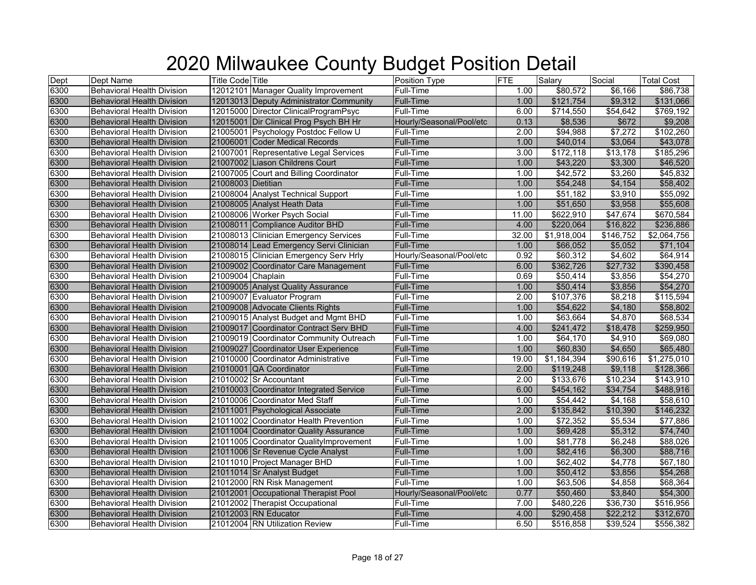# 2020 Milwaukee County Budget Position Detail

| Dept | Dept Name | Title Code | Title | Position Type | FTE | Salary | Social | Total Cost |
|---|---|---|---|---|---|---|---|---|
| 6300 | Behavioral Health Division | 12012101 | Manager Quality Improvement | Full-Time | 1.00 | $80,572 | $6,166 | $86,738 |
| 6300 | Behavioral Health Division | 12013013 | Deputy Administrator Community | Full-Time | 1.00 | $121,754 | $9,312 | $131,066 |
| 6300 | Behavioral Health Division | 12015000 | Director ClinicalProgramPsyc | Full-Time | 6.00 | $714,550 | $54,642 | $769,192 |
| 6300 | Behavioral Health Division | 12015001 | Dir Clinical Prog Psych BH Hr | Hourly/Seasonal/Pool/etc | 0.13 | $8,536 | $672 | $9,208 |
| 6300 | Behavioral Health Division | 21005001 | Psychology Postdoc Fellow U | Full-Time | 2.00 | $94,988 | $7,272 | $102,260 |
| 6300 | Behavioral Health Division | 21006001 | Coder Medical Records | Full-Time | 1.00 | $40,014 | $3,064 | $43,078 |
| 6300 | Behavioral Health Division | 21007001 | Representative Legal Services | Full-Time | 3.00 | $172,118 | $13,178 | $185,296 |
| 6300 | Behavioral Health Division | 21007002 | Liason Childrens Court | Full-Time | 1.00 | $43,220 | $3,300 | $46,520 |
| 6300 | Behavioral Health Division | 21007005 | Court and Billing Coordinator | Full-Time | 1.00 | $42,572 | $3,260 | $45,832 |
| 6300 | Behavioral Health Division | 21008003 | Dietitian | Full-Time | 1.00 | $54,248 | $4,154 | $58,402 |
| 6300 | Behavioral Health Division | 21008004 | Analyst Technical Support | Full-Time | 1.00 | $51,182 | $3,910 | $55,092 |
| 6300 | Behavioral Health Division | 21008005 | Analyst Heath Data | Full-Time | 1.00 | $51,650 | $3,958 | $55,608 |
| 6300 | Behavioral Health Division | 21008006 | Worker Psych Social | Full-Time | 11.00 | $622,910 | $47,674 | $670,584 |
| 6300 | Behavioral Health Division | 21008011 | Compliance Auditor BHD | Full-Time | 4.00 | $220,064 | $16,822 | $236,886 |
| 6300 | Behavioral Health Division | 21008013 | Clinician Emergency Services | Full-Time | 32.00 | $1,918,004 | $146,752 | $2,064,756 |
| 6300 | Behavioral Health Division | 21008014 | Lead Emergency Servi Clinician | Full-Time | 1.00 | $66,052 | $5,052 | $71,104 |
| 6300 | Behavioral Health Division | 21008015 | Clinician Emergency Serv Hrly | Hourly/Seasonal/Pool/etc | 0.92 | $60,312 | $4,602 | $64,914 |
| 6300 | Behavioral Health Division | 21009002 | Coordinator Care Management | Full-Time | 6.00 | $362,726 | $27,732 | $390,458 |
| 6300 | Behavioral Health Division | 21009004 | Chaplain | Full-Time | 0.69 | $50,414 | $3,856 | $54,270 |
| 6300 | Behavioral Health Division | 21009005 | Analyst Quality Assurance | Full-Time | 1.00 | $50,414 | $3,856 | $54,270 |
| 6300 | Behavioral Health Division | 21009007 | Evaluator Program | Full-Time | 2.00 | $107,376 | $8,218 | $115,594 |
| 6300 | Behavioral Health Division | 21009008 | Advocate Clients Rights | Full-Time | 1.00 | $54,622 | $4,180 | $58,802 |
| 6300 | Behavioral Health Division | 21009015 | Analyst Budget and Mgmt BHD | Full-Time | 1.00 | $63,664 | $4,870 | $68,534 |
| 6300 | Behavioral Health Division | 21009017 | Coordinator Contract Serv BHD | Full-Time | 4.00 | $241,472 | $18,478 | $259,950 |
| 6300 | Behavioral Health Division | 21009019 | Coordinator Community Outreach | Full-Time | 1.00 | $64,170 | $4,910 | $69,080 |
| 6300 | Behavioral Health Division | 21009027 | Coordinator User Experience | Full-Time | 1.00 | $60,830 | $4,650 | $65,480 |
| 6300 | Behavioral Health Division | 21010000 | Coordinator Administrative | Full-Time | 19.00 | $1,184,394 | $90,616 | $1,275,010 |
| 6300 | Behavioral Health Division | 21010001 | QA Coordinator | Full-Time | 2.00 | $119,248 | $9,118 | $128,366 |
| 6300 | Behavioral Health Division | 21010002 | Sr Accountant | Full-Time | 2.00 | $133,676 | $10,234 | $143,910 |
| 6300 | Behavioral Health Division | 21010003 | Coordinator Integrated Service | Full-Time | 6.00 | $454,162 | $34,754 | $488,916 |
| 6300 | Behavioral Health Division | 21010006 | Coordinator Med Staff | Full-Time | 1.00 | $54,442 | $4,168 | $58,610 |
| 6300 | Behavioral Health Division | 21011001 | Psychological Associate | Full-Time | 2.00 | $135,842 | $10,390 | $146,232 |
| 6300 | Behavioral Health Division | 21011002 | Coordinator Health Prevention | Full-Time | 1.00 | $72,352 | $5,534 | $77,886 |
| 6300 | Behavioral Health Division | 21011004 | Coordinator Quality Assurance | Full-Time | 1.00 | $69,428 | $5,312 | $74,740 |
| 6300 | Behavioral Health Division | 21011005 | Coordinator QualityImprovement | Full-Time | 1.00 | $81,778 | $6,248 | $88,026 |
| 6300 | Behavioral Health Division | 21011006 | Sr Revenue Cycle Analyst | Full-Time | 1.00 | $82,416 | $6,300 | $88,716 |
| 6300 | Behavioral Health Division | 21011010 | Project Manager BHD | Full-Time | 1.00 | $62,402 | $4,778 | $67,180 |
| 6300 | Behavioral Health Division | 21011014 | Sr Analyst Budget | Full-Time | 1.00 | $50,412 | $3,856 | $54,268 |
| 6300 | Behavioral Health Division | 21012000 | RN Risk Management | Full-Time | 1.00 | $63,506 | $4,858 | $68,364 |
| 6300 | Behavioral Health Division | 21012001 | Occupational Therapist Pool | Hourly/Seasonal/Pool/etc | 0.77 | $50,460 | $3,840 | $54,300 |
| 6300 | Behavioral Health Division | 21012002 | Therapist Occupational | Full-Time | 7.00 | $480,226 | $36,730 | $516,956 |
| 6300 | Behavioral Health Division | 21012003 | RN Educator | Full-Time | 4.00 | $290,458 | $22,212 | $312,670 |
| 6300 | Behavioral Health Division | 21012004 | RN Utilization Review | Full-Time | 6.50 | $516,858 | $39,524 | $556,382 |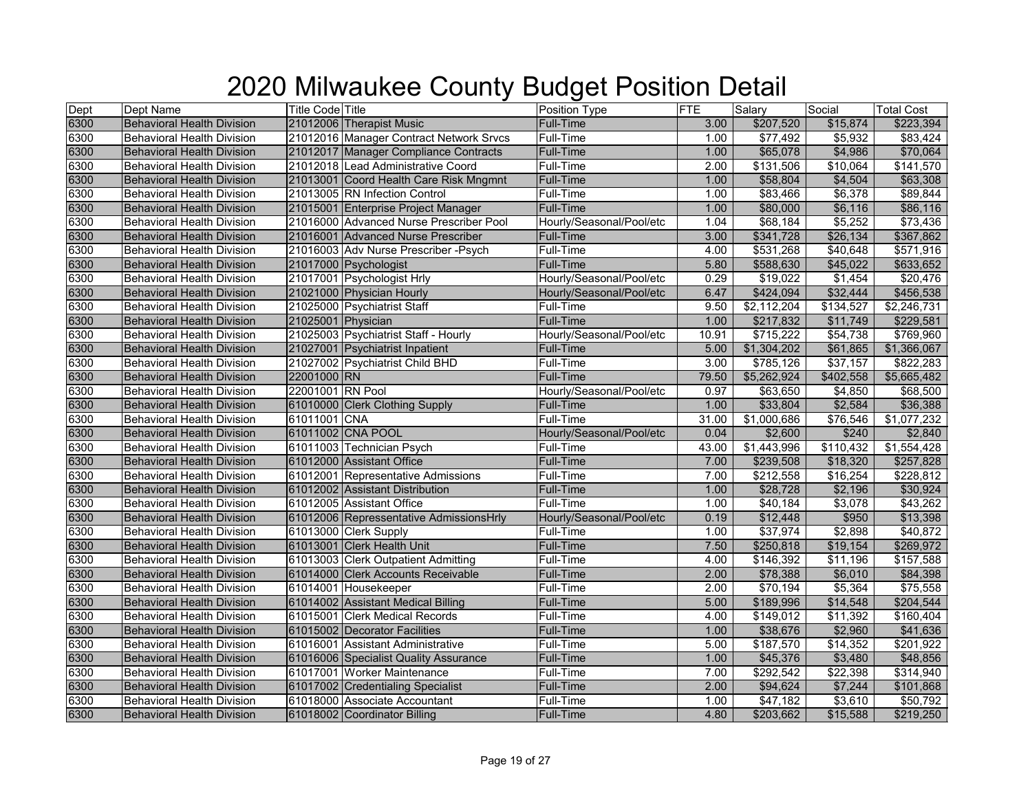# 2020 Milwaukee County Budget Position Detail

| Dept | Dept Name | Title Code | Title | Position Type | FTE | Salary | Social | Total Cost |
|---|---|---|---|---|---|---|---|---|
| 6300 | Behavioral Health Division | 21012006 | Therapist Music | Full-Time | 3.00 | $207,520 | $15,874 | $223,394 |
| 6300 | Behavioral Health Division | 21012016 | Manager Contract Network Srvcs | Full-Time | 1.00 | $77,492 | $5,932 | $83,424 |
| 6300 | Behavioral Health Division | 21012017 | Manager Compliance Contracts | Full-Time | 1.00 | $65,078 | $4,986 | $70,064 |
| 6300 | Behavioral Health Division | 21012018 | Lead Administrative Coord | Full-Time | 2.00 | $131,506 | $10,064 | $141,570 |
| 6300 | Behavioral Health Division | 21013001 | Coord Health Care Risk Mngmnt | Full-Time | 1.00 | $58,804 | $4,504 | $63,308 |
| 6300 | Behavioral Health Division | 21013005 | RN Infection Control | Full-Time | 1.00 | $83,466 | $6,378 | $89,844 |
| 6300 | Behavioral Health Division | 21015001 | Enterprise Project Manager | Full-Time | 1.00 | $80,000 | $6,116 | $86,116 |
| 6300 | Behavioral Health Division | 21016000 | Advanced Nurse Prescriber Pool | Hourly/Seasonal/Pool/etc | 1.04 | $68,184 | $5,252 | $73,436 |
| 6300 | Behavioral Health Division | 21016001 | Advanced Nurse Prescriber | Full-Time | 3.00 | $341,728 | $26,134 | $367,862 |
| 6300 | Behavioral Health Division | 21016003 | Adv Nurse Prescriber -Psych | Full-Time | 4.00 | $531,268 | $40,648 | $571,916 |
| 6300 | Behavioral Health Division | 21017000 | Psychologist | Full-Time | 5.80 | $588,630 | $45,022 | $633,652 |
| 6300 | Behavioral Health Division | 21017001 | Psychologist Hrly | Hourly/Seasonal/Pool/etc | 0.29 | $19,022 | $1,454 | $20,476 |
| 6300 | Behavioral Health Division | 21021000 | Physician Hourly | Hourly/Seasonal/Pool/etc | 6.47 | $424,094 | $32,444 | $456,538 |
| 6300 | Behavioral Health Division | 21025000 | Psychiatrist Staff | Full-Time | 9.50 | $2,112,204 | $134,527 | $2,246,731 |
| 6300 | Behavioral Health Division | 21025001 | Physician | Full-Time | 1.00 | $217,832 | $11,749 | $229,581 |
| 6300 | Behavioral Health Division | 21025003 | Psychiatrist Staff - Hourly | Hourly/Seasonal/Pool/etc | 10.91 | $715,222 | $54,738 | $769,960 |
| 6300 | Behavioral Health Division | 21027001 | Psychiatrist Inpatient | Full-Time | 5.00 | $1,304,202 | $61,865 | $1,366,067 |
| 6300 | Behavioral Health Division | 21027002 | Psychiatrist Child BHD | Full-Time | 3.00 | $785,126 | $37,157 | $822,283 |
| 6300 | Behavioral Health Division | 22001000 | RN | Full-Time | 79.50 | $5,262,924 | $402,558 | $5,665,482 |
| 6300 | Behavioral Health Division | 22001001 | RN Pool | Hourly/Seasonal/Pool/etc | 0.97 | $63,650 | $4,850 | $68,500 |
| 6300 | Behavioral Health Division | 61010000 | Clerk Clothing Supply | Full-Time | 1.00 | $33,804 | $2,584 | $36,388 |
| 6300 | Behavioral Health Division | 61011001 | CNA | Full-Time | 31.00 | $1,000,686 | $76,546 | $1,077,232 |
| 6300 | Behavioral Health Division | 61011002 | CNA POOL | Hourly/Seasonal/Pool/etc | 0.04 | $2,600 | $240 | $2,840 |
| 6300 | Behavioral Health Division | 61011003 | Technician Psych | Full-Time | 43.00 | $1,443,996 | $110,432 | $1,554,428 |
| 6300 | Behavioral Health Division | 61012000 | Assistant Office | Full-Time | 7.00 | $239,508 | $18,320 | $257,828 |
| 6300 | Behavioral Health Division | 61012001 | Representative Admissions | Full-Time | 7.00 | $212,558 | $16,254 | $228,812 |
| 6300 | Behavioral Health Division | 61012002 | Assistant Distribution | Full-Time | 1.00 | $28,728 | $2,196 | $30,924 |
| 6300 | Behavioral Health Division | 61012005 | Assistant Office | Full-Time | 1.00 | $40,184 | $3,078 | $43,262 |
| 6300 | Behavioral Health Division | 61012006 | Repressentative AdmissionsHrly | Hourly/Seasonal/Pool/etc | 0.19 | $12,448 | $950 | $13,398 |
| 6300 | Behavioral Health Division | 61013000 | Clerk Supply | Full-Time | 1.00 | $37,974 | $2,898 | $40,872 |
| 6300 | Behavioral Health Division | 61013001 | Clerk Health Unit | Full-Time | 7.50 | $250,818 | $19,154 | $269,972 |
| 6300 | Behavioral Health Division | 61013003 | Clerk Outpatient Admitting | Full-Time | 4.00 | $146,392 | $11,196 | $157,588 |
| 6300 | Behavioral Health Division | 61014000 | Clerk Accounts Receivable | Full-Time | 2.00 | $78,388 | $6,010 | $84,398 |
| 6300 | Behavioral Health Division | 61014001 | Housekeeper | Full-Time | 2.00 | $70,194 | $5,364 | $75,558 |
| 6300 | Behavioral Health Division | 61014002 | Assistant Medical Billing | Full-Time | 5.00 | $189,996 | $14,548 | $204,544 |
| 6300 | Behavioral Health Division | 61015001 | Clerk Medical Records | Full-Time | 4.00 | $149,012 | $11,392 | $160,404 |
| 6300 | Behavioral Health Division | 61015002 | Decorator Facilities | Full-Time | 1.00 | $38,676 | $2,960 | $41,636 |
| 6300 | Behavioral Health Division | 61016001 | Assistant Administrative | Full-Time | 5.00 | $187,570 | $14,352 | $201,922 |
| 6300 | Behavioral Health Division | 61016006 | Specialist Quality Assurance | Full-Time | 1.00 | $45,376 | $3,480 | $48,856 |
| 6300 | Behavioral Health Division | 61017001 | Worker Maintenance | Full-Time | 7.00 | $292,542 | $22,398 | $314,940 |
| 6300 | Behavioral Health Division | 61017002 | Credentialing Specialist | Full-Time | 2.00 | $94,624 | $7,244 | $101,868 |
| 6300 | Behavioral Health Division | 61018000 | Associate Accountant | Full-Time | 1.00 | $47,182 | $3,610 | $50,792 |
| 6300 | Behavioral Health Division | 61018002 | Coordinator Billing | Full-Time | 4.80 | $203,662 | $15,588 | $219,250 |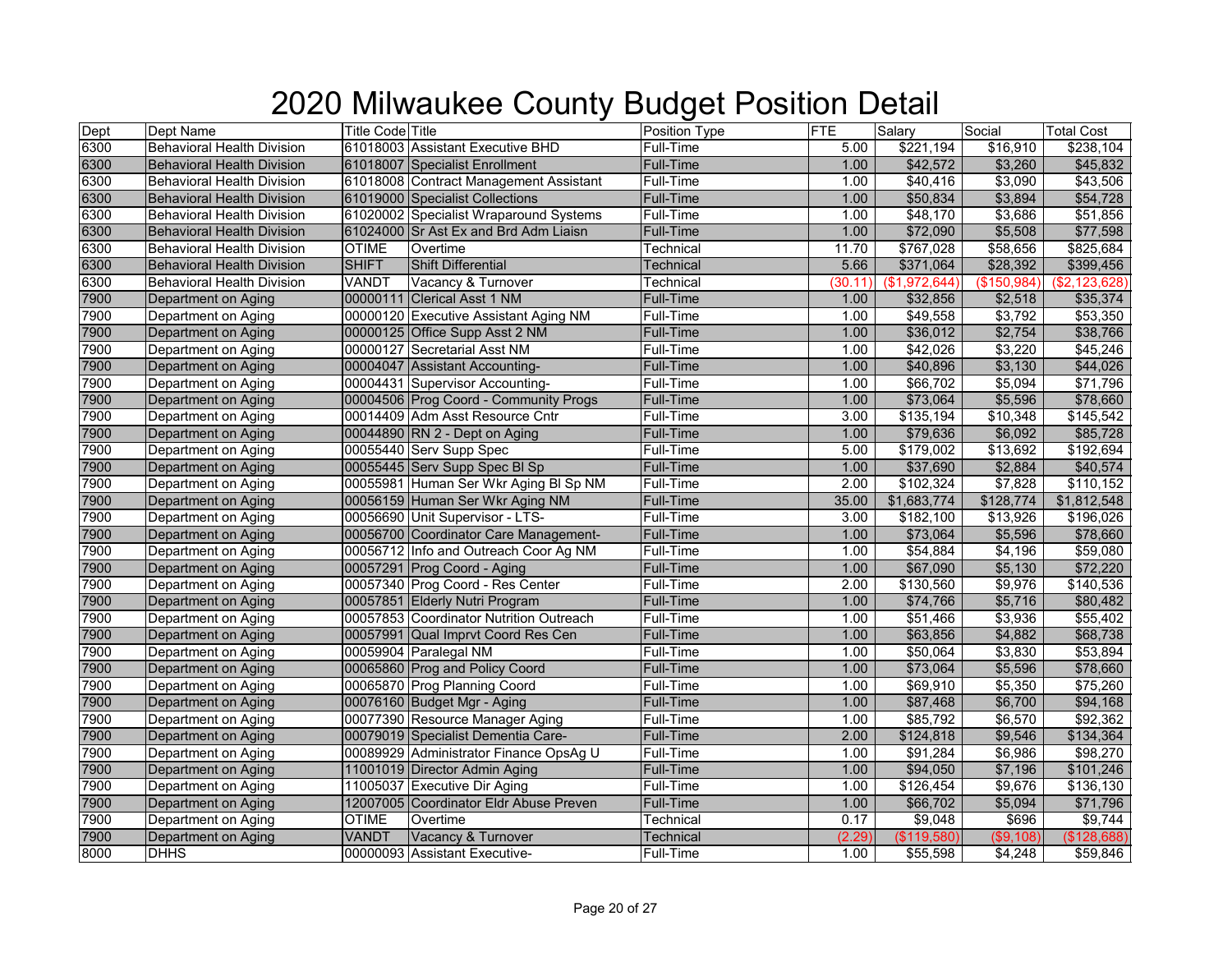# 2020 Milwaukee County Budget Position Detail

| Dept | Dept Name | Title Code | Title | Position Type | FTE | Salary | Social | Total Cost |
|---|---|---|---|---|---|---|---|---|
| 6300 | Behavioral Health Division | 61018003 | Assistant Executive BHD | Full-Time | 5.00 | $221,194 | $16,910 | $238,104 |
| 6300 | Behavioral Health Division | 61018007 | Specialist Enrollment | Full-Time | 1.00 | $42,572 | $3,260 | $45,832 |
| 6300 | Behavioral Health Division | 61018008 | Contract Management Assistant | Full-Time | 1.00 | $40,416 | $3,090 | $43,506 |
| 6300 | Behavioral Health Division | 61019000 | Specialist Collections | Full-Time | 1.00 | $50,834 | $3,894 | $54,728 |
| 6300 | Behavioral Health Division | 61020002 | Specialist Wraparound Systems | Full-Time | 1.00 | $48,170 | $3,686 | $51,856 |
| 6300 | Behavioral Health Division | 61024000 | Sr Ast Ex and Brd Adm Liaisn | Full-Time | 1.00 | $72,090 | $5,508 | $77,598 |
| 6300 | Behavioral Health Division | OTIME | Overtime | Technical | 11.70 | $767,028 | $58,656 | $825,684 |
| 6300 | Behavioral Health Division | SHIFT | Shift Differential | Technical | 5.66 | $371,064 | $28,392 | $399,456 |
| 6300 | Behavioral Health Division | VANDT | Vacancy & Turnover | Technical | (30.11) | ($1,972,644) | ($150,984) | ($2,123,628) |
| 7900 | Department on Aging | 00000111 | Clerical Asst 1 NM | Full-Time | 1.00 | $32,856 | $2,518 | $35,374 |
| 7900 | Department on Aging | 00000120 | Executive Assistant Aging NM | Full-Time | 1.00 | $49,558 | $3,792 | $53,350 |
| 7900 | Department on Aging | 00000125 | Office Supp Asst 2 NM | Full-Time | 1.00 | $36,012 | $2,754 | $38,766 |
| 7900 | Department on Aging | 00000127 | Secretarial Asst NM | Full-Time | 1.00 | $42,026 | $3,220 | $45,246 |
| 7900 | Department on Aging | 00004047 | Assistant Accounting- | Full-Time | 1.00 | $40,896 | $3,130 | $44,026 |
| 7900 | Department on Aging | 00004431 | Supervisor Accounting- | Full-Time | 1.00 | $66,702 | $5,094 | $71,796 |
| 7900 | Department on Aging | 00004506 | Prog Coord - Community Progs | Full-Time | 1.00 | $73,064 | $5,596 | $78,660 |
| 7900 | Department on Aging | 00014409 | Adm Asst Resource Cntr | Full-Time | 3.00 | $135,194 | $10,348 | $145,542 |
| 7900 | Department on Aging | 00044890 | RN 2 - Dept on Aging | Full-Time | 1.00 | $79,636 | $6,092 | $85,728 |
| 7900 | Department on Aging | 00055440 | Serv Supp Spec | Full-Time | 5.00 | $179,002 | $13,692 | $192,694 |
| 7900 | Department on Aging | 00055445 | Serv Supp Spec Bl Sp | Full-Time | 1.00 | $37,690 | $2,884 | $40,574 |
| 7900 | Department on Aging | 00055981 | Human Ser Wkr Aging Bl Sp NM | Full-Time | 2.00 | $102,324 | $7,828 | $110,152 |
| 7900 | Department on Aging | 00056159 | Human Ser Wkr Aging NM | Full-Time | 35.00 | $1,683,774 | $128,774 | $1,812,548 |
| 7900 | Department on Aging | 00056690 | Unit Supervisor - LTS- | Full-Time | 3.00 | $182,100 | $13,926 | $196,026 |
| 7900 | Department on Aging | 00056700 | Coordinator Care Management- | Full-Time | 1.00 | $73,064 | $5,596 | $78,660 |
| 7900 | Department on Aging | 00056712 | Info and Outreach Coor Ag NM | Full-Time | 1.00 | $54,884 | $4,196 | $59,080 |
| 7900 | Department on Aging | 00057291 | Prog Coord - Aging | Full-Time | 1.00 | $67,090 | $5,130 | $72,220 |
| 7900 | Department on Aging | 00057340 | Prog Coord - Res Center | Full-Time | 2.00 | $130,560 | $9,976 | $140,536 |
| 7900 | Department on Aging | 00057851 | Elderly Nutri Program | Full-Time | 1.00 | $74,766 | $5,716 | $80,482 |
| 7900 | Department on Aging | 00057853 | Coordinator Nutrition Outreach | Full-Time | 1.00 | $51,466 | $3,936 | $55,402 |
| 7900 | Department on Aging | 00057991 | Qual Imprvt Coord Res Cen | Full-Time | 1.00 | $63,856 | $4,882 | $68,738 |
| 7900 | Department on Aging | 00059904 | Paralegal NM | Full-Time | 1.00 | $50,064 | $3,830 | $53,894 |
| 7900 | Department on Aging | 00065860 | Prog and Policy Coord | Full-Time | 1.00 | $73,064 | $5,596 | $78,660 |
| 7900 | Department on Aging | 00065870 | Prog Planning Coord | Full-Time | 1.00 | $69,910 | $5,350 | $75,260 |
| 7900 | Department on Aging | 00076160 | Budget Mgr - Aging | Full-Time | 1.00 | $87,468 | $6,700 | $94,168 |
| 7900 | Department on Aging | 00077390 | Resource Manager Aging | Full-Time | 1.00 | $85,792 | $6,570 | $92,362 |
| 7900 | Department on Aging | 00079019 | Specialist Dementia Care- | Full-Time | 2.00 | $124,818 | $9,546 | $134,364 |
| 7900 | Department on Aging | 00089929 | Administrator Finance OpsAg U | Full-Time | 1.00 | $91,284 | $6,986 | $98,270 |
| 7900 | Department on Aging | 11001019 | Director Admin Aging | Full-Time | 1.00 | $94,050 | $7,196 | $101,246 |
| 7900 | Department on Aging | 11005037 | Executive Dir Aging | Full-Time | 1.00 | $126,454 | $9,676 | $136,130 |
| 7900 | Department on Aging | 12007005 | Coordinator Eldr Abuse Preven | Full-Time | 1.00 | $66,702 | $5,094 | $71,796 |
| 7900 | Department on Aging | OTIME | Overtime | Technical | 0.17 | $9,048 | $696 | $9,744 |
| 7900 | Department on Aging | VANDT | Vacancy & Turnover | Technical | (2.29) | ($119,580) | ($9,108) | ($128,688) |
| 8000 | DHHS | 00000093 | Assistant Executive- | Full-Time | 1.00 | $55,598 | $4,248 | $59,846 |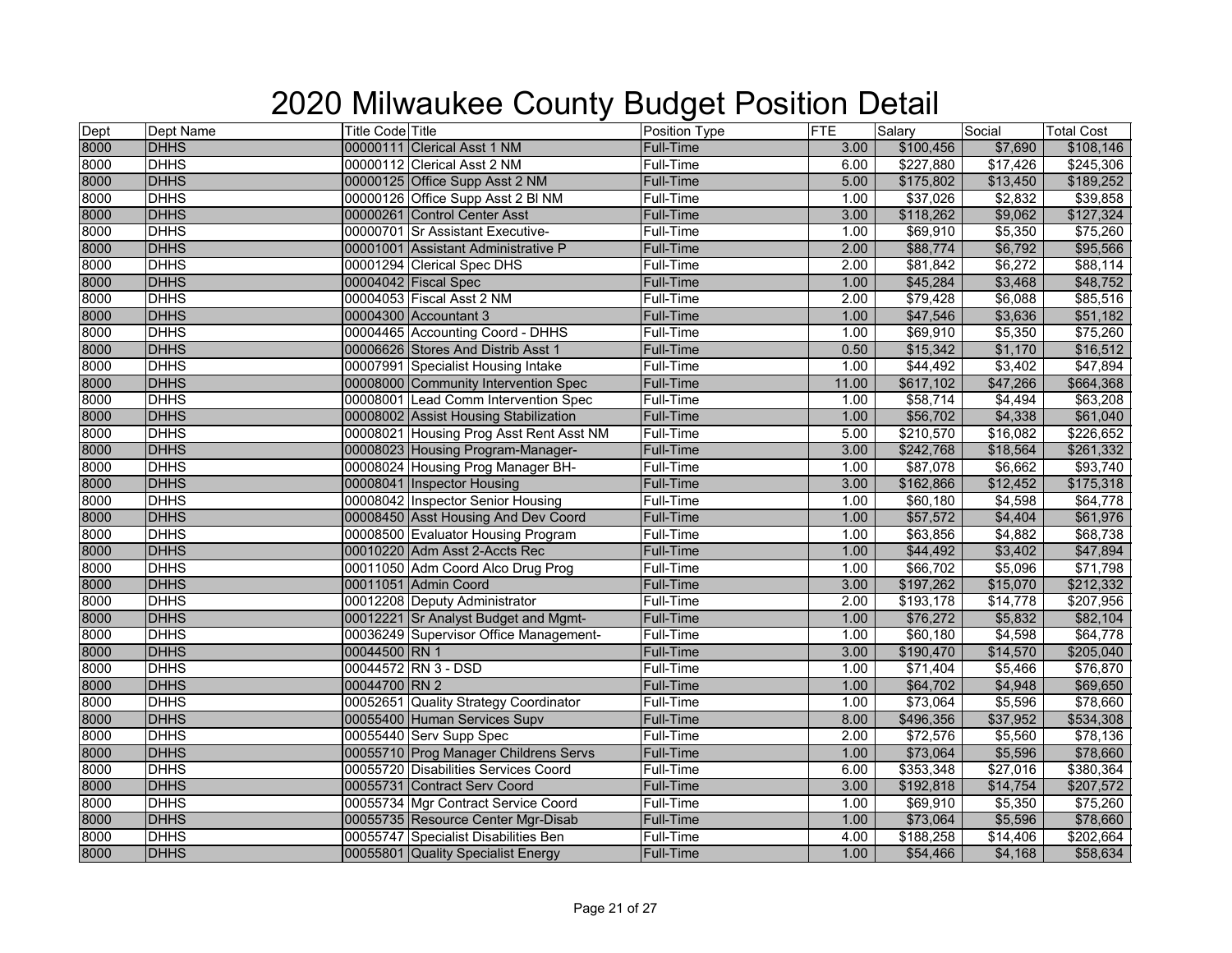# 2020 Milwaukee County Budget Position Detail

| Dept | Dept Name | Title Code | Title | Position Type | FTE | Salary | Social | Total Cost |
|---|---|---|---|---|---|---|---|---|
| 8000 | DHHS | 00000111 | Clerical Asst 1 NM | Full-Time | 3.00 | $100,456 | $7,690 | $108,146 |
| 8000 | DHHS | 00000112 | Clerical Asst 2 NM | Full-Time | 6.00 | $227,880 | $17,426 | $245,306 |
| 8000 | DHHS | 00000125 | Office Supp Asst 2 NM | Full-Time | 5.00 | $175,802 | $13,450 | $189,252 |
| 8000 | DHHS | 00000126 | Office Supp Asst 2 Bl NM | Full-Time | 1.00 | $37,026 | $2,832 | $39,858 |
| 8000 | DHHS | 00000261 | Control Center Asst | Full-Time | 3.00 | $118,262 | $9,062 | $127,324 |
| 8000 | DHHS | 00000701 | Sr Assistant Executive- | Full-Time | 1.00 | $69,910 | $5,350 | $75,260 |
| 8000 | DHHS | 00001001 | Assistant Administrative P | Full-Time | 2.00 | $88,774 | $6,792 | $95,566 |
| 8000 | DHHS | 00001294 | Clerical Spec DHS | Full-Time | 2.00 | $81,842 | $6,272 | $88,114 |
| 8000 | DHHS | 00004042 | Fiscal Spec | Full-Time | 1.00 | $45,284 | $3,468 | $48,752 |
| 8000 | DHHS | 00004053 | Fiscal Asst 2 NM | Full-Time | 2.00 | $79,428 | $6,088 | $85,516 |
| 8000 | DHHS | 00004300 | Accountant 3 | Full-Time | 1.00 | $47,546 | $3,636 | $51,182 |
| 8000 | DHHS | 00004465 | Accounting Coord - DHHS | Full-Time | 1.00 | $69,910 | $5,350 | $75,260 |
| 8000 | DHHS | 00006626 | Stores And Distrib Asst 1 | Full-Time | 0.50 | $15,342 | $1,170 | $16,512 |
| 8000 | DHHS | 00007991 | Specialist Housing Intake | Full-Time | 1.00 | $44,492 | $3,402 | $47,894 |
| 8000 | DHHS | 00008000 | Community Intervention Spec | Full-Time | 11.00 | $617,102 | $47,266 | $664,368 |
| 8000 | DHHS | 00008001 | Lead Comm Intervention Spec | Full-Time | 1.00 | $58,714 | $4,494 | $63,208 |
| 8000 | DHHS | 00008002 | Assist Housing Stabilization | Full-Time | 1.00 | $56,702 | $4,338 | $61,040 |
| 8000 | DHHS | 00008021 | Housing Prog Asst Rent Asst NM | Full-Time | 5.00 | $210,570 | $16,082 | $226,652 |
| 8000 | DHHS | 00008023 | Housing Program-Manager- | Full-Time | 3.00 | $242,768 | $18,564 | $261,332 |
| 8000 | DHHS | 00008024 | Housing Prog Manager BH- | Full-Time | 1.00 | $87,078 | $6,662 | $93,740 |
| 8000 | DHHS | 00008041 | Inspector Housing | Full-Time | 3.00 | $162,866 | $12,452 | $175,318 |
| 8000 | DHHS | 00008042 | Inspector Senior Housing | Full-Time | 1.00 | $60,180 | $4,598 | $64,778 |
| 8000 | DHHS | 00008450 | Asst Housing And Dev Coord | Full-Time | 1.00 | $57,572 | $4,404 | $61,976 |
| 8000 | DHHS | 00008500 | Evaluator Housing Program | Full-Time | 1.00 | $63,856 | $4,882 | $68,738 |
| 8000 | DHHS | 00010220 | Adm Asst 2-Accts Rec | Full-Time | 1.00 | $44,492 | $3,402 | $47,894 |
| 8000 | DHHS | 00011050 | Adm Coord Alco Drug Prog | Full-Time | 1.00 | $66,702 | $5,096 | $71,798 |
| 8000 | DHHS | 00011051 | Admin Coord | Full-Time | 3.00 | $197,262 | $15,070 | $212,332 |
| 8000 | DHHS | 00012208 | Deputy Administrator | Full-Time | 2.00 | $193,178 | $14,778 | $207,956 |
| 8000 | DHHS | 00012221 | Sr Analyst Budget and Mgmt- | Full-Time | 1.00 | $76,272 | $5,832 | $82,104 |
| 8000 | DHHS | 00036249 | Supervisor Office Management- | Full-Time | 1.00 | $60,180 | $4,598 | $64,778 |
| 8000 | DHHS | 00044500 | RN 1 | Full-Time | 3.00 | $190,470 | $14,570 | $205,040 |
| 8000 | DHHS | 00044572 | RN 3 - DSD | Full-Time | 1.00 | $71,404 | $5,466 | $76,870 |
| 8000 | DHHS | 00044700 | RN 2 | Full-Time | 1.00 | $64,702 | $4,948 | $69,650 |
| 8000 | DHHS | 00052651 | Quality Strategy Coordinator | Full-Time | 1.00 | $73,064 | $5,596 | $78,660 |
| 8000 | DHHS | 00055400 | Human Services Supv | Full-Time | 8.00 | $496,356 | $37,952 | $534,308 |
| 8000 | DHHS | 00055440 | Serv Supp Spec | Full-Time | 2.00 | $72,576 | $5,560 | $78,136 |
| 8000 | DHHS | 00055710 | Prog Manager Childrens Servs | Full-Time | 1.00 | $73,064 | $5,596 | $78,660 |
| 8000 | DHHS | 00055720 | Disabilities Services Coord | Full-Time | 6.00 | $353,348 | $27,016 | $380,364 |
| 8000 | DHHS | 00055731 | Contract Serv Coord | Full-Time | 3.00 | $192,818 | $14,754 | $207,572 |
| 8000 | DHHS | 00055734 | Mgr Contract Service Coord | Full-Time | 1.00 | $69,910 | $5,350 | $75,260 |
| 8000 | DHHS | 00055735 | Resource Center Mgr-Disab | Full-Time | 1.00 | $73,064 | $5,596 | $78,660 |
| 8000 | DHHS | 00055747 | Specialist Disabilities Ben | Full-Time | 4.00 | $188,258 | $14,406 | $202,664 |
| 8000 | DHHS | 00055801 | Quality Specialist Energy | Full-Time | 1.00 | $54,466 | $4,168 | $58,634 |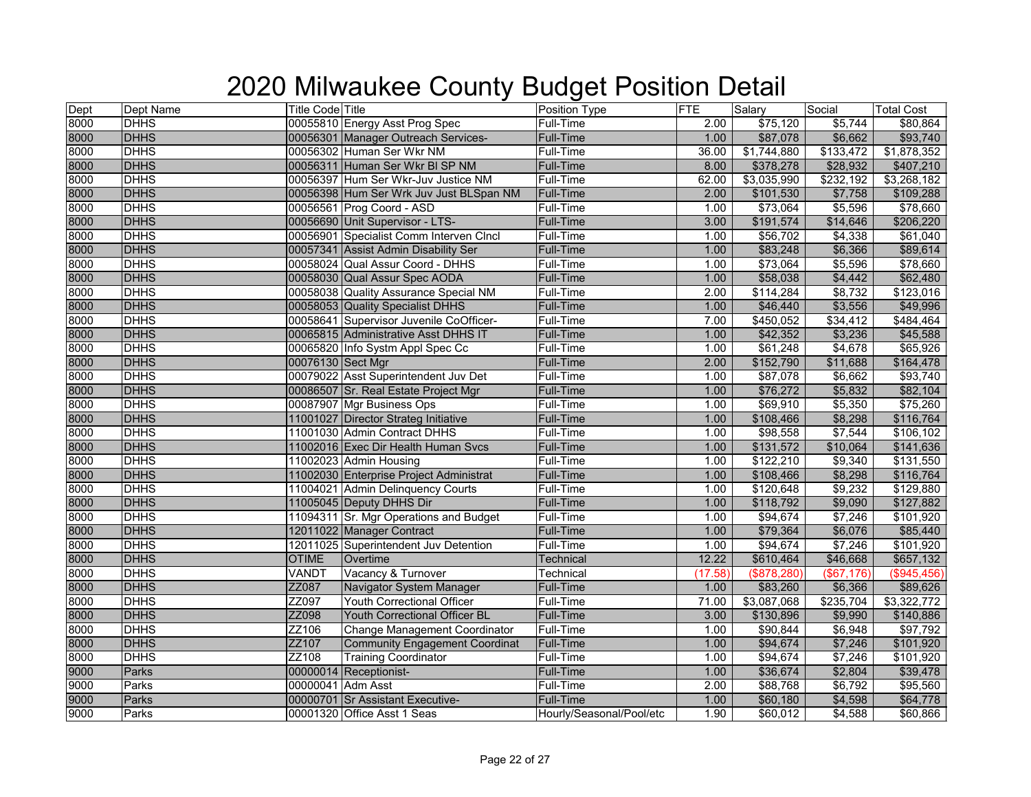# 2020 Milwaukee County Budget Position Detail

| Dept | Dept Name | Title Code | Title | Position Type | FTE | Salary | Social | Total Cost |
|---|---|---|---|---|---|---|---|---|
| 8000 | DHHS | 00055810 | Energy Asst Prog Spec | Full-Time | 2.00 | $75,120 | $5,744 | $80,864 |
| 8000 | DHHS | 00056301 | Manager Outreach Services- | Full-Time | 1.00 | $87,078 | $6,662 | $93,740 |
| 8000 | DHHS | 00056302 | Human Ser Wkr NM | Full-Time | 36.00 | $1,744,880 | $133,472 | $1,878,352 |
| 8000 | DHHS | 00056311 | Human Ser Wkr Bl SP NM | Full-Time | 8.00 | $378,278 | $28,932 | $407,210 |
| 8000 | DHHS | 00056397 | Hum Ser Wkr-Juv Justice NM | Full-Time | 62.00 | $3,035,990 | $232,192 | $3,268,182 |
| 8000 | DHHS | 00056398 | Hum Ser Wrk Juv Just BLSpan NM | Full-Time | 2.00 | $101,530 | $7,758 | $109,288 |
| 8000 | DHHS | 00056561 | Prog Coord - ASD | Full-Time | 1.00 | $73,064 | $5,596 | $78,660 |
| 8000 | DHHS | 00056690 | Unit Supervisor - LTS- | Full-Time | 3.00 | $191,574 | $14,646 | $206,220 |
| 8000 | DHHS | 00056901 | Specialist Comm Interven Clncl | Full-Time | 1.00 | $56,702 | $4,338 | $61,040 |
| 8000 | DHHS | 00057341 | Assist Admin Disability Ser | Full-Time | 1.00 | $83,248 | $6,366 | $89,614 |
| 8000 | DHHS | 00058024 | Qual Assur Coord - DHHS | Full-Time | 1.00 | $73,064 | $5,596 | $78,660 |
| 8000 | DHHS | 00058030 | Qual Assur Spec AODA | Full-Time | 1.00 | $58,038 | $4,442 | $62,480 |
| 8000 | DHHS | 00058038 | Quality Assurance Special NM | Full-Time | 2.00 | $114,284 | $8,732 | $123,016 |
| 8000 | DHHS | 00058053 | Quality Specialist DHHS | Full-Time | 1.00 | $46,440 | $3,556 | $49,996 |
| 8000 | DHHS | 00058641 | Supervisor Juvenile CoOfficer- | Full-Time | 7.00 | $450,052 | $34,412 | $484,464 |
| 8000 | DHHS | 00065815 | Administrative Asst DHHS IT | Full-Time | 1.00 | $42,352 | $3,236 | $45,588 |
| 8000 | DHHS | 00065820 | Info Systm Appl Spec Cc | Full-Time | 1.00 | $61,248 | $4,678 | $65,926 |
| 8000 | DHHS | 00076130 | Sect Mgr | Full-Time | 2.00 | $152,790 | $11,688 | $164,478 |
| 8000 | DHHS | 00079022 | Asst Superintendent Juv Det | Full-Time | 1.00 | $87,078 | $6,662 | $93,740 |
| 8000 | DHHS | 00086507 | Sr. Real Estate Project Mgr | Full-Time | 1.00 | $76,272 | $5,832 | $82,104 |
| 8000 | DHHS | 00087907 | Mgr Business Ops | Full-Time | 1.00 | $69,910 | $5,350 | $75,260 |
| 8000 | DHHS | 11001027 | Director Strateg Initiative | Full-Time | 1.00 | $108,466 | $8,298 | $116,764 |
| 8000 | DHHS | 11001030 | Admin Contract DHHS | Full-Time | 1.00 | $98,558 | $7,544 | $106,102 |
| 8000 | DHHS | 11002016 | Exec Dir Health Human Svcs | Full-Time | 1.00 | $131,572 | $10,064 | $141,636 |
| 8000 | DHHS | 11002023 | Admin Housing | Full-Time | 1.00 | $122,210 | $9,340 | $131,550 |
| 8000 | DHHS | 11002030 | Enterprise Project Administrat | Full-Time | 1.00 | $108,466 | $8,298 | $116,764 |
| 8000 | DHHS | 11004021 | Admin Delinquency Courts | Full-Time | 1.00 | $120,648 | $9,232 | $129,880 |
| 8000 | DHHS | 11005045 | Deputy DHHS Dir | Full-Time | 1.00 | $118,792 | $9,090 | $127,882 |
| 8000 | DHHS | 11094311 | Sr. Mgr Operations and Budget | Full-Time | 1.00 | $94,674 | $7,246 | $101,920 |
| 8000 | DHHS | 12011022 | Manager Contract | Full-Time | 1.00 | $79,364 | $6,076 | $85,440 |
| 8000 | DHHS | 12011025 | Superintendent Juv Detention | Full-Time | 1.00 | $94,674 | $7,246 | $101,920 |
| 8000 | DHHS | OTIME | Overtime | Technical | 12.22 | $610,464 | $46,668 | $657,132 |
| 8000 | DHHS | VANDT | Vacancy & Turnover | Technical | (17.58) | ($878,280) | ($67,176) | ($945,456) |
| 8000 | DHHS | ZZ087 | Navigator System Manager | Full-Time | 1.00 | $83,260 | $6,366 | $89,626 |
| 8000 | DHHS | ZZ097 | Youth Correctional Officer | Full-Time | 71.00 | $3,087,068 | $235,704 | $3,322,772 |
| 8000 | DHHS | ZZ098 | Youth Correctional Officer BL | Full-Time | 3.00 | $130,896 | $9,990 | $140,886 |
| 8000 | DHHS | ZZ106 | Change Management Coordinator | Full-Time | 1.00 | $90,844 | $6,948 | $97,792 |
| 8000 | DHHS | ZZ107 | Community Engagement Coordinat | Full-Time | 1.00 | $94,674 | $7,246 | $101,920 |
| 8000 | DHHS | ZZ108 | Training Coordinator | Full-Time | 1.00 | $94,674 | $7,246 | $101,920 |
| 9000 | Parks | 00000014 | Receptionist- | Full-Time | 1.00 | $36,674 | $2,804 | $39,478 |
| 9000 | Parks | 00000041 | Adm Asst | Full-Time | 2.00 | $88,768 | $6,792 | $95,560 |
| 9000 | Parks | 00000701 | Sr Assistant Executive- | Full-Time | 1.00 | $60,180 | $4,598 | $64,778 |
| 9000 | Parks | 00001320 | Office Asst 1 Seas | Hourly/Seasonal/Pool/etc | 1.90 | $60,012 | $4,588 | $60,866 |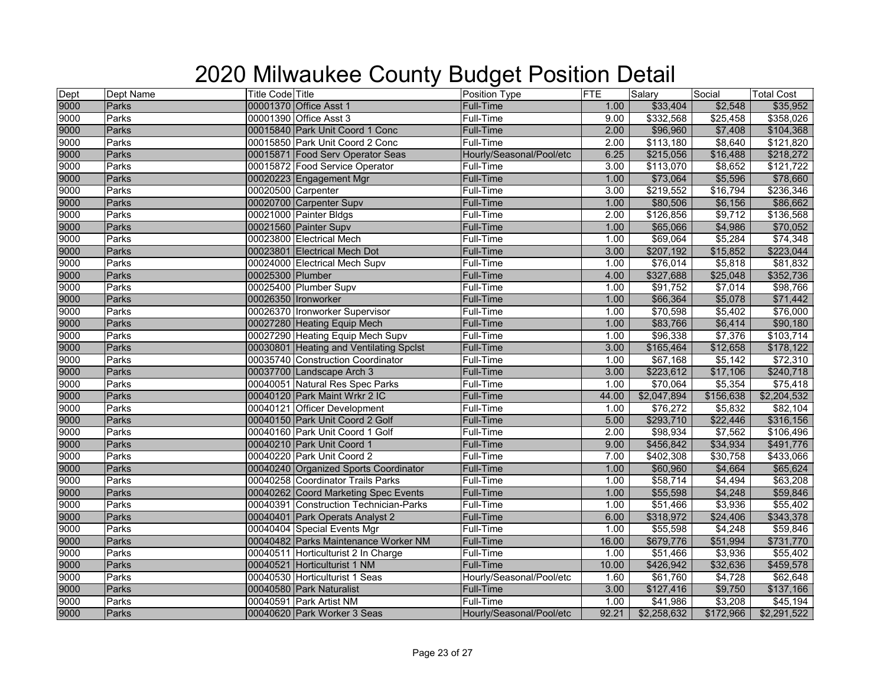# 2020 Milwaukee County Budget Position Detail

| Dept | Dept Name | Title Code | Title | Position Type | FTE | Salary | Social | Total Cost |
|---|---|---|---|---|---|---|---|---|
| 9000 | Parks | 00001370 | Office Asst 1 | Full-Time | 1.00 | $33,404 | $2,548 | $35,952 |
| 9000 | Parks | 00001390 | Office Asst 3 | Full-Time | 9.00 | $332,568 | $25,458 | $358,026 |
| 9000 | Parks | 00015840 | Park Unit Coord 1 Conc | Full-Time | 2.00 | $96,960 | $7,408 | $104,368 |
| 9000 | Parks | 00015850 | Park Unit Coord 2 Conc | Full-Time | 2.00 | $113,180 | $8,640 | $121,820 |
| 9000 | Parks | 00015871 | Food Serv Operator Seas | Hourly/Seasonal/Pool/etc | 6.25 | $215,056 | $16,488 | $218,272 |
| 9000 | Parks | 00015872 | Food Service Operator | Full-Time | 3.00 | $113,070 | $8,652 | $121,722 |
| 9000 | Parks | 00020223 | Engagement Mgr | Full-Time | 1.00 | $73,064 | $5,596 | $78,660 |
| 9000 | Parks | 00020500 | Carpenter | Full-Time | 3.00 | $219,552 | $16,794 | $236,346 |
| 9000 | Parks | 00020700 | Carpenter Supv | Full-Time | 1.00 | $80,506 | $6,156 | $86,662 |
| 9000 | Parks | 00021000 | Painter Bldgs | Full-Time | 2.00 | $126,856 | $9,712 | $136,568 |
| 9000 | Parks | 00021560 | Painter Supv | Full-Time | 1.00 | $65,066 | $4,986 | $70,052 |
| 9000 | Parks | 00023800 | Electrical Mech | Full-Time | 1.00 | $69,064 | $5,284 | $74,348 |
| 9000 | Parks | 00023801 | Electrical Mech Dot | Full-Time | 3.00 | $207,192 | $15,852 | $223,044 |
| 9000 | Parks | 00024000 | Electrical Mech Supv | Full-Time | 1.00 | $76,014 | $5,818 | $81,832 |
| 9000 | Parks | 00025300 | Plumber | Full-Time | 4.00 | $327,688 | $25,048 | $352,736 |
| 9000 | Parks | 00025400 | Plumber Supv | Full-Time | 1.00 | $91,752 | $7,014 | $98,766 |
| 9000 | Parks | 00026350 | Ironworker | Full-Time | 1.00 | $66,364 | $5,078 | $71,442 |
| 9000 | Parks | 00026370 | Ironworker Supervisor | Full-Time | 1.00 | $70,598 | $5,402 | $76,000 |
| 9000 | Parks | 00027280 | Heating Equip Mech | Full-Time | 1.00 | $83,766 | $6,414 | $90,180 |
| 9000 | Parks | 00027290 | Heating Equip Mech Supv | Full-Time | 1.00 | $96,338 | $7,376 | $103,714 |
| 9000 | Parks | 00030801 | Heating and Ventilating Spclst | Full-Time | 3.00 | $165,464 | $12,658 | $178,122 |
| 9000 | Parks | 00035740 | Construction Coordinator | Full-Time | 1.00 | $67,168 | $5,142 | $72,310 |
| 9000 | Parks | 00037700 | Landscape Arch 3 | Full-Time | 3.00 | $223,612 | $17,106 | $240,718 |
| 9000 | Parks | 00040051 | Natural Res Spec Parks | Full-Time | 1.00 | $70,064 | $5,354 | $75,418 |
| 9000 | Parks | 00040120 | Park Maint Wrkr 2 IC | Full-Time | 44.00 | $2,047,894 | $156,638 | $2,204,532 |
| 9000 | Parks | 00040121 | Officer Development | Full-Time | 1.00 | $76,272 | $5,832 | $82,104 |
| 9000 | Parks | 00040150 | Park Unit Coord 2 Golf | Full-Time | 5.00 | $293,710 | $22,446 | $316,156 |
| 9000 | Parks | 00040160 | Park Unit Coord 1 Golf | Full-Time | 2.00 | $98,934 | $7,562 | $106,496 |
| 9000 | Parks | 00040210 | Park Unit Coord 1 | Full-Time | 9.00 | $456,842 | $34,934 | $491,776 |
| 9000 | Parks | 00040220 | Park Unit Coord 2 | Full-Time | 7.00 | $402,308 | $30,758 | $433,066 |
| 9000 | Parks | 00040240 | Organized Sports Coordinator | Full-Time | 1.00 | $60,960 | $4,664 | $65,624 |
| 9000 | Parks | 00040258 | Coordinator Trails Parks | Full-Time | 1.00 | $58,714 | $4,494 | $63,208 |
| 9000 | Parks | 00040262 | Coord Marketing Spec Events | Full-Time | 1.00 | $55,598 | $4,248 | $59,846 |
| 9000 | Parks | 00040391 | Construction Technician-Parks | Full-Time | 1.00 | $51,466 | $3,936 | $55,402 |
| 9000 | Parks | 00040401 | Park Operats Analyst 2 | Full-Time | 6.00 | $318,972 | $24,406 | $343,378 |
| 9000 | Parks | 00040404 | Special Events Mgr | Full-Time | 1.00 | $55,598 | $4,248 | $59,846 |
| 9000 | Parks | 00040482 | Parks Maintenance Worker NM | Full-Time | 16.00 | $679,776 | $51,994 | $731,770 |
| 9000 | Parks | 00040511 | Horticulturist 2 In Charge | Full-Time | 1.00 | $51,466 | $3,936 | $55,402 |
| 9000 | Parks | 00040521 | Horticulturist 1 NM | Full-Time | 10.00 | $426,942 | $32,636 | $459,578 |
| 9000 | Parks | 00040530 | Horticulturist 1 Seas | Hourly/Seasonal/Pool/etc | 1.60 | $61,760 | $4,728 | $62,648 |
| 9000 | Parks | 00040580 | Park Naturalist | Full-Time | 3.00 | $127,416 | $9,750 | $137,166 |
| 9000 | Parks | 00040591 | Park Artist NM | Full-Time | 1.00 | $41,986 | $3,208 | $45,194 |
| 9000 | Parks | 00040620 | Park Worker 3 Seas | Hourly/Seasonal/Pool/etc | 92.21 | $2,258,632 | $172,966 | $2,291,522 |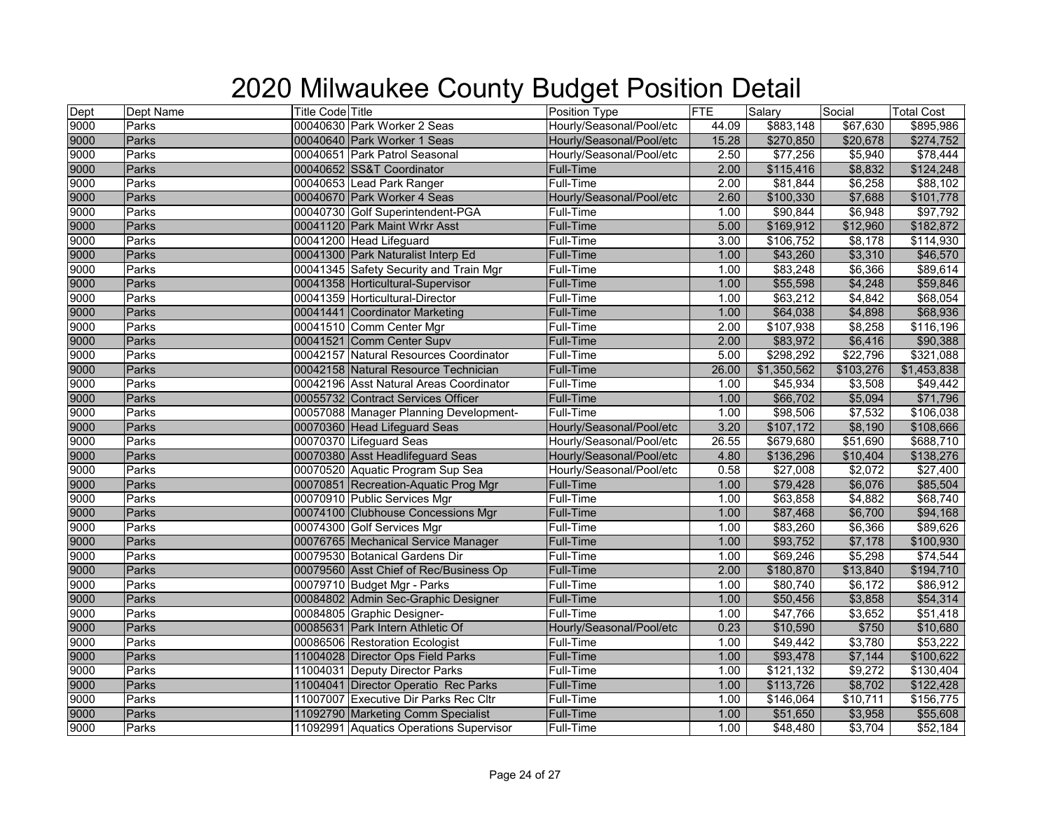# 2020 Milwaukee County Budget Position Detail

| Dept | Dept Name | Title Code | Title | Position Type | FTE | Salary | Social | Total Cost |
|---|---|---|---|---|---|---|---|---|
| 9000 | Parks | 00040630 | Park Worker 2 Seas | Hourly/Seasonal/Pool/etc | 44.09 | $883,148 | $67,630 | $895,986 |
| 9000 | Parks | 00040640 | Park Worker 1 Seas | Hourly/Seasonal/Pool/etc | 15.28 | $270,850 | $20,678 | $274,752 |
| 9000 | Parks | 00040651 | Park Patrol Seasonal | Hourly/Seasonal/Pool/etc | 2.50 | $77,256 | $5,940 | $78,444 |
| 9000 | Parks | 00040652 | SS&T Coordinator | Full-Time | 2.00 | $115,416 | $8,832 | $124,248 |
| 9000 | Parks | 00040653 | Lead Park Ranger | Full-Time | 2.00 | $81,844 | $6,258 | $88,102 |
| 9000 | Parks | 00040670 | Park Worker 4 Seas | Hourly/Seasonal/Pool/etc | 2.60 | $100,330 | $7,688 | $101,778 |
| 9000 | Parks | 00040730 | Golf Superintendent-PGA | Full-Time | 1.00 | $90,844 | $6,948 | $97,792 |
| 9000 | Parks | 00041120 | Park Maint Wrkr Asst | Full-Time | 5.00 | $169,912 | $12,960 | $182,872 |
| 9000 | Parks | 00041200 | Head Lifeguard | Full-Time | 3.00 | $106,752 | $8,178 | $114,930 |
| 9000 | Parks | 00041300 | Park Naturalist Interp Ed | Full-Time | 1.00 | $43,260 | $3,310 | $46,570 |
| 9000 | Parks | 00041345 | Safety Security and Train Mgr | Full-Time | 1.00 | $83,248 | $6,366 | $89,614 |
| 9000 | Parks | 00041358 | Horticultural-Supervisor | Full-Time | 1.00 | $55,598 | $4,248 | $59,846 |
| 9000 | Parks | 00041359 | Horticultural-Director | Full-Time | 1.00 | $63,212 | $4,842 | $68,054 |
| 9000 | Parks | 00041441 | Coordinator Marketing | Full-Time | 1.00 | $64,038 | $4,898 | $68,936 |
| 9000 | Parks | 00041510 | Comm Center Mgr | Full-Time | 2.00 | $107,938 | $8,258 | $116,196 |
| 9000 | Parks | 00041521 | Comm Center Supv | Full-Time | 2.00 | $83,972 | $6,416 | $90,388 |
| 9000 | Parks | 00042157 | Natural Resources Coordinator | Full-Time | 5.00 | $298,292 | $22,796 | $321,088 |
| 9000 | Parks | 00042158 | Natural Resource Technician | Full-Time | 26.00 | $1,350,562 | $103,276 | $1,453,838 |
| 9000 | Parks | 00042196 | Asst Natural Areas Coordinator | Full-Time | 1.00 | $45,934 | $3,508 | $49,442 |
| 9000 | Parks | 00055732 | Contract Services Officer | Full-Time | 1.00 | $66,702 | $5,094 | $71,796 |
| 9000 | Parks | 00057088 | Manager Planning Development- | Full-Time | 1.00 | $98,506 | $7,532 | $106,038 |
| 9000 | Parks | 00070360 | Head Lifeguard Seas | Hourly/Seasonal/Pool/etc | 3.20 | $107,172 | $8,190 | $108,666 |
| 9000 | Parks | 00070370 | Lifeguard Seas | Hourly/Seasonal/Pool/etc | 26.55 | $679,680 | $51,690 | $688,710 |
| 9000 | Parks | 00070380 | Asst Headlifeguard Seas | Hourly/Seasonal/Pool/etc | 4.80 | $136,296 | $10,404 | $138,276 |
| 9000 | Parks | 00070520 | Aquatic Program Sup Sea | Hourly/Seasonal/Pool/etc | 0.58 | $27,008 | $2,072 | $27,400 |
| 9000 | Parks | 00070851 | Recreation-Aquatic Prog Mgr | Full-Time | 1.00 | $79,428 | $6,076 | $85,504 |
| 9000 | Parks | 00070910 | Public Services Mgr | Full-Time | 1.00 | $63,858 | $4,882 | $68,740 |
| 9000 | Parks | 00074100 | Clubhouse Concessions Mgr | Full-Time | 1.00 | $87,468 | $6,700 | $94,168 |
| 9000 | Parks | 00074300 | Golf Services Mgr | Full-Time | 1.00 | $83,260 | $6,366 | $89,626 |
| 9000 | Parks | 00076765 | Mechanical Service Manager | Full-Time | 1.00 | $93,752 | $7,178 | $100,930 |
| 9000 | Parks | 00079530 | Botanical Gardens Dir | Full-Time | 1.00 | $69,246 | $5,298 | $74,544 |
| 9000 | Parks | 00079560 | Asst Chief of Rec/Business Op | Full-Time | 2.00 | $180,870 | $13,840 | $194,710 |
| 9000 | Parks | 00079710 | Budget Mgr - Parks | Full-Time | 1.00 | $80,740 | $6,172 | $86,912 |
| 9000 | Parks | 00084802 | Admin Sec-Graphic Designer | Full-Time | 1.00 | $50,456 | $3,858 | $54,314 |
| 9000 | Parks | 00084805 | Graphic Designer- | Full-Time | 1.00 | $47,766 | $3,652 | $51,418 |
| 9000 | Parks | 00085631 | Park Intern Athletic Of | Hourly/Seasonal/Pool/etc | 0.23 | $10,590 | $750 | $10,680 |
| 9000 | Parks | 00086506 | Restoration Ecologist | Full-Time | 1.00 | $49,442 | $3,780 | $53,222 |
| 9000 | Parks | 11004028 | Director Ops Field Parks | Full-Time | 1.00 | $93,478 | $7,144 | $100,622 |
| 9000 | Parks | 11004031 | Deputy Director Parks | Full-Time | 1.00 | $121,132 | $9,272 | $130,404 |
| 9000 | Parks | 11004041 | Director Operatio Rec Parks | Full-Time | 1.00 | $113,726 | $8,702 | $122,428 |
| 9000 | Parks | 11007007 | Executive Dir Parks Rec Cltr | Full-Time | 1.00 | $146,064 | $10,711 | $156,775 |
| 9000 | Parks | 11092790 | Marketing Comm Specialist | Full-Time | 1.00 | $51,650 | $3,958 | $55,608 |
| 9000 | Parks | 11092991 | Aquatics Operations Supervisor | Full-Time | 1.00 | $48,480 | $3,704 | $52,184 |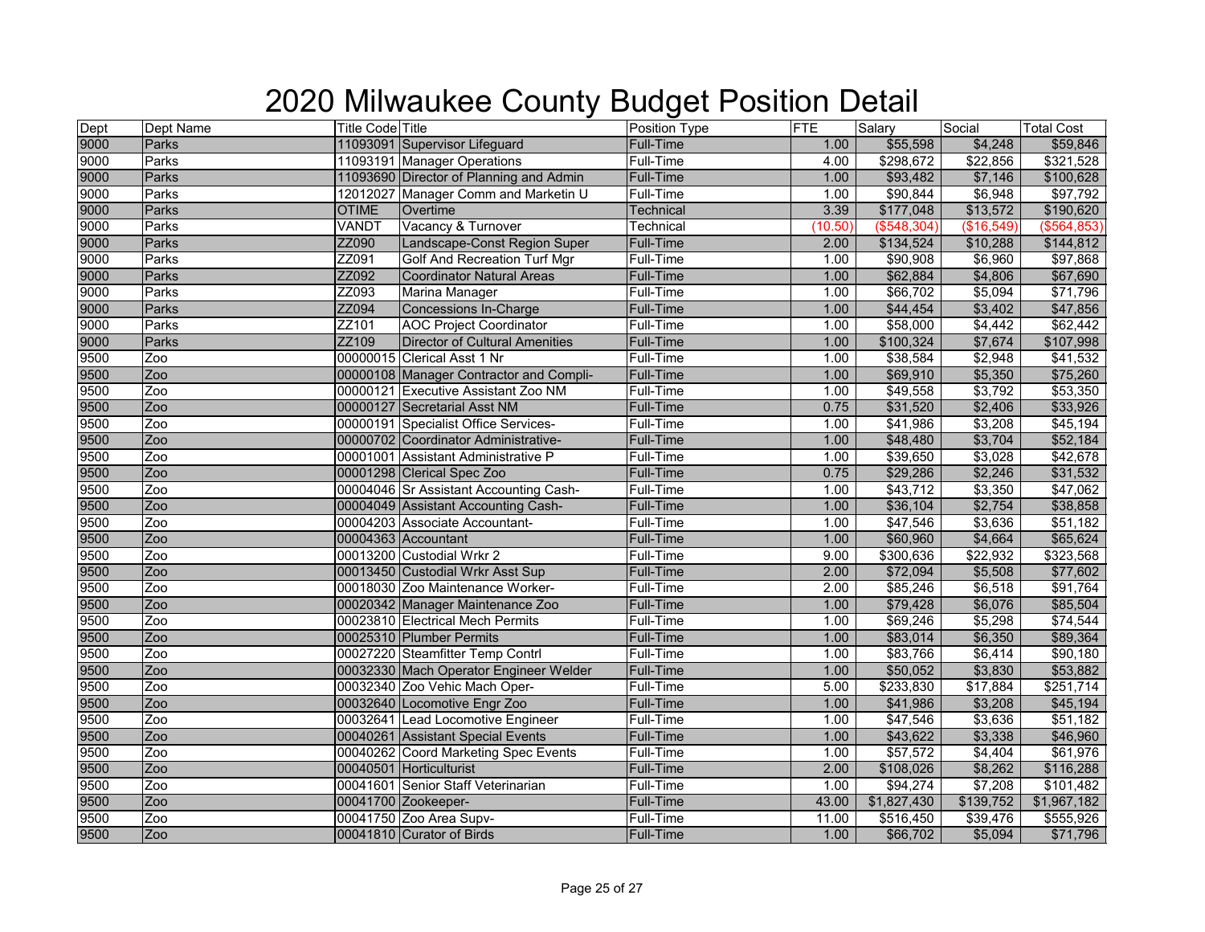# 2020 Milwaukee County Budget Position Detail

| Dept | Dept Name | Title Code | Title | Position Type | FTE | Salary | Social | Total Cost |
|---|---|---|---|---|---|---|---|---|
| 9000 | Parks | 11093091 | Supervisor Lifeguard | Full-Time | 1.00 | $55,598 | $4,248 | $59,846 |
| 9000 | Parks | 11093191 | Manager Operations | Full-Time | 4.00 | $298,672 | $22,856 | $321,528 |
| 9000 | Parks | 11093690 | Director of Planning and Admin | Full-Time | 1.00 | $93,482 | $7,146 | $100,628 |
| 9000 | Parks | 12012027 | Manager Comm and Marketin U | Full-Time | 1.00 | $90,844 | $6,948 | $97,792 |
| 9000 | Parks | OTIME | Overtime | Technical | 3.39 | $177,048 | $13,572 | $190,620 |
| 9000 | Parks | VANDT | Vacancy & Turnover | Technical | (10.50) | ($548,304) | ($16,549) | ($564,853) |
| 9000 | Parks | ZZ090 | Landscape-Const Region Super | Full-Time | 2.00 | $134,524 | $10,288 | $144,812 |
| 9000 | Parks | ZZ091 | Golf And Recreation Turf Mgr | Full-Time | 1.00 | $90,908 | $6,960 | $97,868 |
| 9000 | Parks | ZZ092 | Coordinator Natural Areas | Full-Time | 1.00 | $62,884 | $4,806 | $67,690 |
| 9000 | Parks | ZZ093 | Marina Manager | Full-Time | 1.00 | $66,702 | $5,094 | $71,796 |
| 9000 | Parks | ZZ094 | Concessions In-Charge | Full-Time | 1.00 | $44,454 | $3,402 | $47,856 |
| 9000 | Parks | ZZ101 | AOC Project Coordinator | Full-Time | 1.00 | $58,000 | $4,442 | $62,442 |
| 9000 | Parks | ZZ109 | Director of Cultural Amenities | Full-Time | 1.00 | $100,324 | $7,674 | $107,998 |
| 9500 | Zoo | 00000015 | Clerical Asst 1 Nr | Full-Time | 1.00 | $38,584 | $2,948 | $41,532 |
| 9500 | Zoo | 00000108 | Manager Contractor and Compli- | Full-Time | 1.00 | $69,910 | $5,350 | $75,260 |
| 9500 | Zoo | 00000121 | Executive Assistant Zoo NM | Full-Time | 1.00 | $49,558 | $3,792 | $53,350 |
| 9500 | Zoo | 00000127 | Secretarial Asst NM | Full-Time | 0.75 | $31,520 | $2,406 | $33,926 |
| 9500 | Zoo | 00000191 | Specialist Office Services- | Full-Time | 1.00 | $41,986 | $3,208 | $45,194 |
| 9500 | Zoo | 00000702 | Coordinator Administrative- | Full-Time | 1.00 | $48,480 | $3,704 | $52,184 |
| 9500 | Zoo | 00001001 | Assistant Administrative P | Full-Time | 1.00 | $39,650 | $3,028 | $42,678 |
| 9500 | Zoo | 00001298 | Clerical Spec Zoo | Full-Time | 0.75 | $29,286 | $2,246 | $31,532 |
| 9500 | Zoo | 00004046 | Sr Assistant Accounting Cash- | Full-Time | 1.00 | $43,712 | $3,350 | $47,062 |
| 9500 | Zoo | 00004049 | Assistant Accounting Cash- | Full-Time | 1.00 | $36,104 | $2,754 | $38,858 |
| 9500 | Zoo | 00004203 | Associate Accountant- | Full-Time | 1.00 | $47,546 | $3,636 | $51,182 |
| 9500 | Zoo | 00004363 | Accountant | Full-Time | 1.00 | $60,960 | $4,664 | $65,624 |
| 9500 | Zoo | 00013200 | Custodial Wrkr 2 | Full-Time | 9.00 | $300,636 | $22,932 | $323,568 |
| 9500 | Zoo | 00013450 | Custodial Wrkr Asst Sup | Full-Time | 2.00 | $72,094 | $5,508 | $77,602 |
| 9500 | Zoo | 00018030 | Zoo Maintenance Worker- | Full-Time | 2.00 | $85,246 | $6,518 | $91,764 |
| 9500 | Zoo | 00020342 | Manager Maintenance Zoo | Full-Time | 1.00 | $79,428 | $6,076 | $85,504 |
| 9500 | Zoo | 00023810 | Electrical Mech Permits | Full-Time | 1.00 | $69,246 | $5,298 | $74,544 |
| 9500 | Zoo | 00025310 | Plumber Permits | Full-Time | 1.00 | $83,014 | $6,350 | $89,364 |
| 9500 | Zoo | 00027220 | Steamfitter Temp Contrl | Full-Time | 1.00 | $83,766 | $6,414 | $90,180 |
| 9500 | Zoo | 00032330 | Mach Operator Engineer Welder | Full-Time | 1.00 | $50,052 | $3,830 | $53,882 |
| 9500 | Zoo | 00032340 | Zoo Vehic Mach Oper- | Full-Time | 5.00 | $233,830 | $17,884 | $251,714 |
| 9500 | Zoo | 00032640 | Locomotive Engr Zoo | Full-Time | 1.00 | $41,986 | $3,208 | $45,194 |
| 9500 | Zoo | 00032641 | Lead Locomotive Engineer | Full-Time | 1.00 | $47,546 | $3,636 | $51,182 |
| 9500 | Zoo | 00040261 | Assistant Special Events | Full-Time | 1.00 | $43,622 | $3,338 | $46,960 |
| 9500 | Zoo | 00040262 | Coord Marketing Spec Events | Full-Time | 1.00 | $57,572 | $4,404 | $61,976 |
| 9500 | Zoo | 00040501 | Horticulturist | Full-Time | 2.00 | $108,026 | $8,262 | $116,288 |
| 9500 | Zoo | 00041601 | Senior Staff Veterinarian | Full-Time | 1.00 | $94,274 | $7,208 | $101,482 |
| 9500 | Zoo | 00041700 | Zookeeper- | Full-Time | 43.00 | $1,827,430 | $139,752 | $1,967,182 |
| 9500 | Zoo | 00041750 | Zoo Area Supv- | Full-Time | 11.00 | $516,450 | $39,476 | $555,926 |
| 9500 | Zoo | 00041810 | Curator of Birds | Full-Time | 1.00 | $66,702 | $5,094 | $71,796 |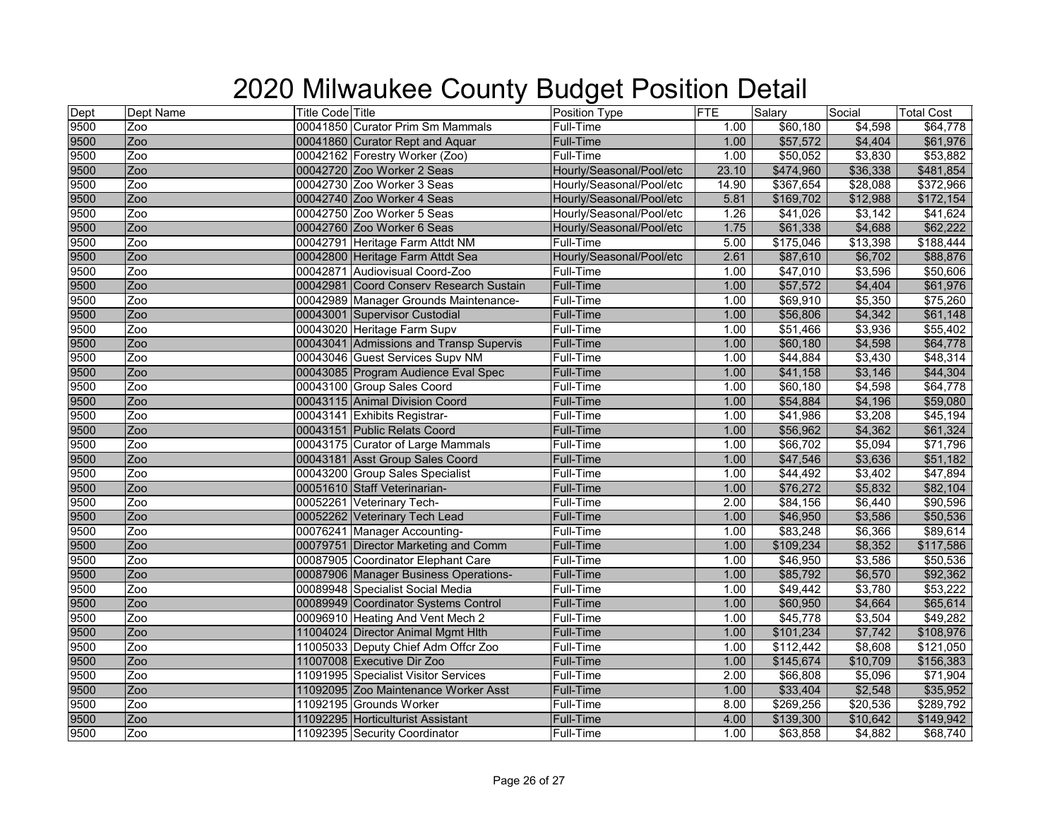# 2020 Milwaukee County Budget Position Detail

| Dept | Dept Name | Title Code | Title | Position Type | FTE | Salary | Social | Total Cost |
|---|---|---|---|---|---|---|---|---|
| 9500 | Zoo | 00041850 | Curator Prim Sm Mammals | Full-Time | 1.00 | $60,180 | $4,598 | $64,778 |
| 9500 | Zoo | 00041860 | Curator Rept and Aquar | Full-Time | 1.00 | $57,572 | $4,404 | $61,976 |
| 9500 | Zoo | 00042162 | Forestry Worker (Zoo) | Full-Time | 1.00 | $50,052 | $3,830 | $53,882 |
| 9500 | Zoo | 00042720 | Zoo Worker 2 Seas | Hourly/Seasonal/Pool/etc | 23.10 | $474,960 | $36,338 | $481,854 |
| 9500 | Zoo | 00042730 | Zoo Worker 3 Seas | Hourly/Seasonal/Pool/etc | 14.90 | $367,654 | $28,088 | $372,966 |
| 9500 | Zoo | 00042740 | Zoo Worker 4 Seas | Hourly/Seasonal/Pool/etc | 5.81 | $169,702 | $12,988 | $172,154 |
| 9500 | Zoo | 00042750 | Zoo Worker 5 Seas | Hourly/Seasonal/Pool/etc | 1.26 | $41,026 | $3,142 | $41,624 |
| 9500 | Zoo | 00042760 | Zoo Worker 6 Seas | Hourly/Seasonal/Pool/etc | 1.75 | $61,338 | $4,688 | $62,222 |
| 9500 | Zoo | 00042791 | Heritage Farm Attdt NM | Full-Time | 5.00 | $175,046 | $13,398 | $188,444 |
| 9500 | Zoo | 00042800 | Heritage Farm Attdt Sea | Hourly/Seasonal/Pool/etc | 2.61 | $87,610 | $6,702 | $88,876 |
| 9500 | Zoo | 00042871 | Audiovisual Coord-Zoo | Full-Time | 1.00 | $47,010 | $3,596 | $50,606 |
| 9500 | Zoo | 00042981 | Coord Conserv Research Sustain | Full-Time | 1.00 | $57,572 | $4,404 | $61,976 |
| 9500 | Zoo | 00042989 | Manager Grounds Maintenance- | Full-Time | 1.00 | $69,910 | $5,350 | $75,260 |
| 9500 | Zoo | 00043001 | Supervisor Custodial | Full-Time | 1.00 | $56,806 | $4,342 | $61,148 |
| 9500 | Zoo | 00043020 | Heritage Farm Supv | Full-Time | 1.00 | $51,466 | $3,936 | $55,402 |
| 9500 | Zoo | 00043041 | Admissions and Transp Supervis | Full-Time | 1.00 | $60,180 | $4,598 | $64,778 |
| 9500 | Zoo | 00043046 | Guest Services Supv NM | Full-Time | 1.00 | $44,884 | $3,430 | $48,314 |
| 9500 | Zoo | 00043085 | Program Audience Eval Spec | Full-Time | 1.00 | $41,158 | $3,146 | $44,304 |
| 9500 | Zoo | 00043100 | Group Sales Coord | Full-Time | 1.00 | $60,180 | $4,598 | $64,778 |
| 9500 | Zoo | 00043115 | Animal Division Coord | Full-Time | 1.00 | $54,884 | $4,196 | $59,080 |
| 9500 | Zoo | 00043141 | Exhibits Registrar- | Full-Time | 1.00 | $41,986 | $3,208 | $45,194 |
| 9500 | Zoo | 00043151 | Public Relats Coord | Full-Time | 1.00 | $56,962 | $4,362 | $61,324 |
| 9500 | Zoo | 00043175 | Curator of Large Mammals | Full-Time | 1.00 | $66,702 | $5,094 | $71,796 |
| 9500 | Zoo | 00043181 | Asst Group Sales Coord | Full-Time | 1.00 | $47,546 | $3,636 | $51,182 |
| 9500 | Zoo | 00043200 | Group Sales Specialist | Full-Time | 1.00 | $44,492 | $3,402 | $47,894 |
| 9500 | Zoo | 00051610 | Staff Veterinarian- | Full-Time | 1.00 | $76,272 | $5,832 | $82,104 |
| 9500 | Zoo | 00052261 | Veterinary Tech- | Full-Time | 2.00 | $84,156 | $6,440 | $90,596 |
| 9500 | Zoo | 00052262 | Veterinary Tech Lead | Full-Time | 1.00 | $46,950 | $3,586 | $50,536 |
| 9500 | Zoo | 00076241 | Manager Accounting- | Full-Time | 1.00 | $83,248 | $6,366 | $89,614 |
| 9500 | Zoo | 00079751 | Director Marketing and Comm | Full-Time | 1.00 | $109,234 | $8,352 | $117,586 |
| 9500 | Zoo | 00087905 | Coordinator Elephant Care | Full-Time | 1.00 | $46,950 | $3,586 | $50,536 |
| 9500 | Zoo | 00087906 | Manager Business Operations- | Full-Time | 1.00 | $85,792 | $6,570 | $92,362 |
| 9500 | Zoo | 00089948 | Specialist Social Media | Full-Time | 1.00 | $49,442 | $3,780 | $53,222 |
| 9500 | Zoo | 00089949 | Coordinator Systems Control | Full-Time | 1.00 | $60,950 | $4,664 | $65,614 |
| 9500 | Zoo | 00096910 | Heating And Vent Mech 2 | Full-Time | 1.00 | $45,778 | $3,504 | $49,282 |
| 9500 | Zoo | 11004024 | Director Animal Mgmt Hlth | Full-Time | 1.00 | $101,234 | $7,742 | $108,976 |
| 9500 | Zoo | 11005033 | Deputy Chief Adm Offcr Zoo | Full-Time | 1.00 | $112,442 | $8,608 | $121,050 |
| 9500 | Zoo | 11007008 | Executive Dir Zoo | Full-Time | 1.00 | $145,674 | $10,709 | $156,383 |
| 9500 | Zoo | 11091995 | Specialist Visitor Services | Full-Time | 2.00 | $66,808 | $5,096 | $71,904 |
| 9500 | Zoo | 11092095 | Zoo Maintenance Worker Asst | Full-Time | 1.00 | $33,404 | $2,548 | $35,952 |
| 9500 | Zoo | 11092195 | Grounds Worker | Full-Time | 8.00 | $269,256 | $20,536 | $289,792 |
| 9500 | Zoo | 11092295 | Horticulturist Assistant | Full-Time | 4.00 | $139,300 | $10,642 | $149,942 |
| 9500 | Zoo | 11092395 | Security Coordinator | Full-Time | 1.00 | $63,858 | $4,882 | $68,740 |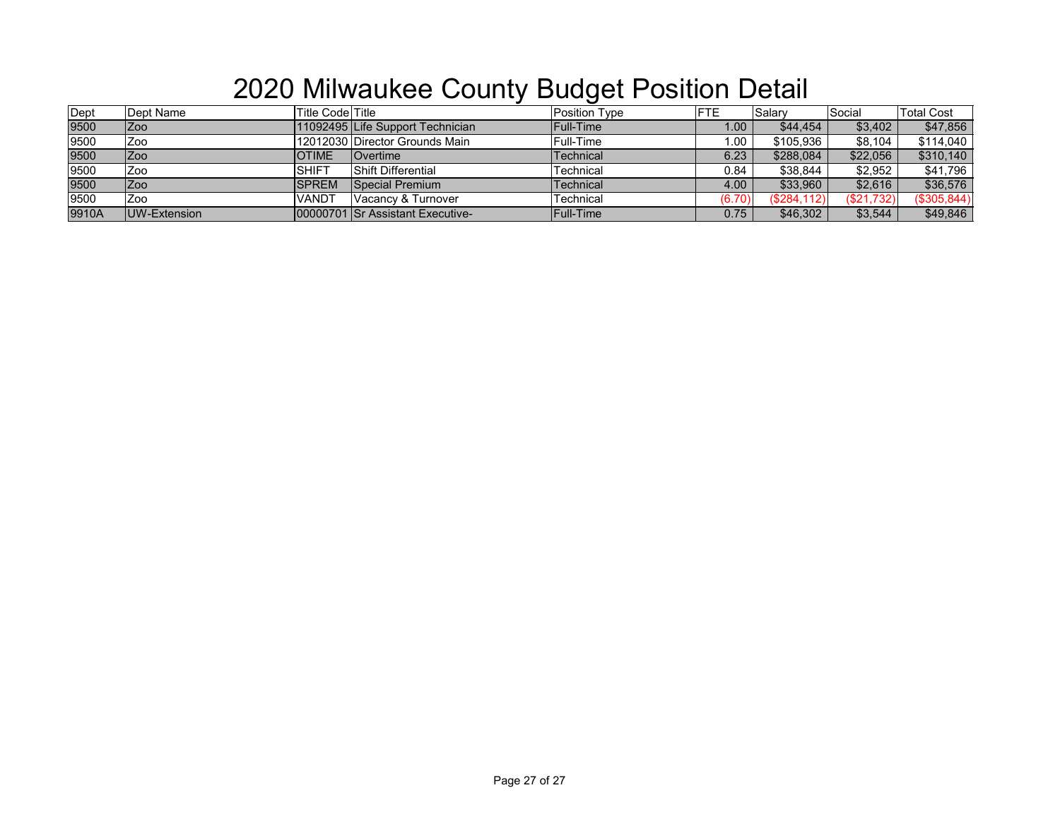# 2020 Milwaukee County Budget Position Detail

| Dept | Dept Name | Title Code | Title | Position Type | FTE | Salary | Social | Total Cost |
|---|---|---|---|---|---|---|---|---|
| 9500 | Zoo | 11092495 | Life Support Technician | Full-Time | 1.00 | $44,454 | $3,402 | $47,856 |
| 9500 | Zoo | 12012030 | Director Grounds Main | Full-Time | 1.00 | $105,936 | $8,104 | $114,040 |
| 9500 | Zoo | OTIME | Overtime | Technical | 6.23 | $288,084 | $22,056 | $310,140 |
| 9500 | Zoo | SHIFT | Shift Differential | Technical | 0.84 | $38,844 | $2,952 | $41,796 |
| 9500 | Zoo | SPREM | Special Premium | Technical | 4.00 | $33,960 | $2,616 | $36,576 |
| 9500 | Zoo | VANDT | Vacancy & Turnover | Technical | (6.70) | ($284,112) | ($21,732) | ($305,844) |
| 9910A | UW-Extension | 00000701 | Sr Assistant Executive- | Full-Time | 0.75 | $46,302 | $3,544 | $49,846 |